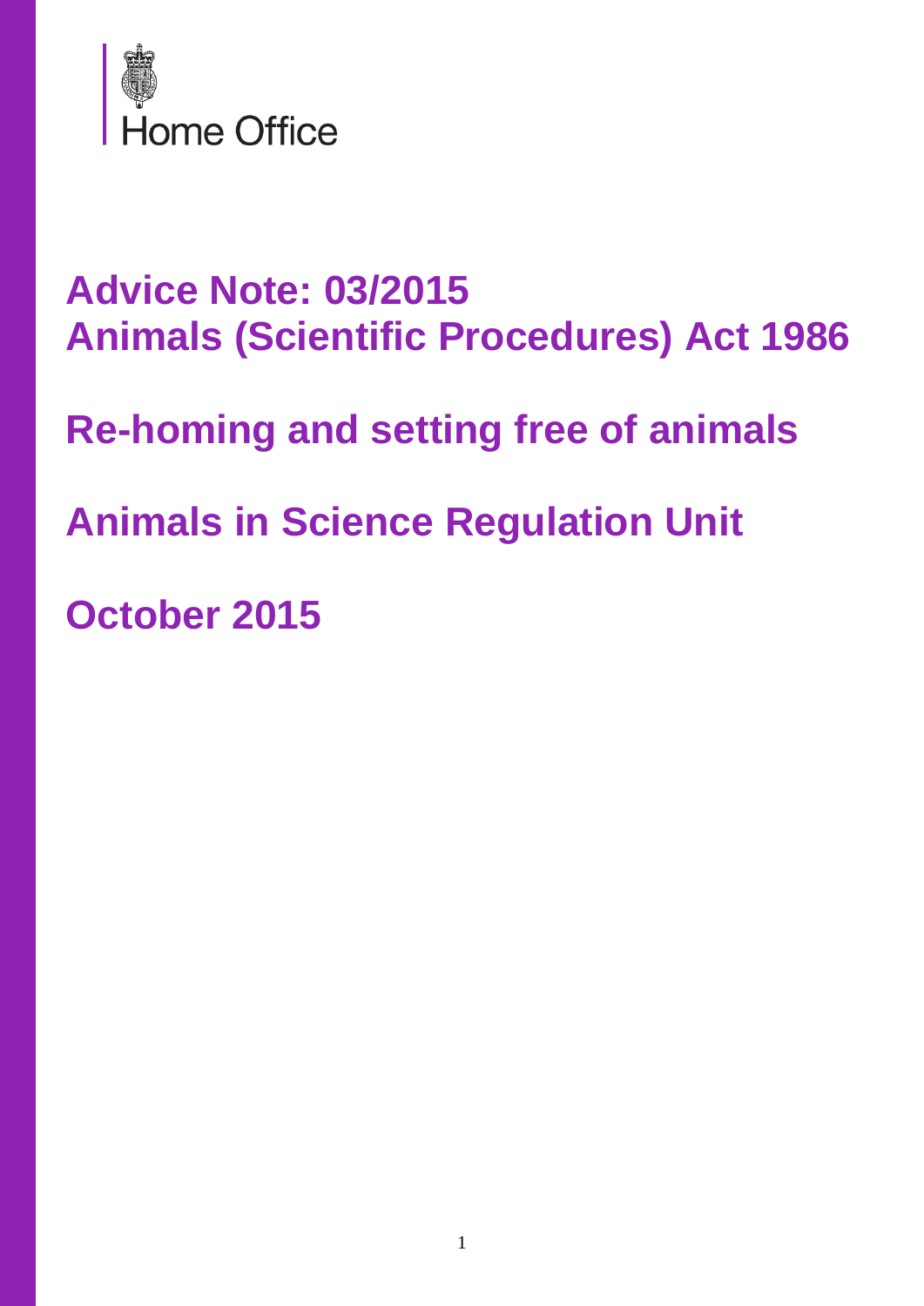Home Office

# Advice Note: 03/2015
# Animals (Scientific Procedures) Act 1986

# Re-homing and setting free of animals

# Animals in Science Regulation Unit

# October 2015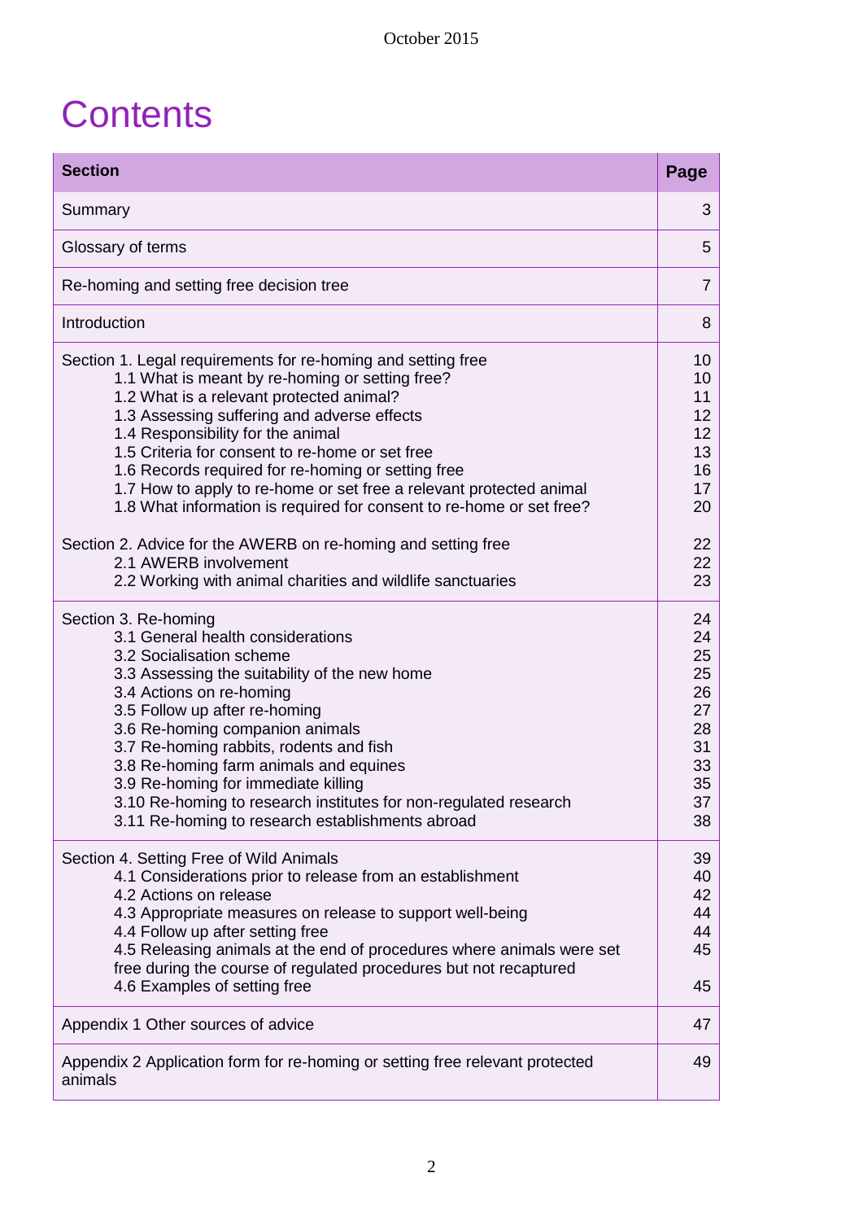# Contents

| Section | Page |
|---|---|
| Summary | 3 |
| Glossary of terms | 5 |
| Re-homing and setting free decision tree | 7 |
| Introduction | 8 |
| Section 1. Legal requirements for re-homing and setting free | 10 |
| 1.1 What is meant by re-homing or setting free? | 10 |
| 1.2 What is a relevant protected animal? | 11 |
| 1.3 Assessing suffering and adverse effects | 12 |
| 1.4 Responsibility for the animal | 12 |
| 1.5 Criteria for consent to re-home or set free | 13 |
| 1.6 Records required for re-homing or setting free | 16 |
| 1.7 How to apply to re-home or set free a relevant protected animal | 17 |
| 1.8 What information is required for consent to re-home or set free? | 20 |
| Section 2. Advice for the AWERB on re-homing and setting free | 22 |
| 2.1 AWERB involvement | 22 |
| 2.2 Working with animal charities and wildlife sanctuaries | 23 |
| Section 3. Re-homing | 24 |
| 3.1 General health considerations | 24 |
| 3.2 Socialisation scheme | 25 |
| 3.3 Assessing the suitability of the new home | 25 |
| 3.4 Actions on re-homing | 26 |
| 3.5 Follow up after re-homing | 27 |
| 3.6 Re-homing companion animals | 28 |
| 3.7 Re-homing rabbits, rodents and fish | 31 |
| 3.8 Re-homing farm animals and equines | 33 |
| 3.9 Re-homing for immediate killing | 35 |
| 3.10 Re-homing to research institutes for non-regulated research | 37 |
| 3.11 Re-homing to research establishments abroad | 38 |
| Section 4. Setting Free of Wild Animals | 39 |
| 4.1 Considerations prior to release from an establishment | 40 |
| 4.2 Actions on release | 42 |
| 4.3 Appropriate measures on release to support well-being | 44 |
| 4.4 Follow up after setting free | 44 |
| 4.5 Releasing animals at the end of procedures where animals were set free during the course of regulated procedures but not recaptured | 45 |
| 4.6 Examples of setting free | 45 |
| Appendix 1 Other sources of advice | 47 |
| Appendix 2 Application form for re-homing or setting free relevant protected animals | 49 |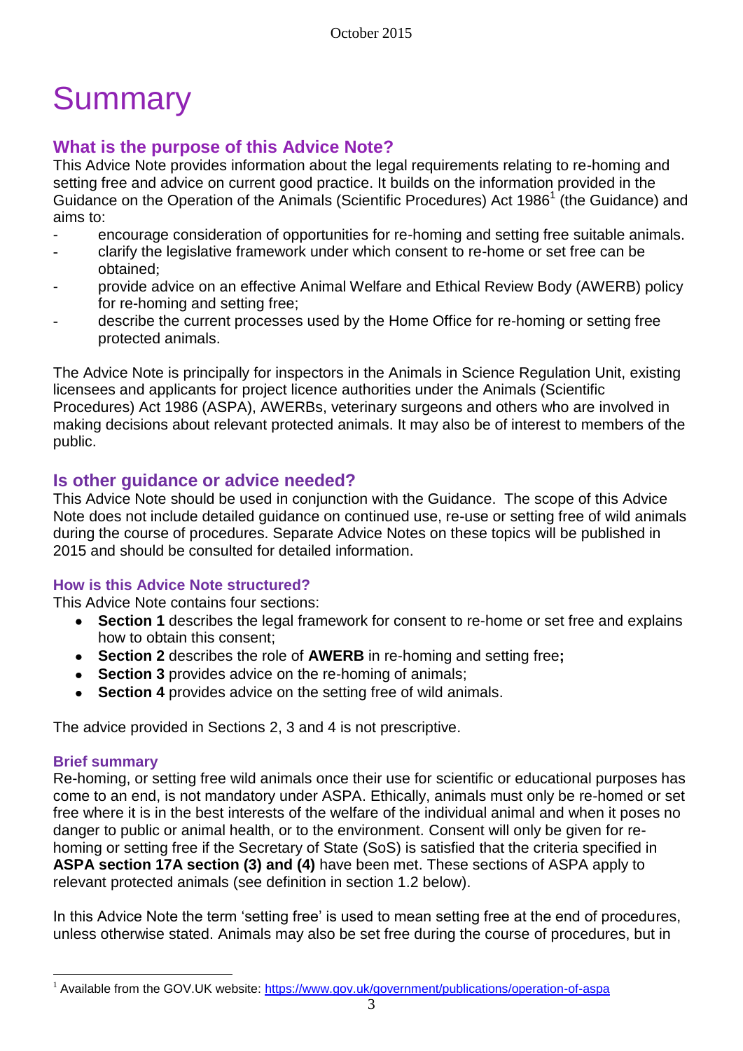# Summary

## What is the purpose of this Advice Note?

This Advice Note provides information about the legal requirements relating to re-homing and setting free and advice on current good practice. It builds on the information provided in the Guidance on the Operation of the Animals (Scientific Procedures) Act 1986[1] (the Guidance) and aims to:

- encourage consideration of opportunities for re-homing and setting free suitable animals.
- clarify the legislative framework under which consent to re-home or set free can be obtained;
- provide advice on an effective Animal Welfare and Ethical Review Body (AWERB) policy for re-homing and setting free;
- describe the current processes used by the Home Office for re-homing or setting free protected animals.

The Advice Note is principally for inspectors in the Animals in Science Regulation Unit, existing licensees and applicants for project licence authorities under the Animals (Scientific Procedures) Act 1986 (ASPA), AWERBs, veterinary surgeons and others who are involved in making decisions about relevant protected animals. It may also be of interest to members of the public.

## Is other guidance or advice needed?

This Advice Note should be used in conjunction with the Guidance. The scope of this Advice Note does not include detailed guidance on continued use, re-use or setting free of wild animals during the course of procedures. Separate Advice Notes on these topics will be published in 2015 and should be consulted for detailed information.

### How is this Advice Note structured?

This Advice Note contains four sections:

- **Section 1** describes the legal framework for consent to re-home or set free and explains how to obtain this consent;
- **Section 2** describes the role of **AWERB** in re-homing and setting free**;**
- **Section 3** provides advice on the re-homing of animals;
- **Section 4** provides advice on the setting free of wild animals.

The advice provided in Sections 2, 3 and 4 is not prescriptive.

### Brief summary

Re-homing, or setting free wild animals once their use for scientific or educational purposes has come to an end, is not mandatory under ASPA. Ethically, animals must only be re-homed or set free where it is in the best interests of the welfare of the individual animal and when it poses no danger to public or animal health, or to the environment. Consent will only be given for re-homing or setting free if the Secretary of State (SoS) is satisfied that the criteria specified in **ASPA section 17A section (3) and (4)** have been met. These sections of ASPA apply to relevant protected animals (see definition in section 1.2 below).

In this Advice Note the term 'setting free' is used to mean setting free at the end of procedures, unless otherwise stated. Animals may also be set free during the course of procedures, but in

[1] Available from the GOV.UK website: https://www.gov.uk/government/publications/operation-of-aspa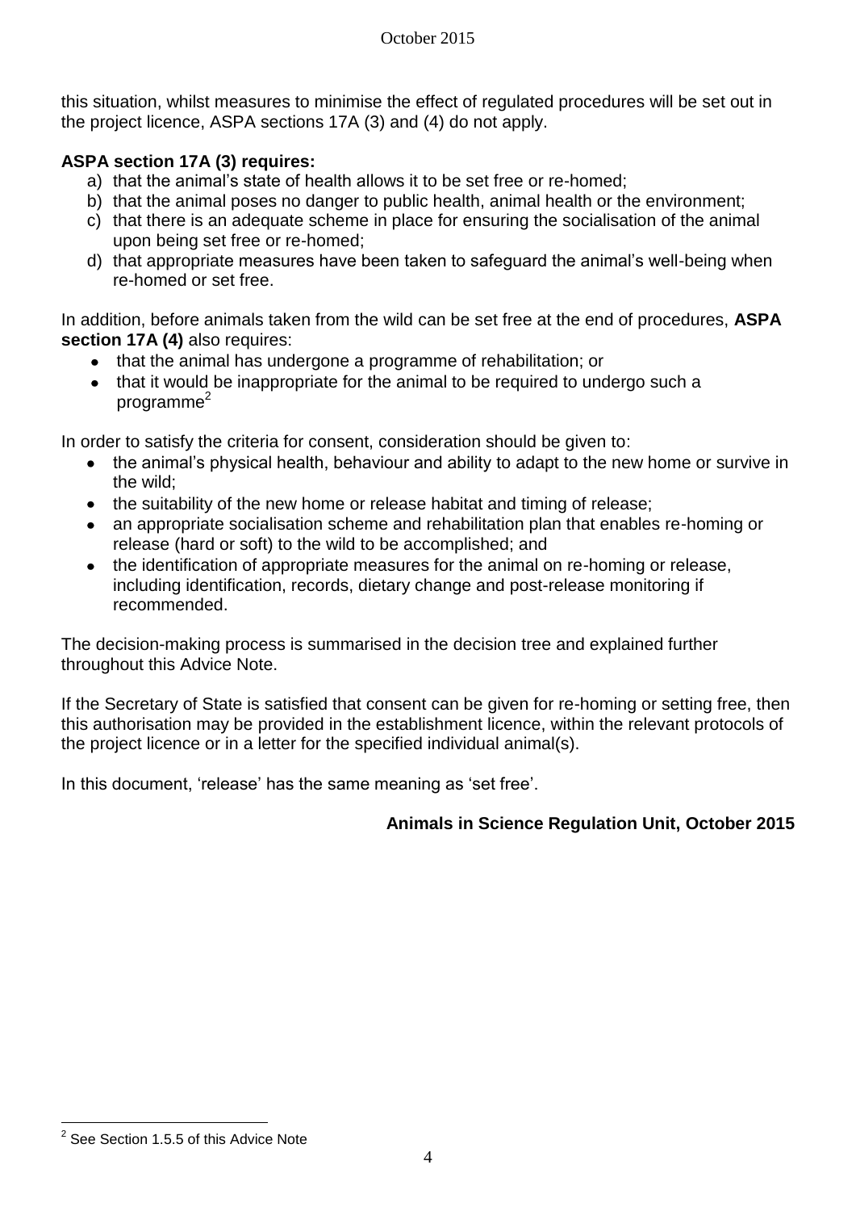this situation, whilst measures to minimise the effect of regulated procedures will be set out in the project licence, ASPA sections 17A (3) and (4) do not apply.

**ASPA section 17A (3) requires:**

a) that the animal's state of health allows it to be set free or re-homed;
b) that the animal poses no danger to public health, animal health or the environment;
c) that there is an adequate scheme in place for ensuring the socialisation of the animal upon being set free or re-homed;
d) that appropriate measures have been taken to safeguard the animal's well-being when re-homed or set free.

In addition, before animals taken from the wild can be set free at the end of procedures, **ASPA section 17A (4)** also requires:

- that the animal has undergone a programme of rehabilitation; or
- that it would be inappropriate for the animal to be required to undergo such a programme[2]

In order to satisfy the criteria for consent, consideration should be given to:

- the animal's physical health, behaviour and ability to adapt to the new home or survive in the wild;
- the suitability of the new home or release habitat and timing of release;
- an appropriate socialisation scheme and rehabilitation plan that enables re-homing or release (hard or soft) to the wild to be accomplished; and
- the identification of appropriate measures for the animal on re-homing or release, including identification, records, dietary change and post-release monitoring if recommended.

The decision-making process is summarised in the decision tree and explained further throughout this Advice Note.

If the Secretary of State is satisfied that consent can be given for re-homing or setting free, then this authorisation may be provided in the establishment licence, within the relevant protocols of the project licence or in a letter for the specified individual animal(s).

In this document, 'release' has the same meaning as 'set free'.

**Animals in Science Regulation Unit, October 2015**

[2] See Section 1.5.5 of this Advice Note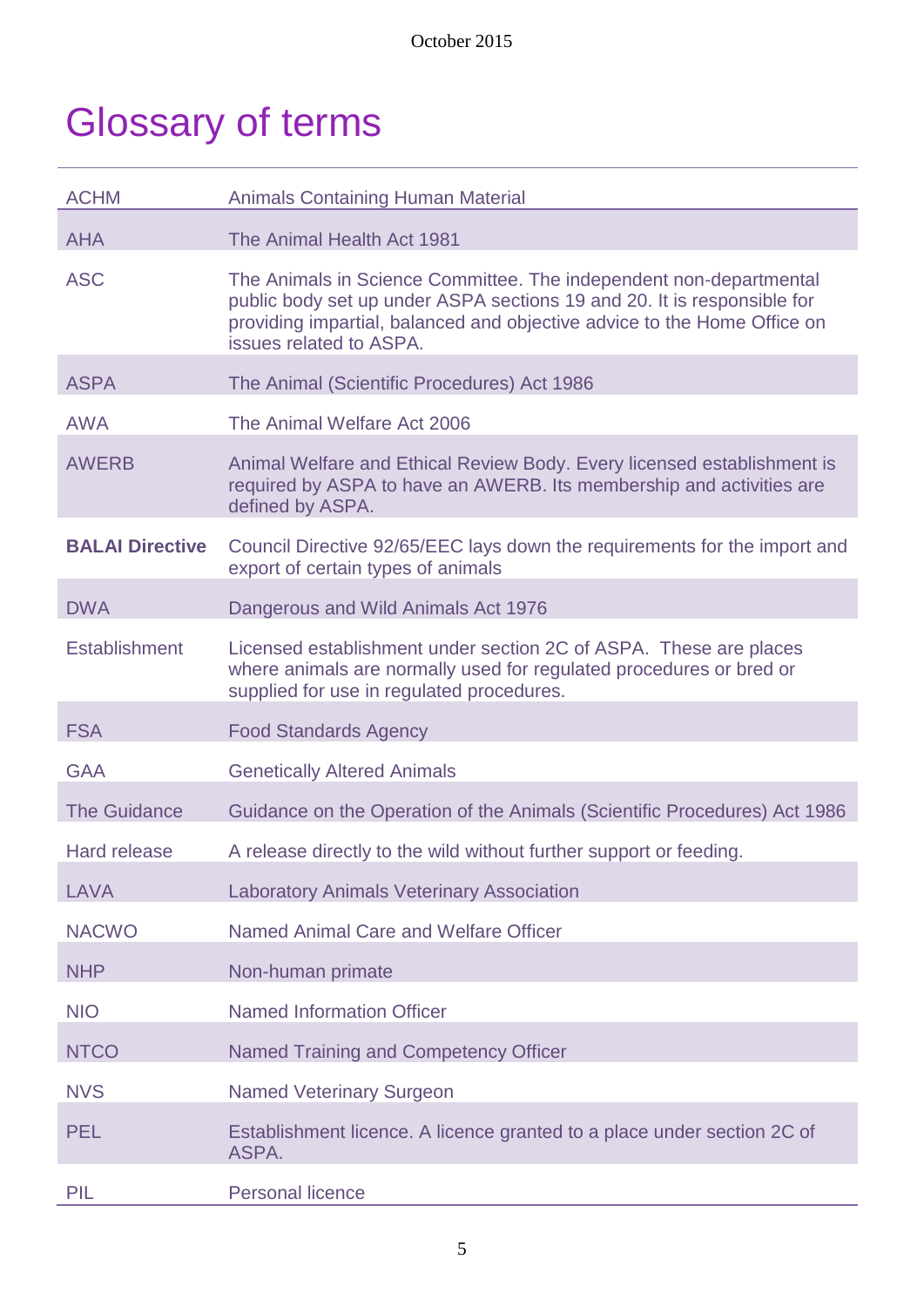# Glossary of terms

| | |
|---|---|
| ACHM | Animals Containing Human Material |
| AHA | The Animal Health Act 1981 |
| ASC | The Animals in Science Committee. The independent non-departmental public body set up under ASPA sections 19 and 20. It is responsible for providing impartial, balanced and objective advice to the Home Office on issues related to ASPA. |
| ASPA | The Animal (Scientific Procedures) Act 1986 |
| AWA | The Animal Welfare Act 2006 |
| AWERB | Animal Welfare and Ethical Review Body. Every licensed establishment is required by ASPA to have an AWERB. Its membership and activities are defined by ASPA. |
| **BALAI Directive** | Council Directive 92/65/EEC lays down the requirements for the import and export of certain types of animals |
| DWA | Dangerous and Wild Animals Act 1976 |
| Establishment | Licensed establishment under section 2C of ASPA. These are places where animals are normally used for regulated procedures or bred or supplied for use in regulated procedures. |
| FSA | Food Standards Agency |
| GAA | Genetically Altered Animals |
| The Guidance | Guidance on the Operation of the Animals (Scientific Procedures) Act 1986 |
| Hard release | A release directly to the wild without further support or feeding. |
| LAVA | Laboratory Animals Veterinary Association |
| NACWO | Named Animal Care and Welfare Officer |
| NHP | Non-human primate |
| NIO | Named Information Officer |
| NTCO | Named Training and Competency Officer |
| NVS | Named Veterinary Surgeon |
| PEL | Establishment licence. A licence granted to a place under section 2C of ASPA. |
| PIL | Personal licence |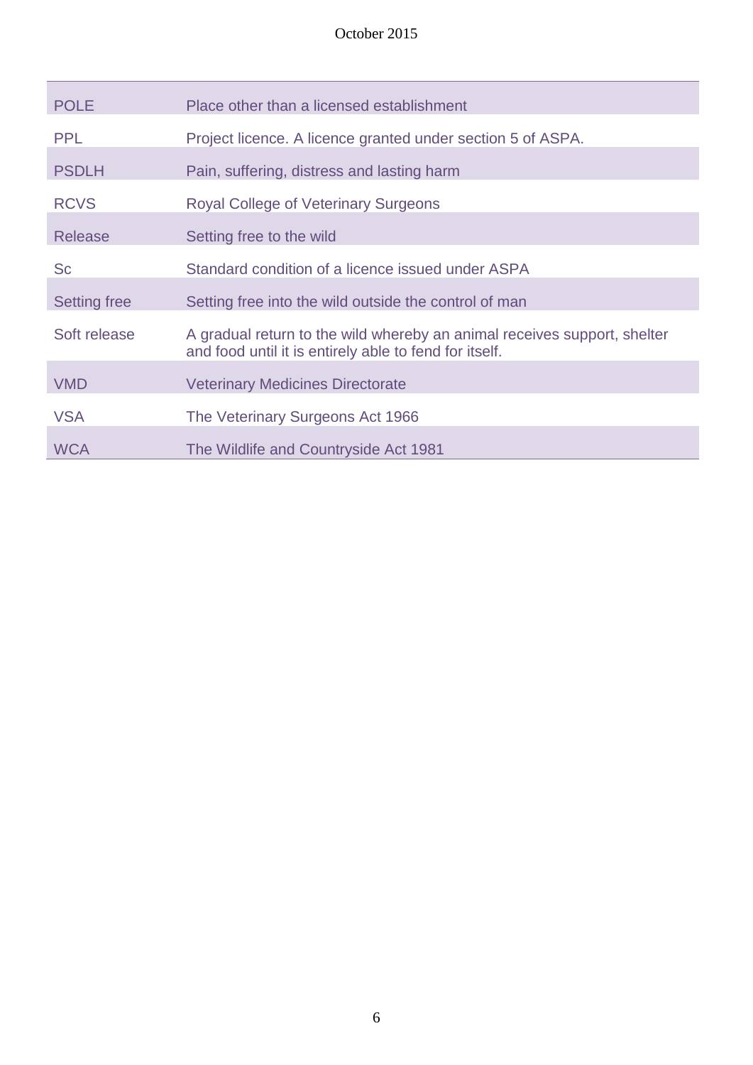| | |
|---|---|
| POLE | Place other than a licensed establishment |
| PPL | Project licence. A licence granted under section 5 of ASPA. |
| PSDLH | Pain, suffering, distress and lasting harm |
| RCVS | Royal College of Veterinary Surgeons |
| Release | Setting free to the wild |
| Sc | Standard condition of a licence issued under ASPA |
| Setting free | Setting free into the wild outside the control of man |
| Soft release | A gradual return to the wild whereby an animal receives support, shelter and food until it is entirely able to fend for itself. |
| VMD | Veterinary Medicines Directorate |
| VSA | The Veterinary Surgeons Act 1966 |
| WCA | The Wildlife and Countryside Act 1981 |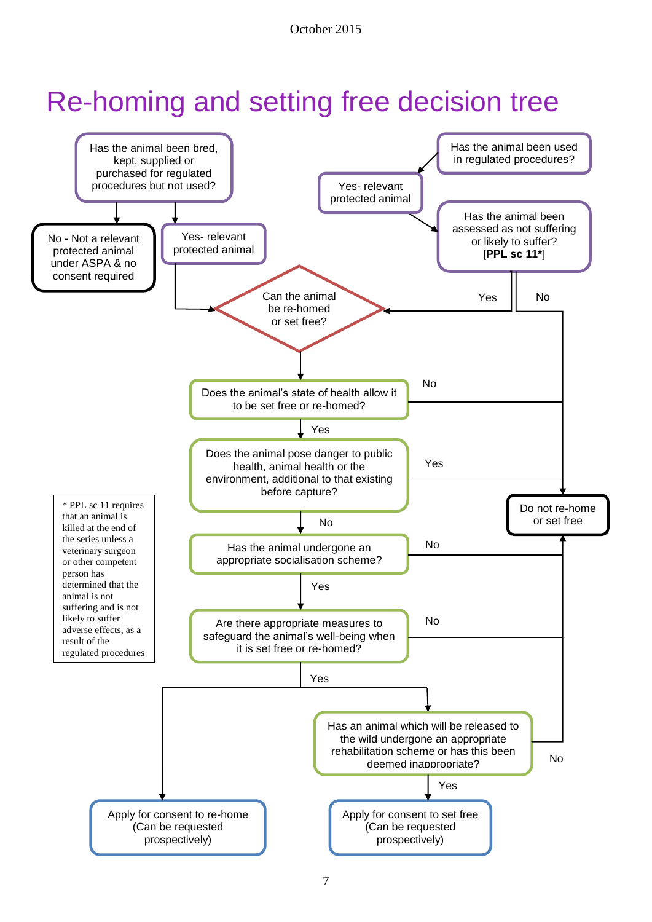# Re-homing and setting free decision tree

Has the animal been bred, kept, supplied or purchased for regulated procedures but not used?

- No - Not a relevant protected animal under ASPA & no consent required
- Yes- relevant protected animal → Can the animal be re-homed or set free?

Has the animal been used in regulated procedures?

- Yes- relevant protected animal → Has the animal been assessed as not suffering or likely to suffer? [**PPL sc 11***]
  - Yes → Can the animal be re-homed or set free?
  - No → Do not re-home or set free

Can the animal be re-homed or set free?

↓

Does the animal's state of health allow it to be set free or re-homed?

- No → Do not re-home or set free
- Yes ↓

Does the animal pose danger to public health, animal health or the environment, additional to that existing before capture?

- Yes → Do not re-home or set free
- No ↓

Has the animal undergone an appropriate socialisation scheme?

- No → Do not re-home or set free
- Yes ↓

Are there appropriate measures to safeguard the animal's well-being when it is set free or re-homed?

- No → Do not re-home or set free
- Yes → Apply for consent to re-home (Can be requested prospectively)
- Yes → Has an animal which will be released to the wild undergone an appropriate rehabilitation scheme or has this been deemed inappropriate?
  - No → Do not re-home or set free
  - Yes → Apply for consent to set free (Can be requested prospectively)

* PPL sc 11 requires that an animal is killed at the end of the series unless a veterinary surgeon or other competent person has determined that the animal is not suffering and is not likely to suffer adverse effects, as a result of the regulated procedures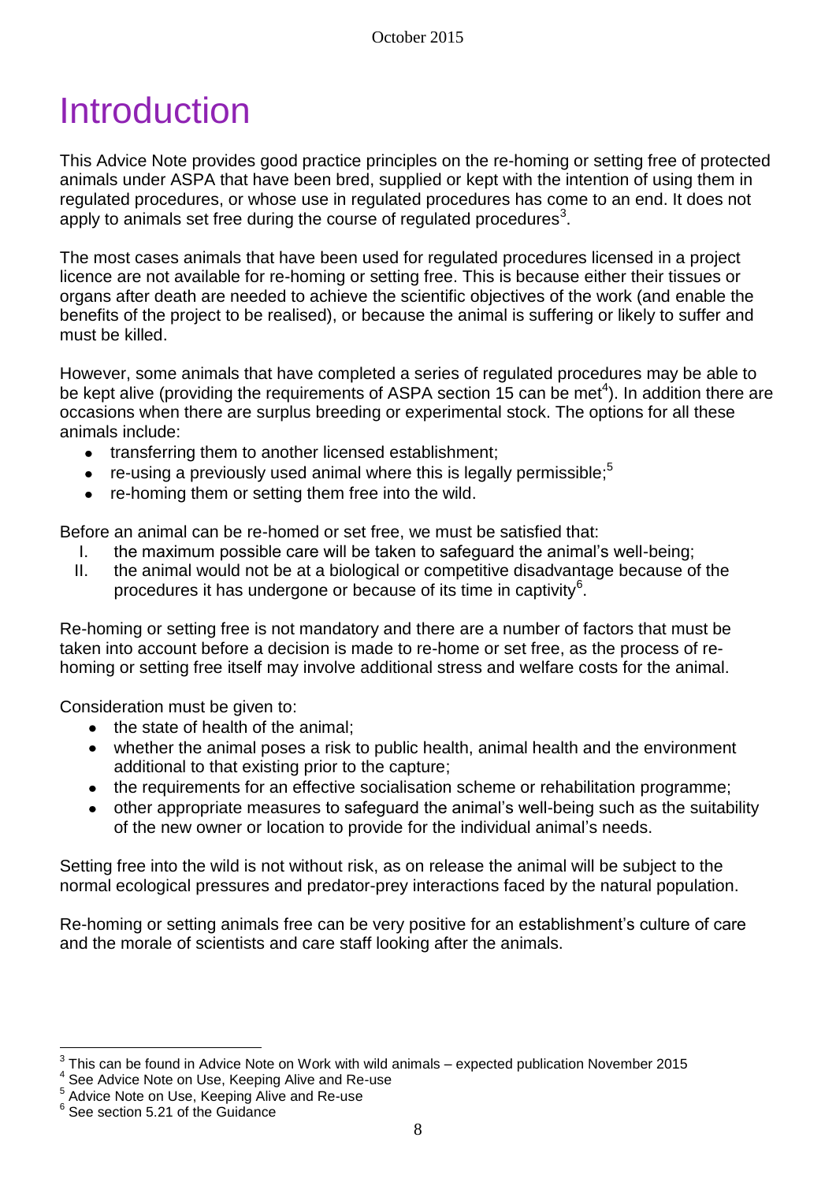# Introduction

This Advice Note provides good practice principles on the re-homing or setting free of protected animals under ASPA that have been bred, supplied or kept with the intention of using them in regulated procedures, or whose use in regulated procedures has come to an end. It does not apply to animals set free during the course of regulated procedures[3].

The most cases animals that have been used for regulated procedures licensed in a project licence are not available for re-homing or setting free. This is because either their tissues or organs after death are needed to achieve the scientific objectives of the work (and enable the benefits of the project to be realised), or because the animal is suffering or likely to suffer and must be killed.

However, some animals that have completed a series of regulated procedures may be able to be kept alive (providing the requirements of ASPA section 15 can be met[4]). In addition there are occasions when there are surplus breeding or experimental stock. The options for all these animals include:

- transferring them to another licensed establishment;
- re-using a previously used animal where this is legally permissible;[5]
- re-homing them or setting them free into the wild.

Before an animal can be re-homed or set free, we must be satisfied that:

I. the maximum possible care will be taken to safeguard the animal's well-being;
II. the animal would not be at a biological or competitive disadvantage because of the procedures it has undergone or because of its time in captivity[6].

Re-homing or setting free is not mandatory and there are a number of factors that must be taken into account before a decision is made to re-home or set free, as the process of re-homing or setting free itself may involve additional stress and welfare costs for the animal.

Consideration must be given to:

- the state of health of the animal;
- whether the animal poses a risk to public health, animal health and the environment additional to that existing prior to the capture;
- the requirements for an effective socialisation scheme or rehabilitation programme;
- other appropriate measures to safeguard the animal's well-being such as the suitability of the new owner or location to provide for the individual animal's needs.

Setting free into the wild is not without risk, as on release the animal will be subject to the normal ecological pressures and predator-prey interactions faced by the natural population.

Re-homing or setting animals free can be very positive for an establishment's culture of care and the morale of scientists and care staff looking after the animals.

---

[3] This can be found in Advice Note on Work with wild animals – expected publication November 2015

[4] See Advice Note on Use, Keeping Alive and Re-use

[5] Advice Note on Use, Keeping Alive and Re-use

[6] See section 5.21 of the Guidance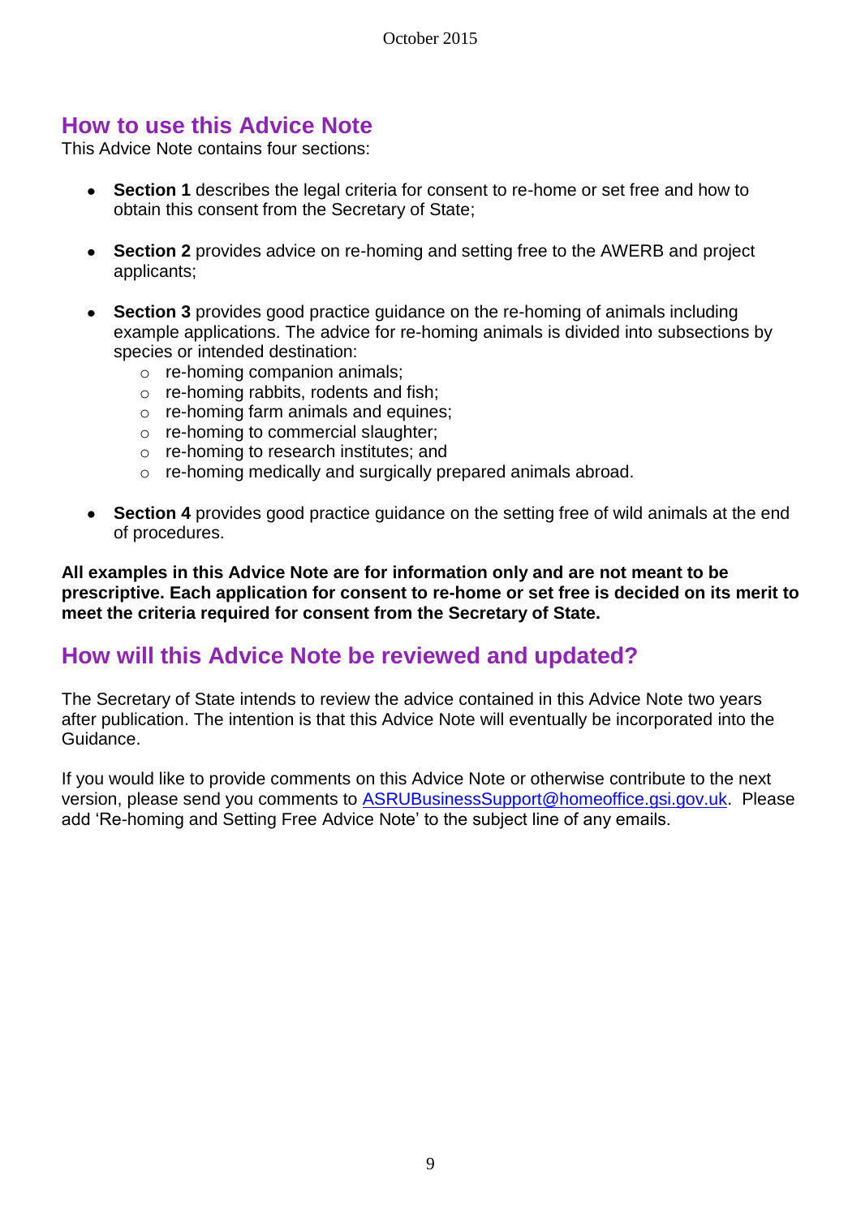## How to use this Advice Note

This Advice Note contains four sections:

- **Section 1** describes the legal criteria for consent to re-home or set free and how to obtain this consent from the Secretary of State;
- **Section 2** provides advice on re-homing and setting free to the AWERB and project applicants;
- **Section 3** provides good practice guidance on the re-homing of animals including example applications. The advice for re-homing animals is divided into subsections by species or intended destination:
  - re-homing companion animals;
  - re-homing rabbits, rodents and fish;
  - re-homing farm animals and equines;
  - re-homing to commercial slaughter;
  - re-homing to research institutes; and
  - re-homing medically and surgically prepared animals abroad.
- **Section 4** provides good practice guidance on the setting free of wild animals at the end of procedures.

**All examples in this Advice Note are for information only and are not meant to be prescriptive. Each application for consent to re-home or set free is decided on its merit to meet the criteria required for consent from the Secretary of State.**

## How will this Advice Note be reviewed and updated?

The Secretary of State intends to review the advice contained in this Advice Note two years after publication. The intention is that this Advice Note will eventually be incorporated into the Guidance.

If you would like to provide comments on this Advice Note or otherwise contribute to the next version, please send you comments to ASRUBusinessSupport@homeoffice.gsi.gov.uk. Please add 'Re-homing and Setting Free Advice Note' to the subject line of any emails.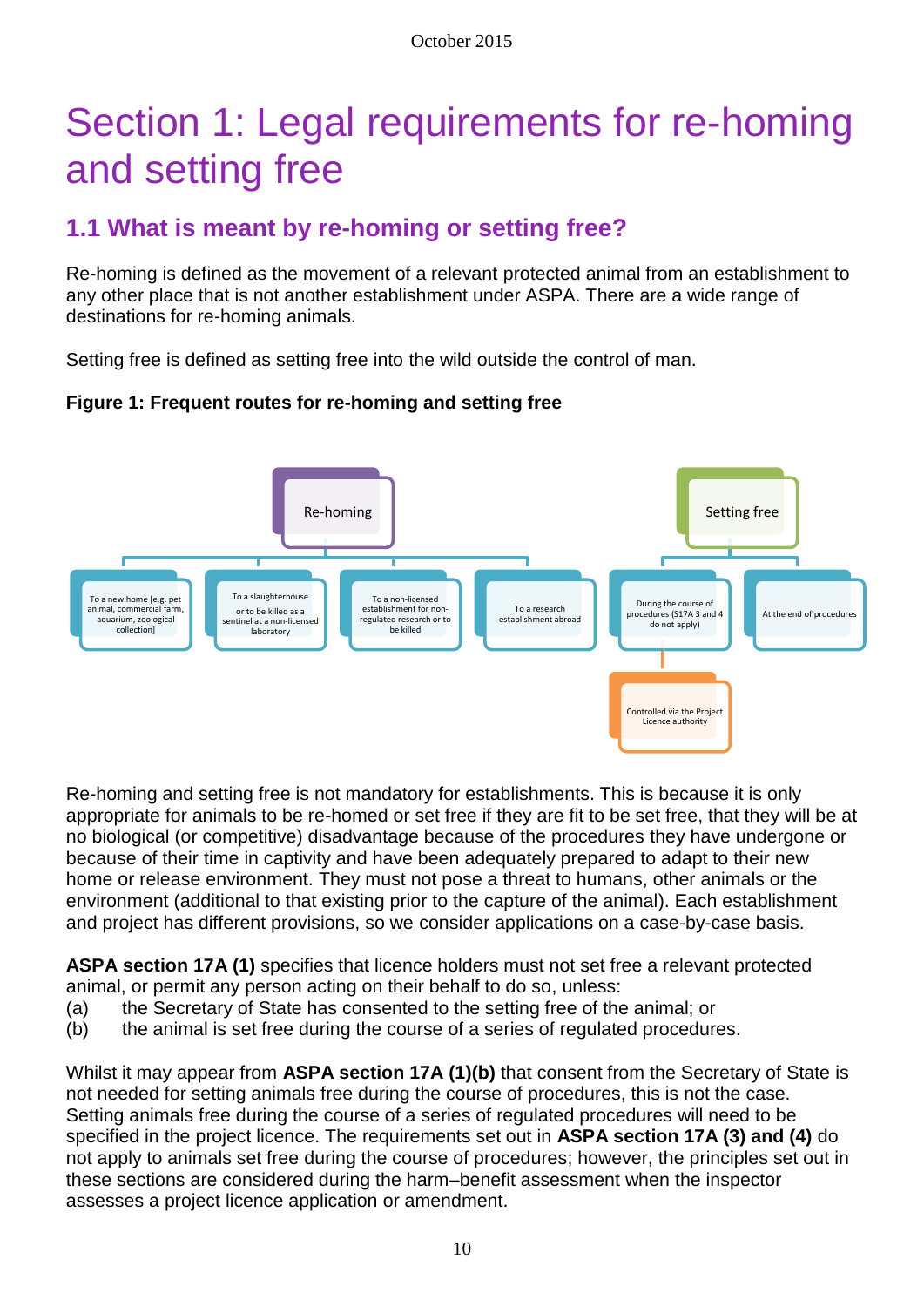# Section 1: Legal requirements for re-homing and setting free

## 1.1 What is meant by re-homing or setting free?

Re-homing is defined as the movement of a relevant protected animal from an establishment to any other place that is not another establishment under ASPA. There are a wide range of destinations for re-homing animals.

Setting free is defined as setting free into the wild outside the control of man.

**Figure 1: Frequent routes for re-homing and setting free**

- Re-homing
  - To a new home [e.g. pet animal, commercial farm, aquarium, zoological collection]
  - To a slaughterhouse or to be killed as a sentinel at a non-licensed laboratory
  - To a non-licensed establishment for non-regulated research or to be killed
  - To a research establishment abroad
- Setting free
  - During the course of procedures (S17A 3 and 4 do not apply)
    - Controlled via the Project Licence authority
  - At the end of procedures

Re-homing and setting free is not mandatory for establishments. This is because it is only appropriate for animals to be re-homed or set free if they are fit to be set free, that they will be at no biological (or competitive) disadvantage because of the procedures they have undergone or because of their time in captivity and have been adequately prepared to adapt to their new home or release environment. They must not pose a threat to humans, other animals or the environment (additional to that existing prior to the capture of the animal). Each establishment and project has different provisions, so we consider applications on a case-by-case basis.

**ASPA section 17A (1)** specifies that licence holders must not set free a relevant protected animal, or permit any person acting on their behalf to do so, unless:

(a) the Secretary of State has consented to the setting free of the animal; or
(b) the animal is set free during the course of a series of regulated procedures.

Whilst it may appear from **ASPA section 17A (1)(b)** that consent from the Secretary of State is not needed for setting animals free during the course of procedures, this is not the case. Setting animals free during the course of a series of regulated procedures will need to be specified in the project licence. The requirements set out in **ASPA section 17A (3) and (4)** do not apply to animals set free during the course of procedures; however, the principles set out in these sections are considered during the harm–benefit assessment when the inspector assesses a project licence application or amendment.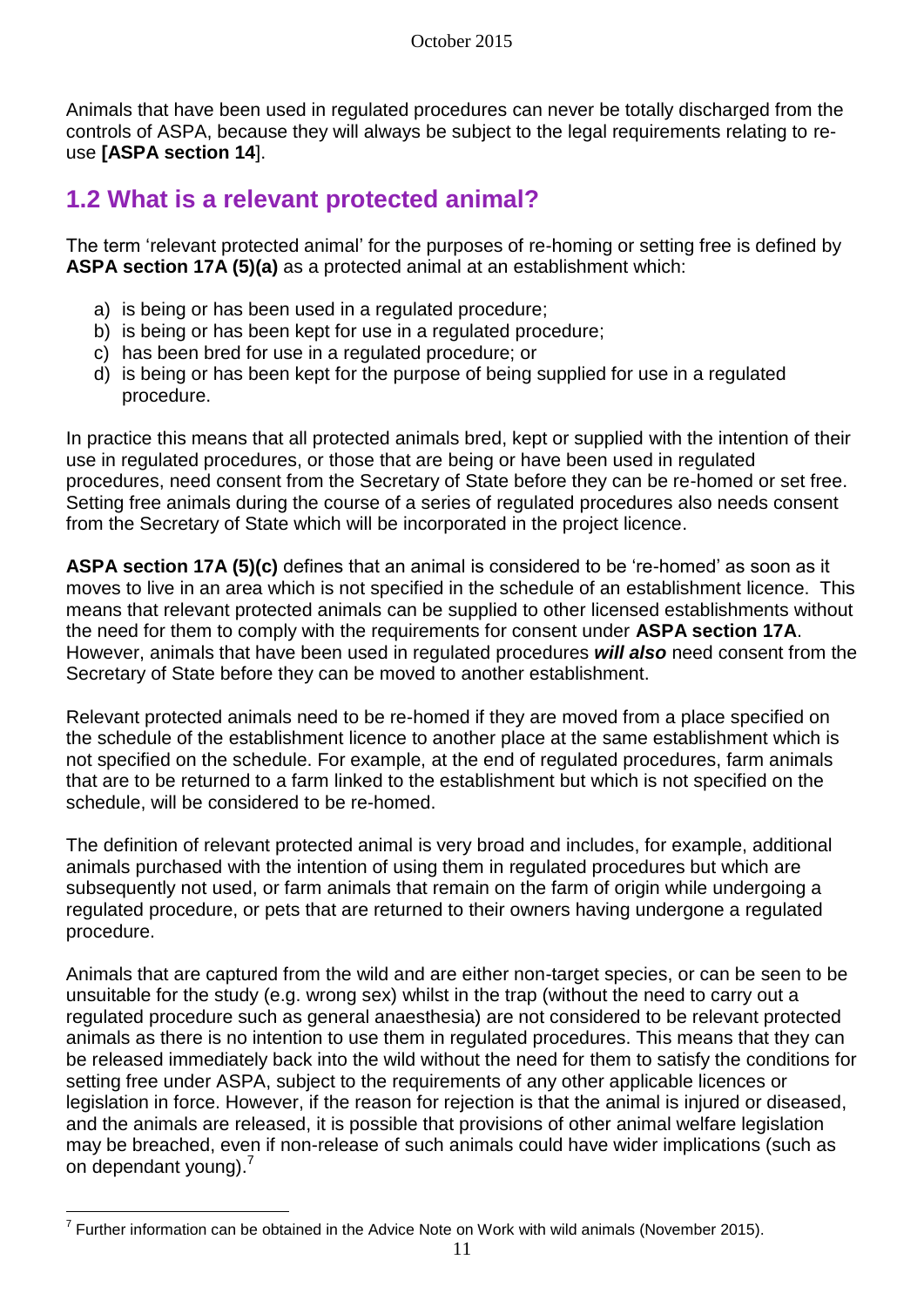Animals that have been used in regulated procedures can never be totally discharged from the controls of ASPA, because they will always be subject to the legal requirements relating to re-use **[ASPA section 14**].

## 1.2 What is a relevant protected animal?

The term 'relevant protected animal' for the purposes of re-homing or setting free is defined by **ASPA section 17A (5)(a)** as a protected animal at an establishment which:

a) is being or has been used in a regulated procedure;
b) is being or has been kept for use in a regulated procedure;
c) has been bred for use in a regulated procedure; or
d) is being or has been kept for the purpose of being supplied for use in a regulated procedure.

In practice this means that all protected animals bred, kept or supplied with the intention of their use in regulated procedures, or those that are being or have been used in regulated procedures, need consent from the Secretary of State before they can be re-homed or set free. Setting free animals during the course of a series of regulated procedures also needs consent from the Secretary of State which will be incorporated in the project licence.

**ASPA section 17A (5)(c)** defines that an animal is considered to be 're-homed' as soon as it moves to live in an area which is not specified in the schedule of an establishment licence. This means that relevant protected animals can be supplied to other licensed establishments without the need for them to comply with the requirements for consent under **ASPA section 17A**. However, animals that have been used in regulated procedures ***will also*** need consent from the Secretary of State before they can be moved to another establishment.

Relevant protected animals need to be re-homed if they are moved from a place specified on the schedule of the establishment licence to another place at the same establishment which is not specified on the schedule. For example, at the end of regulated procedures, farm animals that are to be returned to a farm linked to the establishment but which is not specified on the schedule, will be considered to be re-homed.

The definition of relevant protected animal is very broad and includes, for example, additional animals purchased with the intention of using them in regulated procedures but which are subsequently not used, or farm animals that remain on the farm of origin while undergoing a regulated procedure, or pets that are returned to their owners having undergone a regulated procedure.

Animals that are captured from the wild and are either non-target species, or can be seen to be unsuitable for the study (e.g. wrong sex) whilst in the trap (without the need to carry out a regulated procedure such as general anaesthesia) are not considered to be relevant protected animals as there is no intention to use them in regulated procedures. This means that they can be released immediately back into the wild without the need for them to satisfy the conditions for setting free under ASPA, subject to the requirements of any other applicable licences or legislation in force. However, if the reason for rejection is that the animal is injured or diseased, and the animals are released, it is possible that provisions of other animal welfare legislation may be breached, even if non-release of such animals could have wider implications (such as on dependant young).[7]

[7] Further information can be obtained in the Advice Note on Work with wild animals (November 2015).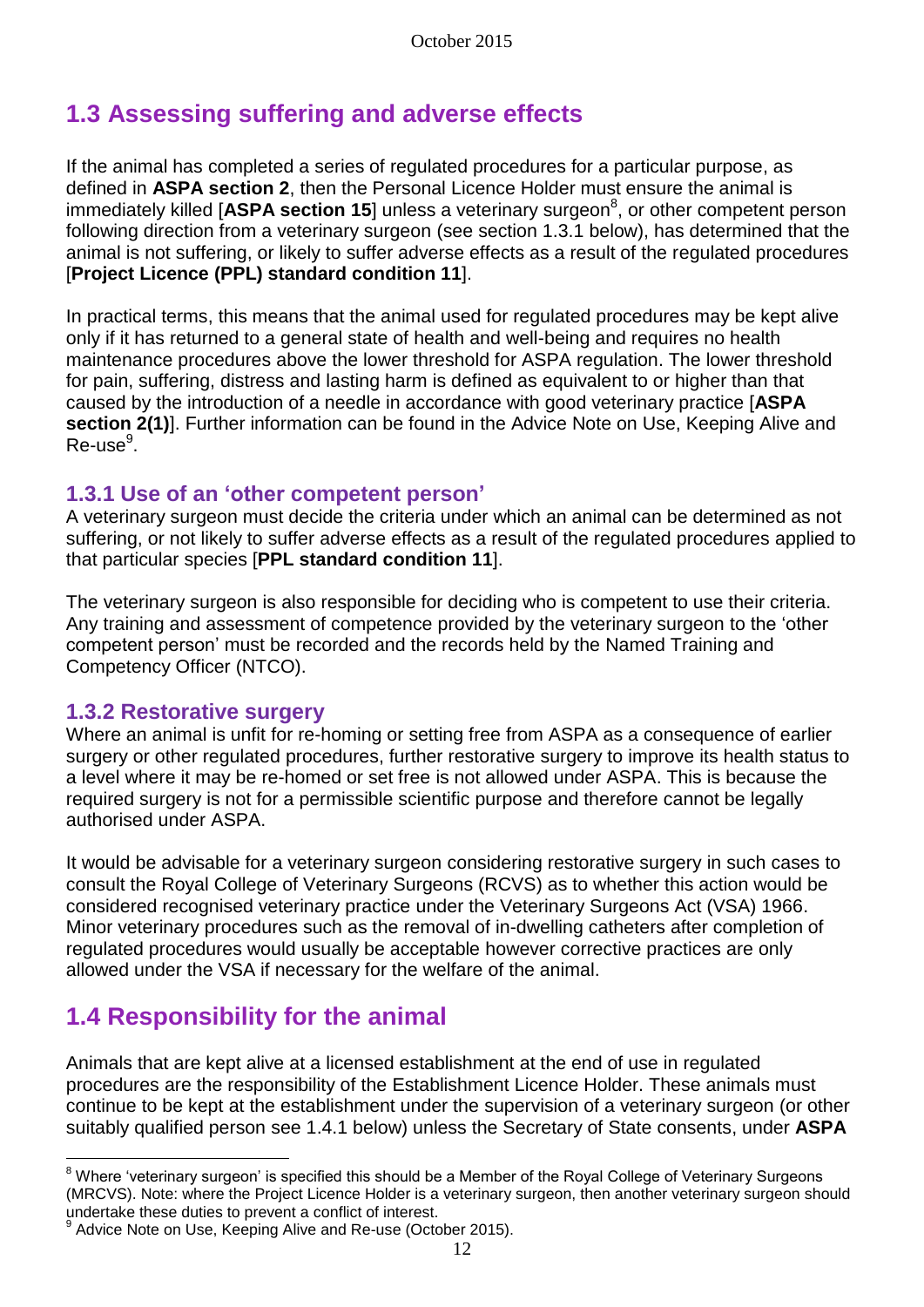## 1.3 Assessing suffering and adverse effects

If the animal has completed a series of regulated procedures for a particular purpose, as defined in **ASPA section 2**, then the Personal Licence Holder must ensure the animal is immediately killed [**ASPA section 15**] unless a veterinary surgeon[8], or other competent person following direction from a veterinary surgeon (see section 1.3.1 below), has determined that the animal is not suffering, or likely to suffer adverse effects as a result of the regulated procedures [**Project Licence (PPL) standard condition 11**].

In practical terms, this means that the animal used for regulated procedures may be kept alive only if it has returned to a general state of health and well-being and requires no health maintenance procedures above the lower threshold for ASPA regulation. The lower threshold for pain, suffering, distress and lasting harm is defined as equivalent to or higher than that caused by the introduction of a needle in accordance with good veterinary practice [**ASPA section 2(1)**]. Further information can be found in the Advice Note on Use, Keeping Alive and Re-use[9].

### 1.3.1 Use of an 'other competent person'

A veterinary surgeon must decide the criteria under which an animal can be determined as not suffering, or not likely to suffer adverse effects as a result of the regulated procedures applied to that particular species [**PPL standard condition 11**].

The veterinary surgeon is also responsible for deciding who is competent to use their criteria. Any training and assessment of competence provided by the veterinary surgeon to the 'other competent person' must be recorded and the records held by the Named Training and Competency Officer (NTCO).

### 1.3.2 Restorative surgery

Where an animal is unfit for re-homing or setting free from ASPA as a consequence of earlier surgery or other regulated procedures, further restorative surgery to improve its health status to a level where it may be re-homed or set free is not allowed under ASPA. This is because the required surgery is not for a permissible scientific purpose and therefore cannot be legally authorised under ASPA.

It would be advisable for a veterinary surgeon considering restorative surgery in such cases to consult the Royal College of Veterinary Surgeons (RCVS) as to whether this action would be considered recognised veterinary practice under the Veterinary Surgeons Act (VSA) 1966. Minor veterinary procedures such as the removal of in-dwelling catheters after completion of regulated procedures would usually be acceptable however corrective practices are only allowed under the VSA if necessary for the welfare of the animal.

## 1.4 Responsibility for the animal

Animals that are kept alive at a licensed establishment at the end of use in regulated procedures are the responsibility of the Establishment Licence Holder. These animals must continue to be kept at the establishment under the supervision of a veterinary surgeon (or other suitably qualified person see 1.4.1 below) unless the Secretary of State consents, under **ASPA**

---

[8] Where 'veterinary surgeon' is specified this should be a Member of the Royal College of Veterinary Surgeons (MRCVS). Note: where the Project Licence Holder is a veterinary surgeon, then another veterinary surgeon should undertake these duties to prevent a conflict of interest.

[9] Advice Note on Use, Keeping Alive and Re-use (October 2015).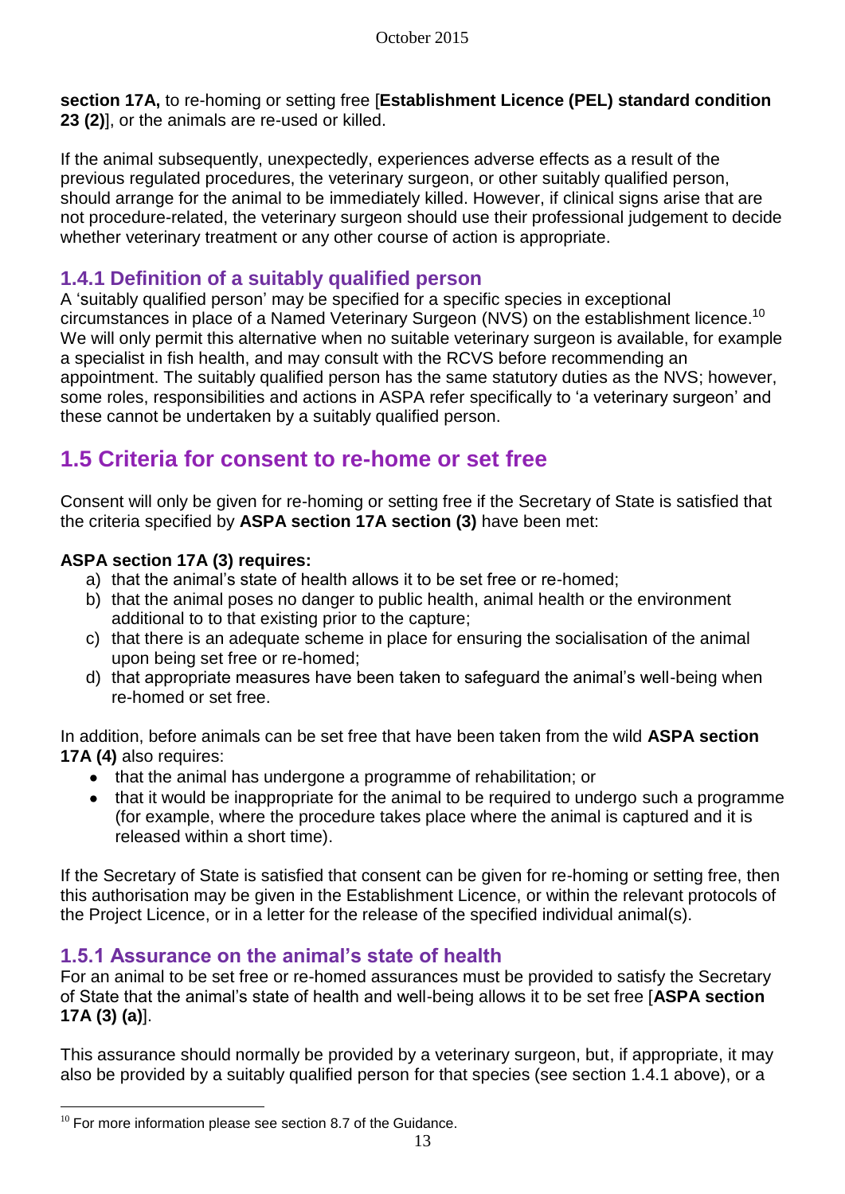**section 17A,** to re-homing or setting free [**Establishment Licence (PEL) standard condition 23 (2)**], or the animals are re-used or killed.

If the animal subsequently, unexpectedly, experiences adverse effects as a result of the previous regulated procedures, the veterinary surgeon, or other suitably qualified person, should arrange for the animal to be immediately killed. However, if clinical signs arise that are not procedure-related, the veterinary surgeon should use their professional judgement to decide whether veterinary treatment or any other course of action is appropriate.

### 1.4.1 Definition of a suitably qualified person

A 'suitably qualified person' may be specified for a specific species in exceptional circumstances in place of a Named Veterinary Surgeon (NVS) on the establishment licence.[10] We will only permit this alternative when no suitable veterinary surgeon is available, for example a specialist in fish health, and may consult with the RCVS before recommending an appointment. The suitably qualified person has the same statutory duties as the NVS; however, some roles, responsibilities and actions in ASPA refer specifically to 'a veterinary surgeon' and these cannot be undertaken by a suitably qualified person.

## 1.5 Criteria for consent to re-home or set free

Consent will only be given for re-homing or setting free if the Secretary of State is satisfied that the criteria specified by **ASPA section 17A section (3)** have been met:

**ASPA section 17A (3) requires:**

a) that the animal's state of health allows it to be set free or re-homed;
b) that the animal poses no danger to public health, animal health or the environment additional to to that existing prior to the capture;
c) that there is an adequate scheme in place for ensuring the socialisation of the animal upon being set free or re-homed;
d) that appropriate measures have been taken to safeguard the animal's well-being when re-homed or set free.

In addition, before animals can be set free that have been taken from the wild **ASPA section 17A (4)** also requires:

- that the animal has undergone a programme of rehabilitation; or
- that it would be inappropriate for the animal to be required to undergo such a programme (for example, where the procedure takes place where the animal is captured and it is released within a short time).

If the Secretary of State is satisfied that consent can be given for re-homing or setting free, then this authorisation may be given in the Establishment Licence, or within the relevant protocols of the Project Licence, or in a letter for the release of the specified individual animal(s).

### 1.5.1 Assurance on the animal's state of health

For an animal to be set free or re-homed assurances must be provided to satisfy the Secretary of State that the animal's state of health and well-being allows it to be set free [**ASPA section 17A (3) (a)**].

This assurance should normally be provided by a veterinary surgeon, but, if appropriate, it may also be provided by a suitably qualified person for that species (see section 1.4.1 above), or a

[10] For more information please see section 8.7 of the Guidance.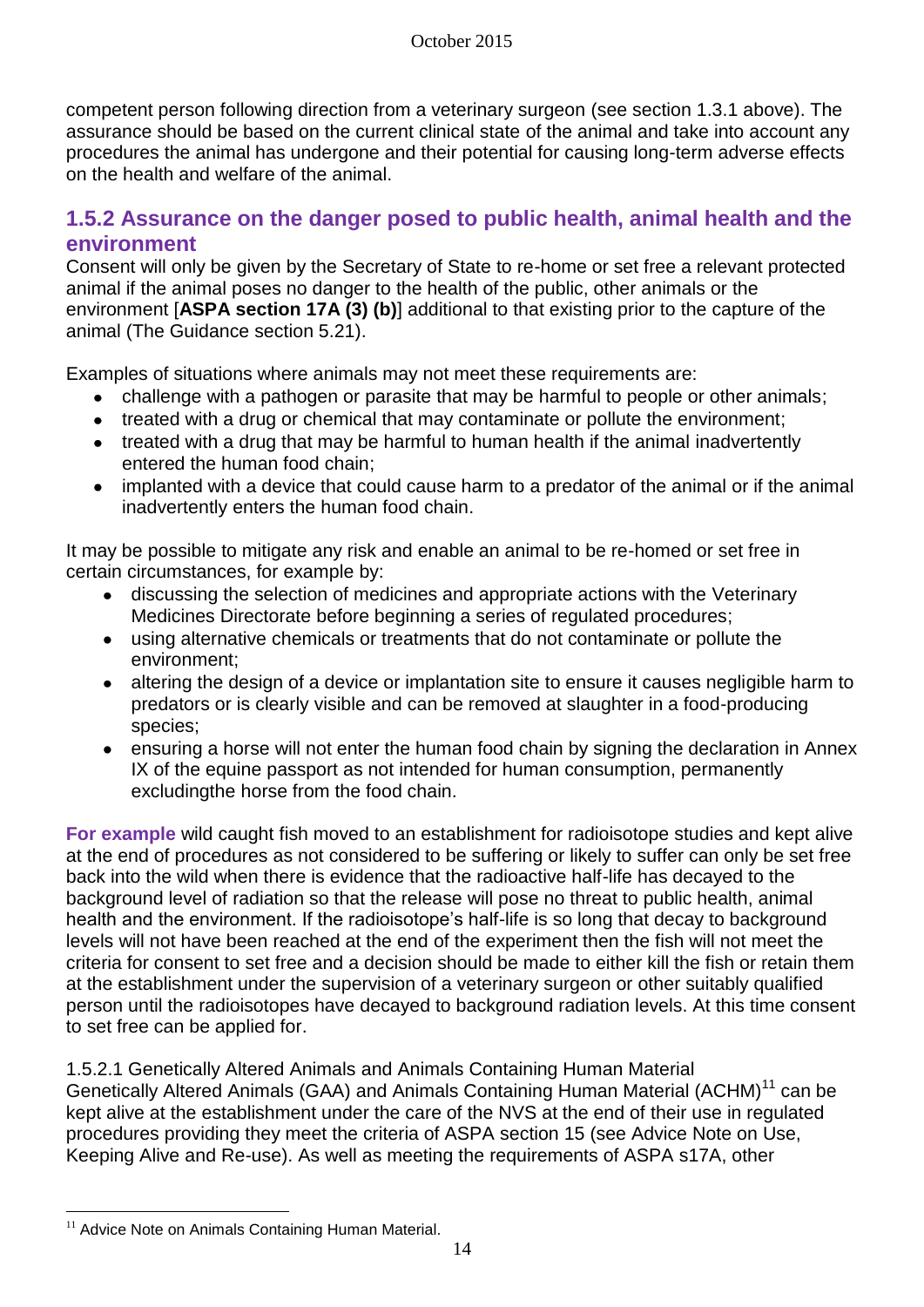competent person following direction from a veterinary surgeon (see section 1.3.1 above). The assurance should be based on the current clinical state of the animal and take into account any procedures the animal has undergone and their potential for causing long-term adverse effects on the health and welfare of the animal.

## 1.5.2 Assurance on the danger posed to public health, animal health and the environment

Consent will only be given by the Secretary of State to re-home or set free a relevant protected animal if the animal poses no danger to the health of the public, other animals or the environment [**ASPA section 17A (3) (b)**] additional to that existing prior to the capture of the animal (The Guidance section 5.21).

Examples of situations where animals may not meet these requirements are:

- challenge with a pathogen or parasite that may be harmful to people or other animals;
- treated with a drug or chemical that may contaminate or pollute the environment;
- treated with a drug that may be harmful to human health if the animal inadvertently entered the human food chain;
- implanted with a device that could cause harm to a predator of the animal or if the animal inadvertently enters the human food chain.

It may be possible to mitigate any risk and enable an animal to be re-homed or set free in certain circumstances, for example by:

- discussing the selection of medicines and appropriate actions with the Veterinary Medicines Directorate before beginning a series of regulated procedures;
- using alternative chemicals or treatments that do not contaminate or pollute the environment;
- altering the design of a device or implantation site to ensure it causes negligible harm to predators or is clearly visible and can be removed at slaughter in a food-producing species;
- ensuring a horse will not enter the human food chain by signing the declaration in Annex IX of the equine passport as not intended for human consumption, permanently excludingthe horse from the food chain.

**For example** wild caught fish moved to an establishment for radioisotope studies and kept alive at the end of procedures as not considered to be suffering or likely to suffer can only be set free back into the wild when there is evidence that the radioactive half-life has decayed to the background level of radiation so that the release will pose no threat to public health, animal health and the environment. If the radioisotope's half-life is so long that decay to background levels will not have been reached at the end of the experiment then the fish will not meet the criteria for consent to set free and a decision should be made to either kill the fish or retain them at the establishment under the supervision of a veterinary surgeon or other suitably qualified person until the radioisotopes have decayed to background radiation levels. At this time consent to set free can be applied for.

1.5.2.1 Genetically Altered Animals and Animals Containing Human Material

Genetically Altered Animals (GAA) and Animals Containing Human Material (ACHM)[11] can be kept alive at the establishment under the care of the NVS at the end of their use in regulated procedures providing they meet the criteria of ASPA section 15 (see Advice Note on Use, Keeping Alive and Re-use). As well as meeting the requirements of ASPA s17A, other

[11] Advice Note on Animals Containing Human Material.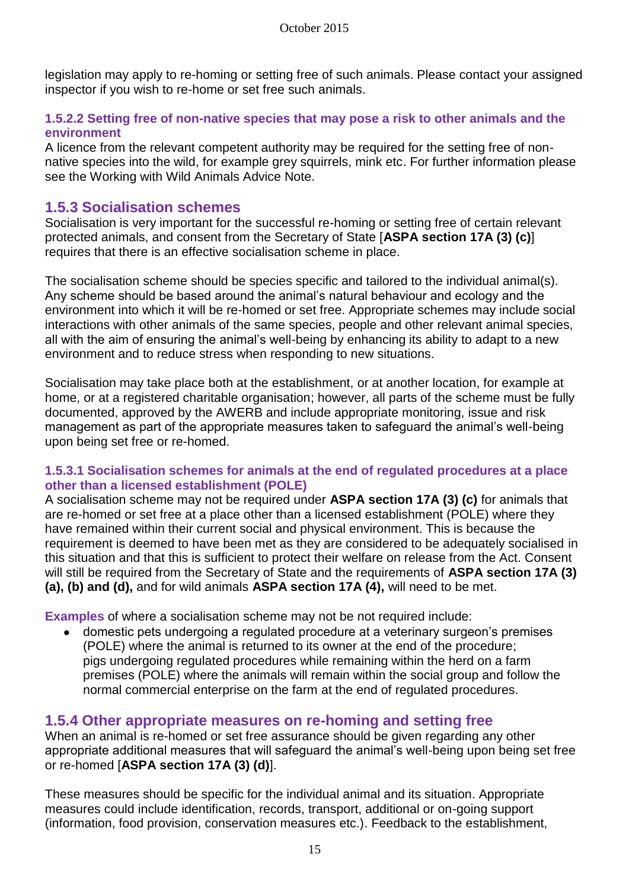legislation may apply to re-homing or setting free of such animals. Please contact your assigned inspector if you wish to re-home or set free such animals.

#### 1.5.2.2 Setting free of non-native species that may pose a risk to other animals and the environment

A licence from the relevant competent authority may be required for the setting free of non-native species into the wild, for example grey squirrels, mink etc. For further information please see the Working with Wild Animals Advice Note.

### 1.5.3 Socialisation schemes

Socialisation is very important for the successful re-homing or setting free of certain relevant protected animals, and consent from the Secretary of State [**ASPA section 17A (3) (c)**] requires that there is an effective socialisation scheme in place.

The socialisation scheme should be species specific and tailored to the individual animal(s). Any scheme should be based around the animal's natural behaviour and ecology and the environment into which it will be re-homed or set free. Appropriate schemes may include social interactions with other animals of the same species, people and other relevant animal species, all with the aim of ensuring the animal's well-being by enhancing its ability to adapt to a new environment and to reduce stress when responding to new situations.

Socialisation may take place both at the establishment, or at another location, for example at home, or at a registered charitable organisation; however, all parts of the scheme must be fully documented, approved by the AWERB and include appropriate monitoring, issue and risk management as part of the appropriate measures taken to safeguard the animal's well-being upon being set free or re-homed.

#### 1.5.3.1 Socialisation schemes for animals at the end of regulated procedures at a place other than a licensed establishment (POLE)

A socialisation scheme may not be required under **ASPA section 17A (3) (c)** for animals that are re-homed or set free at a place other than a licensed establishment (POLE) where they have remained within their current social and physical environment. This is because the requirement is deemed to have been met as they are considered to be adequately socialised in this situation and that this is sufficient to protect their welfare on release from the Act. Consent will still be required from the Secretary of State and the requirements of **ASPA section 17A (3) (a), (b) and (d),** and for wild animals **ASPA section 17A (4),** will need to be met.

**Examples** of where a socialisation scheme may not be not required include:

- domestic pets undergoing a regulated procedure at a veterinary surgeon's premises (POLE) where the animal is returned to its owner at the end of the procedure; pigs undergoing regulated procedures while remaining within the herd on a farm premises (POLE) where the animals will remain within the social group and follow the normal commercial enterprise on the farm at the end of regulated procedures.

### 1.5.4 Other appropriate measures on re-homing and setting free

When an animal is re-homed or set free assurance should be given regarding any other appropriate additional measures that will safeguard the animal's well-being upon being set free or re-homed [**ASPA section 17A (3) (d)**].

These measures should be specific for the individual animal and its situation. Appropriate measures could include identification, records, transport, additional or on-going support (information, food provision, conservation measures etc.). Feedback to the establishment,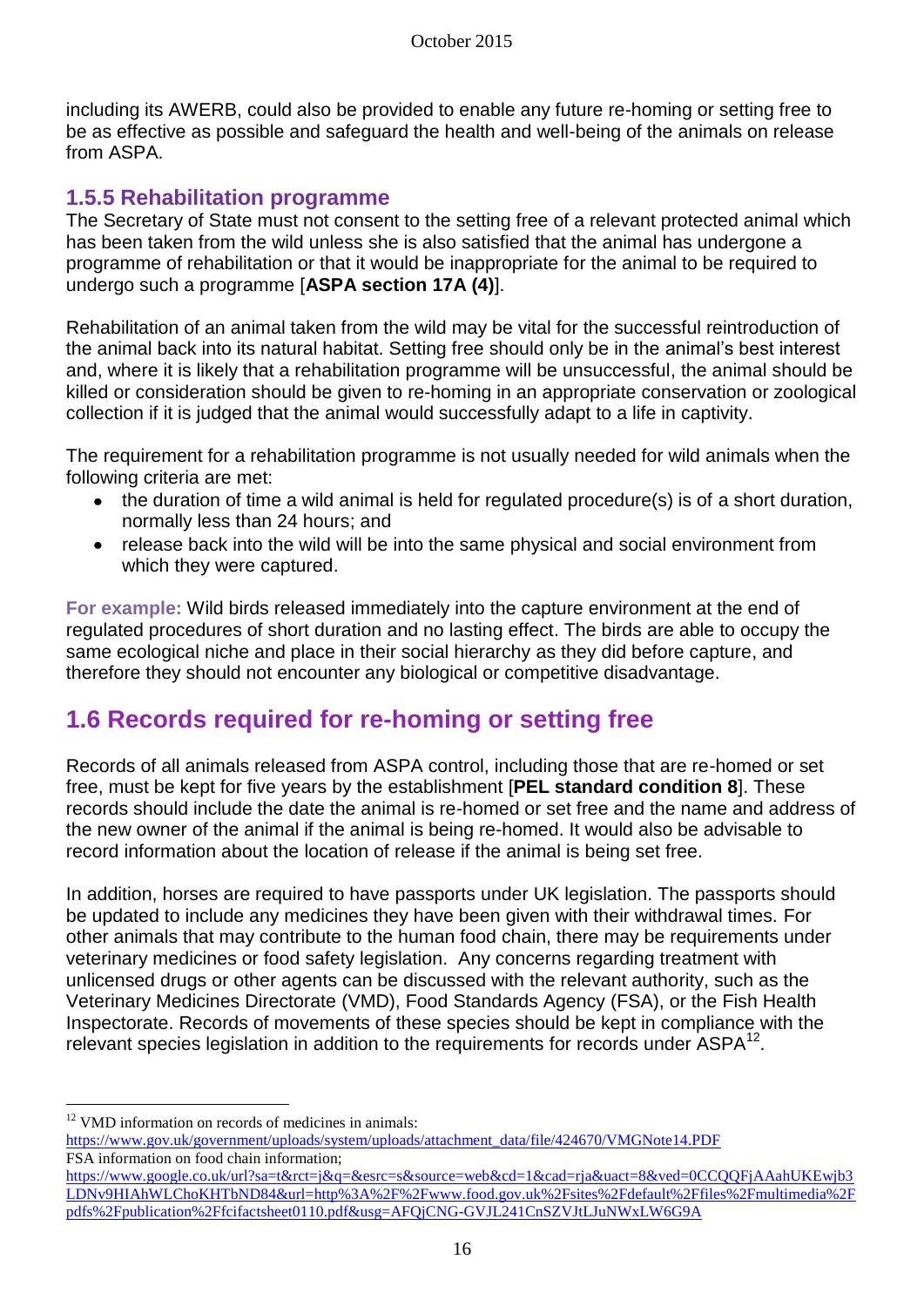including its AWERB, could also be provided to enable any future re-homing or setting free to be as effective as possible and safeguard the health and well-being of the animals on release from ASPA.

### 1.5.5 Rehabilitation programme

The Secretary of State must not consent to the setting free of a relevant protected animal which has been taken from the wild unless she is also satisfied that the animal has undergone a programme of rehabilitation or that it would be inappropriate for the animal to be required to undergo such a programme [**ASPA section 17A (4)**].

Rehabilitation of an animal taken from the wild may be vital for the successful reintroduction of the animal back into its natural habitat. Setting free should only be in the animal's best interest and, where it is likely that a rehabilitation programme will be unsuccessful, the animal should be killed or consideration should be given to re-homing in an appropriate conservation or zoological collection if it is judged that the animal would successfully adapt to a life in captivity.

The requirement for a rehabilitation programme is not usually needed for wild animals when the following criteria are met:

- the duration of time a wild animal is held for regulated procedure(s) is of a short duration, normally less than 24 hours; and
- release back into the wild will be into the same physical and social environment from which they were captured.

**For example:** Wild birds released immediately into the capture environment at the end of regulated procedures of short duration and no lasting effect. The birds are able to occupy the same ecological niche and place in their social hierarchy as they did before capture, and therefore they should not encounter any biological or competitive disadvantage.

## 1.6 Records required for re-homing or setting free

Records of all animals released from ASPA control, including those that are re-homed or set free, must be kept for five years by the establishment [**PEL standard condition 8**]. These records should include the date the animal is re-homed or set free and the name and address of the new owner of the animal if the animal is being re-homed. It would also be advisable to record information about the location of release if the animal is being set free.

In addition, horses are required to have passports under UK legislation. The passports should be updated to include any medicines they have been given with their withdrawal times. For other animals that may contribute to the human food chain, there may be requirements under veterinary medicines or food safety legislation. Any concerns regarding treatment with unlicensed drugs or other agents can be discussed with the relevant authority, such as the Veterinary Medicines Directorate (VMD), Food Standards Agency (FSA), or the Fish Health Inspectorate. Records of movements of these species should be kept in compliance with the relevant species legislation in addition to the requirements for records under ASPA[12].

---

[12] VMD information on records of medicines in animals:
https://www.gov.uk/government/uploads/system/uploads/attachment_data/file/424670/VMGNote14.PDF
FSA information on food chain information;
https://www.google.co.uk/url?sa=t&rct=j&q=&esrc=s&source=web&cd=1&cad=rja&uact=8&ved=0CCQQFjAAahUKEwjb3LDNv9HIAhWLChoKHTbND84&url=http%3A%2F%2Fwww.food.gov.uk%2Fsites%2Fdefault%2Ffiles%2Fmultimedia%2Fpdfs%2Fpublication%2Ffcifactsheet0110.pdf&usg=AFQjCNG-GVJL241CnSZVJtLJuNWxLW6G9A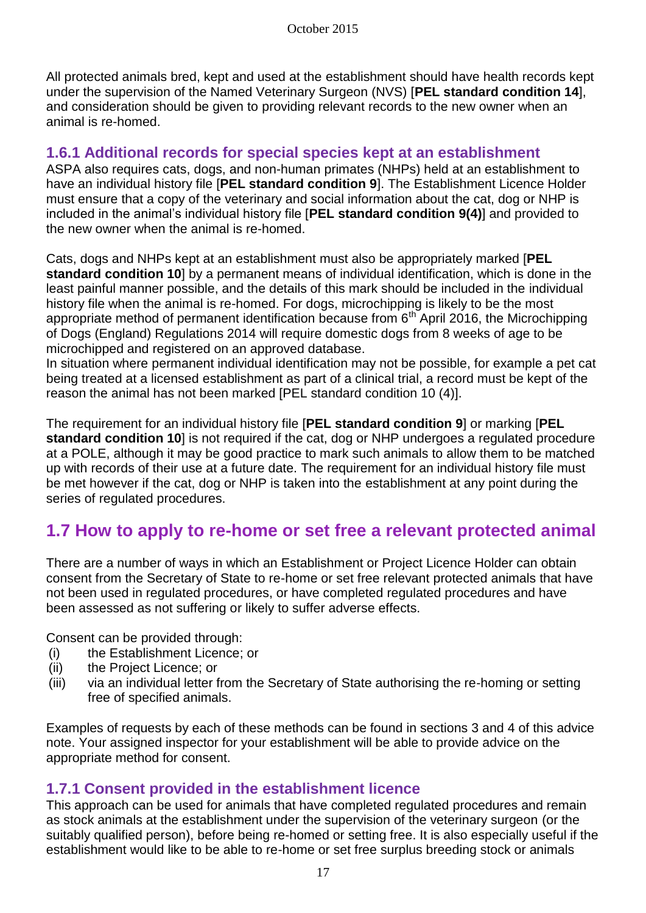All protected animals bred, kept and used at the establishment should have health records kept under the supervision of the Named Veterinary Surgeon (NVS) [**PEL standard condition 14**], and consideration should be given to providing relevant records to the new owner when an animal is re-homed.

### 1.6.1 Additional records for special species kept at an establishment

ASPA also requires cats, dogs, and non-human primates (NHPs) held at an establishment to have an individual history file [**PEL standard condition 9**]. The Establishment Licence Holder must ensure that a copy of the veterinary and social information about the cat, dog or NHP is included in the animal's individual history file [**PEL standard condition 9(4)**] and provided to the new owner when the animal is re-homed.

Cats, dogs and NHPs kept at an establishment must also be appropriately marked [**PEL standard condition 10**] by a permanent means of individual identification, which is done in the least painful manner possible, and the details of this mark should be included in the individual history file when the animal is re-homed. For dogs, microchipping is likely to be the most appropriate method of permanent identification because from 6th April 2016, the Microchipping of Dogs (England) Regulations 2014 will require domestic dogs from 8 weeks of age to be microchipped and registered on an approved database.
In situation where permanent individual identification may not be possible, for example a pet cat being treated at a licensed establishment as part of a clinical trial, a record must be kept of the reason the animal has not been marked [PEL standard condition 10 (4)].

The requirement for an individual history file [**PEL standard condition 9**] or marking [**PEL standard condition 10**] is not required if the cat, dog or NHP undergoes a regulated procedure at a POLE, although it may be good practice to mark such animals to allow them to be matched up with records of their use at a future date. The requirement for an individual history file must be met however if the cat, dog or NHP is taken into the establishment at any point during the series of regulated procedures.

## 1.7 How to apply to re-home or set free a relevant protected animal

There are a number of ways in which an Establishment or Project Licence Holder can obtain consent from the Secretary of State to re-home or set free relevant protected animals that have not been used in regulated procedures, or have completed regulated procedures and have been assessed as not suffering or likely to suffer adverse effects.

Consent can be provided through:

(i) the Establishment Licence; or
(ii) the Project Licence; or
(iii) via an individual letter from the Secretary of State authorising the re-homing or setting free of specified animals.

Examples of requests by each of these methods can be found in sections 3 and 4 of this advice note. Your assigned inspector for your establishment will be able to provide advice on the appropriate method for consent.

### 1.7.1 Consent provided in the establishment licence

This approach can be used for animals that have completed regulated procedures and remain as stock animals at the establishment under the supervision of the veterinary surgeon (or the suitably qualified person), before being re-homed or setting free. It is also especially useful if the establishment would like to be able to re-home or set free surplus breeding stock or animals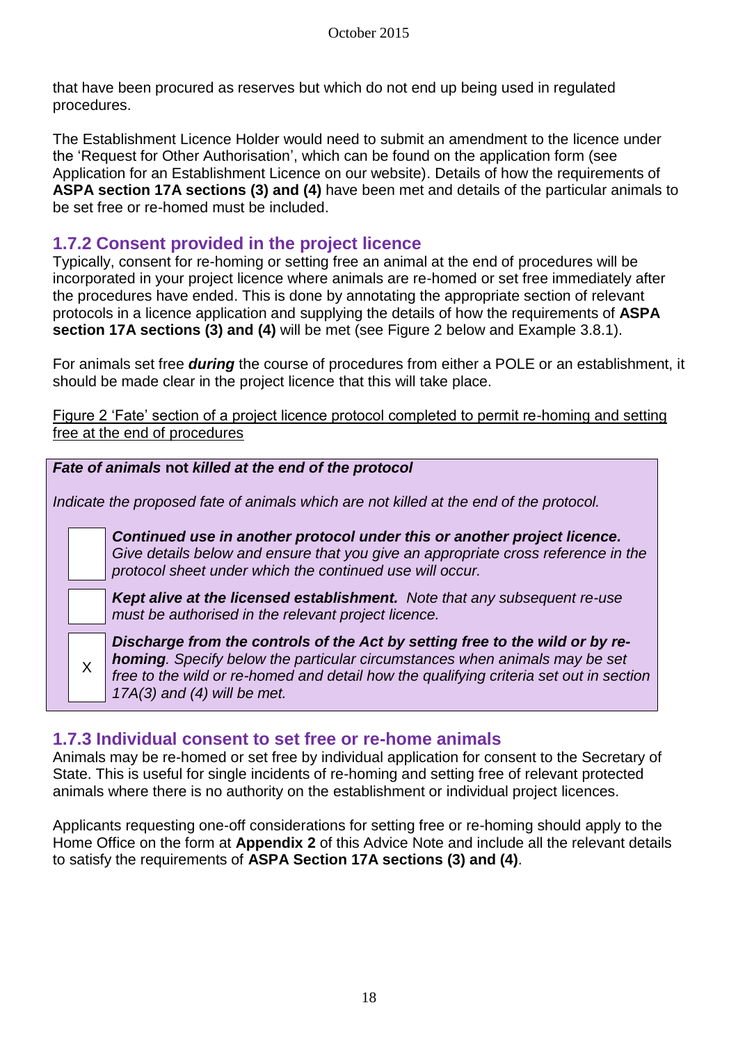that have been procured as reserves but which do not end up being used in regulated procedures.

The Establishment Licence Holder would need to submit an amendment to the licence under the 'Request for Other Authorisation', which can be found on the application form (see Application for an Establishment Licence on our website). Details of how the requirements of **ASPA section 17A sections (3) and (4)** have been met and details of the particular animals to be set free or re-homed must be included.

### 1.7.2 Consent provided in the project licence

Typically, consent for re-homing or setting free an animal at the end of procedures will be incorporated in your project licence where animals are re-homed or set free immediately after the procedures have ended. This is done by annotating the appropriate section of relevant protocols in a licence application and supplying the details of how the requirements of **ASPA section 17A sections (3) and (4)** will be met (see Figure 2 below and Example 3.8.1).

For animals set free ***during*** the course of procedures from either a POLE or an establishment, it should be made clear in the project licence that this will take place.

Figure 2 'Fate' section of a project licence protocol completed to permit re-homing and setting free at the end of procedures

***Fate of animals* not *killed at the end of the protocol***

*Indicate the proposed fate of animals which are not killed at the end of the protocol.*

| | |
|---|---|
| | ***Continued use in another protocol under this or another project licence.*** *Give details below and ensure that you give an appropriate cross reference in the protocol sheet under which the continued use will occur.* |
| | ***Kept alive at the licensed establishment.*** *Note that any subsequent re-use must be authorised in the relevant project licence.* |
| X | ***Discharge from the controls of the Act by setting free to the wild or by re-homing****. Specify below the particular circumstances when animals may be set free to the wild or re-homed and detail how the qualifying criteria set out in section 17A(3) and (4) will be met.* |

### 1.7.3 Individual consent to set free or re-home animals

Animals may be re-homed or set free by individual application for consent to the Secretary of State. This is useful for single incidents of re-homing and setting free of relevant protected animals where there is no authority on the establishment or individual project licences.

Applicants requesting one-off considerations for setting free or re-homing should apply to the Home Office on the form at **Appendix 2** of this Advice Note and include all the relevant details to satisfy the requirements of **ASPA Section 17A sections (3) and (4)**.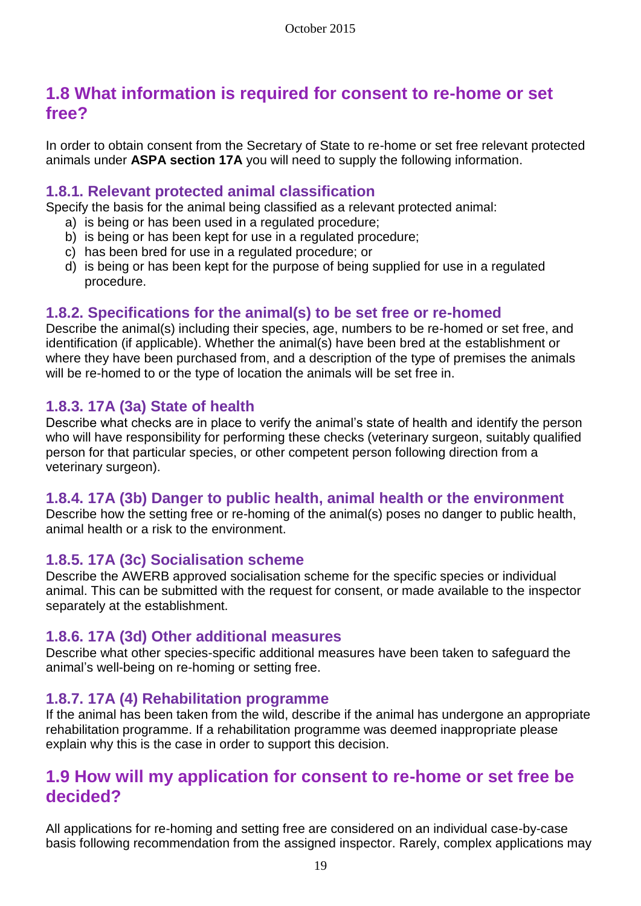## 1.8 What information is required for consent to re-home or set free?

In order to obtain consent from the Secretary of State to re-home or set free relevant protected animals under **ASPA section 17A** you will need to supply the following information.

### 1.8.1. Relevant protected animal classification

Specify the basis for the animal being classified as a relevant protected animal:

a) is being or has been used in a regulated procedure;
b) is being or has been kept for use in a regulated procedure;
c) has been bred for use in a regulated procedure; or
d) is being or has been kept for the purpose of being supplied for use in a regulated procedure.

### 1.8.2. Specifications for the animal(s) to be set free or re-homed

Describe the animal(s) including their species, age, numbers to be re-homed or set free, and identification (if applicable). Whether the animal(s) have been bred at the establishment or where they have been purchased from, and a description of the type of premises the animals will be re-homed to or the type of location the animals will be set free in.

### 1.8.3. 17A (3a) State of health

Describe what checks are in place to verify the animal's state of health and identify the person who will have responsibility for performing these checks (veterinary surgeon, suitably qualified person for that particular species, or other competent person following direction from a veterinary surgeon).

### 1.8.4. 17A (3b) Danger to public health, animal health or the environment

Describe how the setting free or re-homing of the animal(s) poses no danger to public health, animal health or a risk to the environment.

### 1.8.5. 17A (3c) Socialisation scheme

Describe the AWERB approved socialisation scheme for the specific species or individual animal. This can be submitted with the request for consent, or made available to the inspector separately at the establishment.

### 1.8.6. 17A (3d) Other additional measures

Describe what other species-specific additional measures have been taken to safeguard the animal's well-being on re-homing or setting free.

### 1.8.7. 17A (4) Rehabilitation programme

If the animal has been taken from the wild, describe if the animal has undergone an appropriate rehabilitation programme. If a rehabilitation programme was deemed inappropriate please explain why this is the case in order to support this decision.

## 1.9 How will my application for consent to re-home or set free be decided?

All applications for re-homing and setting free are considered on an individual case-by-case basis following recommendation from the assigned inspector. Rarely, complex applications may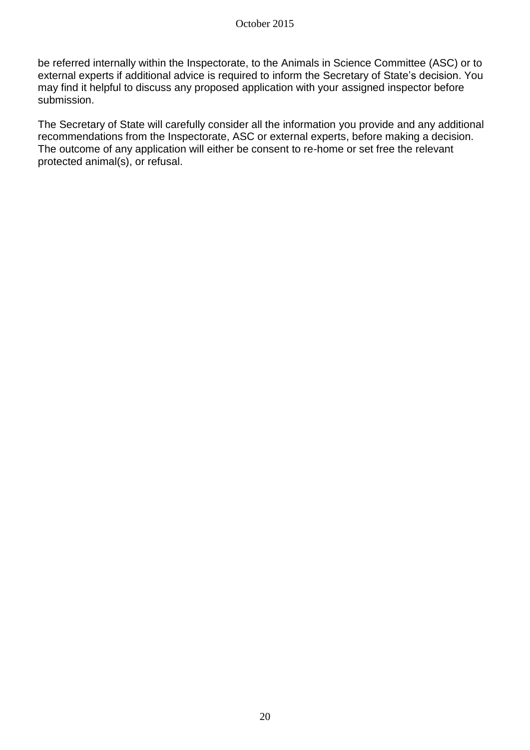be referred internally within the Inspectorate, to the Animals in Science Committee (ASC) or to external experts if additional advice is required to inform the Secretary of State's decision. You may find it helpful to discuss any proposed application with your assigned inspector before submission.

The Secretary of State will carefully consider all the information you provide and any additional recommendations from the Inspectorate, ASC or external experts, before making a decision. The outcome of any application will either be consent to re-home or set free the relevant protected animal(s), or refusal.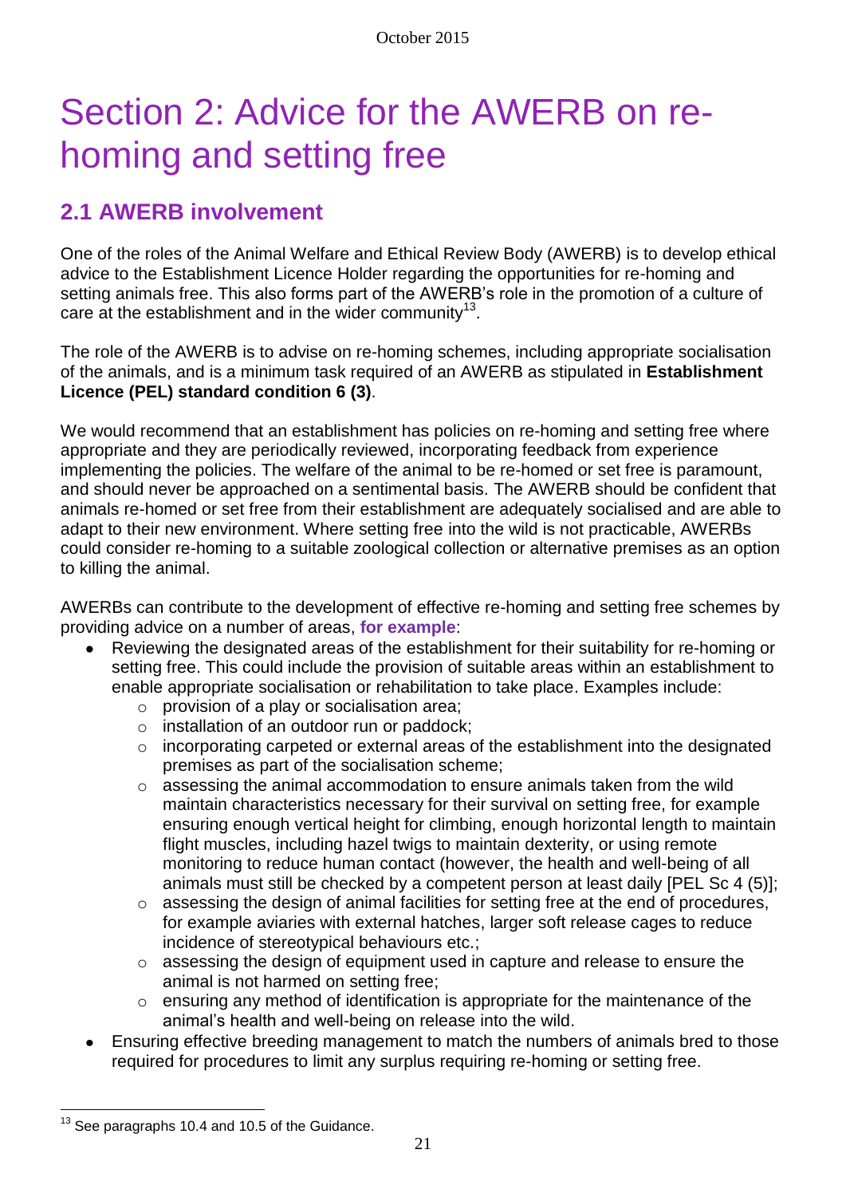# Section 2: Advice for the AWERB on re-homing and setting free

## 2.1 AWERB involvement

One of the roles of the Animal Welfare and Ethical Review Body (AWERB) is to develop ethical advice to the Establishment Licence Holder regarding the opportunities for re-homing and setting animals free. This also forms part of the AWERB's role in the promotion of a culture of care at the establishment and in the wider community[13].

The role of the AWERB is to advise on re-homing schemes, including appropriate socialisation of the animals, and is a minimum task required of an AWERB as stipulated in **Establishment Licence (PEL) standard condition 6 (3)**.

We would recommend that an establishment has policies on re-homing and setting free where appropriate and they are periodically reviewed, incorporating feedback from experience implementing the policies. The welfare of the animal to be re-homed or set free is paramount, and should never be approached on a sentimental basis. The AWERB should be confident that animals re-homed or set free from their establishment are adequately socialised and are able to adapt to their new environment. Where setting free into the wild is not practicable, AWERBs could consider re-homing to a suitable zoological collection or alternative premises as an option to killing the animal.

AWERBs can contribute to the development of effective re-homing and setting free schemes by providing advice on a number of areas, **for example**:

- Reviewing the designated areas of the establishment for their suitability for re-homing or setting free. This could include the provision of suitable areas within an establishment to enable appropriate socialisation or rehabilitation to take place. Examples include:
  - provision of a play or socialisation area;
  - installation of an outdoor run or paddock;
  - incorporating carpeted or external areas of the establishment into the designated premises as part of the socialisation scheme;
  - assessing the animal accommodation to ensure animals taken from the wild maintain characteristics necessary for their survival on setting free, for example ensuring enough vertical height for climbing, enough horizontal length to maintain flight muscles, including hazel twigs to maintain dexterity, or using remote monitoring to reduce human contact (however, the health and well-being of all animals must still be checked by a competent person at least daily [PEL Sc 4 (5)];
  - assessing the design of animal facilities for setting free at the end of procedures, for example aviaries with external hatches, larger soft release cages to reduce incidence of stereotypical behaviours etc.;
  - assessing the design of equipment used in capture and release to ensure the animal is not harmed on setting free;
  - ensuring any method of identification is appropriate for the maintenance of the animal's health and well-being on release into the wild.
- Ensuring effective breeding management to match the numbers of animals bred to those required for procedures to limit any surplus requiring re-homing or setting free.

[13] See paragraphs 10.4 and 10.5 of the Guidance.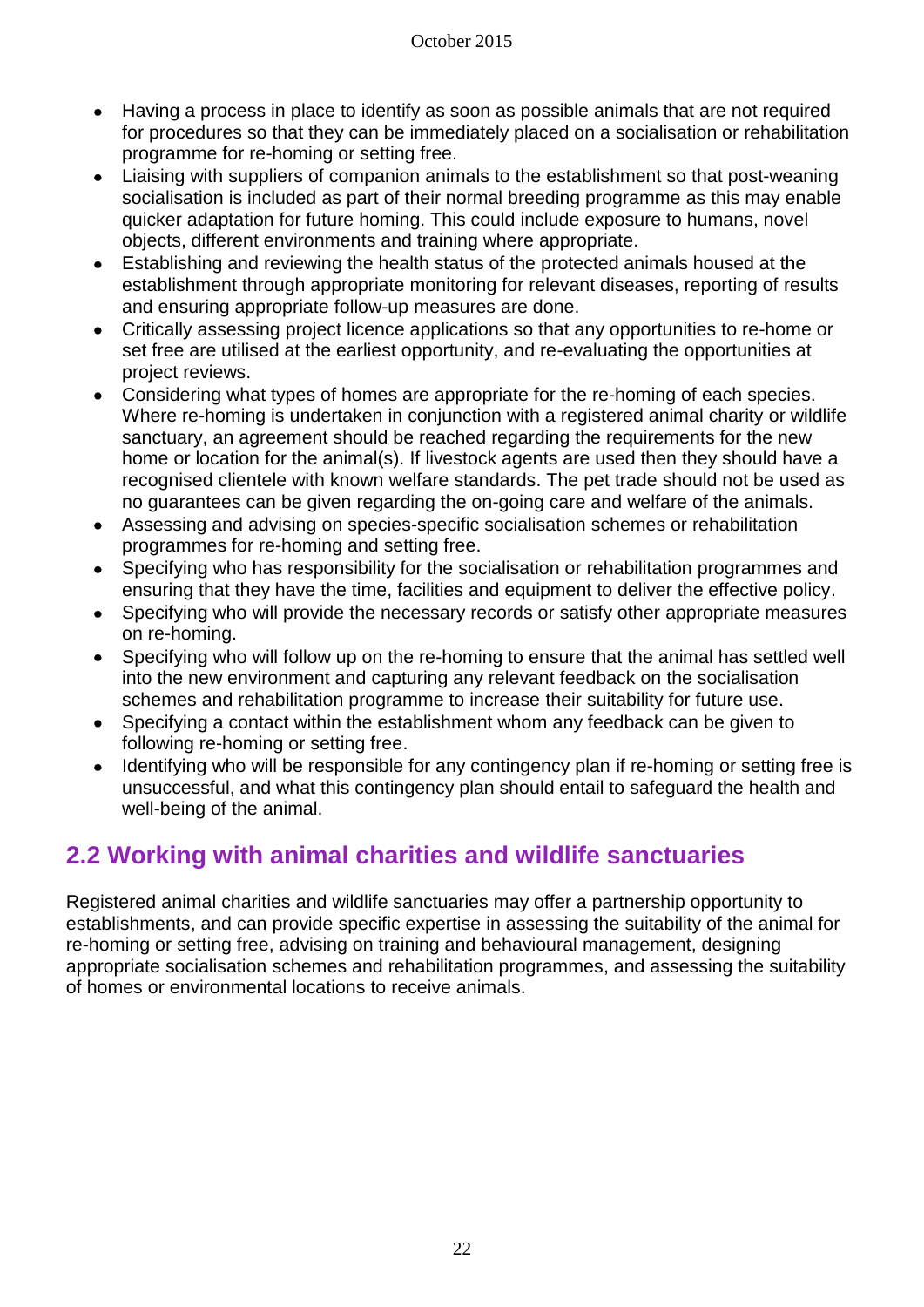- Having a process in place to identify as soon as possible animals that are not required for procedures so that they can be immediately placed on a socialisation or rehabilitation programme for re-homing or setting free.
- Liaising with suppliers of companion animals to the establishment so that post-weaning socialisation is included as part of their normal breeding programme as this may enable quicker adaptation for future homing. This could include exposure to humans, novel objects, different environments and training where appropriate.
- Establishing and reviewing the health status of the protected animals housed at the establishment through appropriate monitoring for relevant diseases, reporting of results and ensuring appropriate follow-up measures are done.
- Critically assessing project licence applications so that any opportunities to re-home or set free are utilised at the earliest opportunity, and re-evaluating the opportunities at project reviews.
- Considering what types of homes are appropriate for the re-homing of each species. Where re-homing is undertaken in conjunction with a registered animal charity or wildlife sanctuary, an agreement should be reached regarding the requirements for the new home or location for the animal(s). If livestock agents are used then they should have a recognised clientele with known welfare standards. The pet trade should not be used as no guarantees can be given regarding the on-going care and welfare of the animals.
- Assessing and advising on species-specific socialisation schemes or rehabilitation programmes for re-homing and setting free.
- Specifying who has responsibility for the socialisation or rehabilitation programmes and ensuring that they have the time, facilities and equipment to deliver the effective policy.
- Specifying who will provide the necessary records or satisfy other appropriate measures on re-homing.
- Specifying who will follow up on the re-homing to ensure that the animal has settled well into the new environment and capturing any relevant feedback on the socialisation schemes and rehabilitation programme to increase their suitability for future use.
- Specifying a contact within the establishment whom any feedback can be given to following re-homing or setting free.
- Identifying who will be responsible for any contingency plan if re-homing or setting free is unsuccessful, and what this contingency plan should entail to safeguard the health and well-being of the animal.

## 2.2 Working with animal charities and wildlife sanctuaries

Registered animal charities and wildlife sanctuaries may offer a partnership opportunity to establishments, and can provide specific expertise in assessing the suitability of the animal for re-homing or setting free, advising on training and behavioural management, designing appropriate socialisation schemes and rehabilitation programmes, and assessing the suitability of homes or environmental locations to receive animals.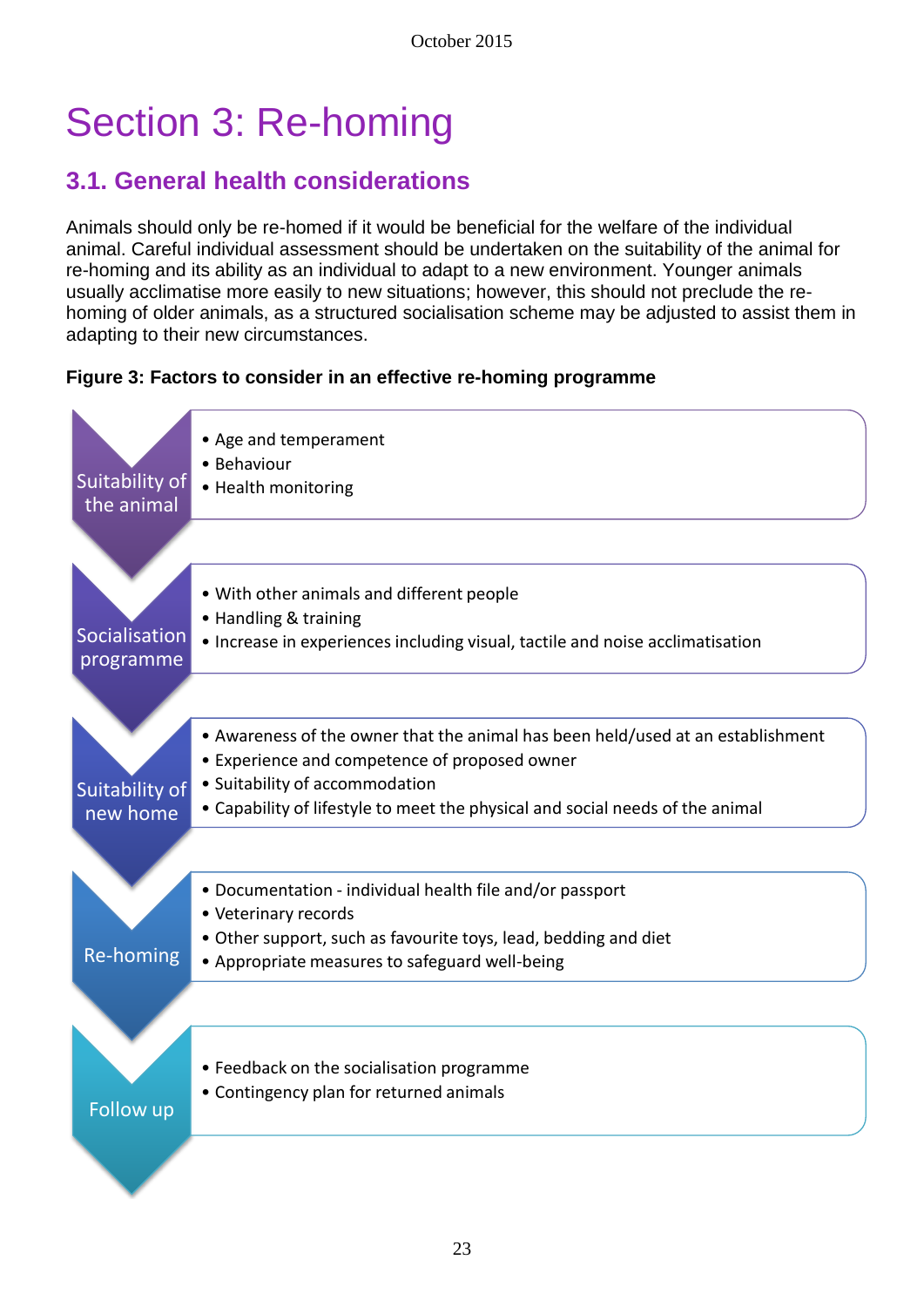# Section 3: Re-homing

## 3.1. General health considerations

Animals should only be re-homed if it would be beneficial for the welfare of the individual animal. Careful individual assessment should be undertaken on the suitability of the animal for re-homing and its ability as an individual to adapt to a new environment. Younger animals usually acclimatise more easily to new situations; however, this should not preclude the re-homing of older animals, as a structured socialisation scheme may be adjusted to assist them in adapting to their new circumstances.

**Figure 3: Factors to consider in an effective re-homing programme**

**Suitability of the animal**
- Age and temperament
- Behaviour
- Health monitoring

**Socialisation programme**
- With other animals and different people
- Handling & training
- Increase in experiences including visual, tactile and noise acclimatisation

**Suitability of new home**
- Awareness of the owner that the animal has been held/used at an establishment
- Experience and competence of proposed owner
- Suitability of accommodation
- Capability of lifestyle to meet the physical and social needs of the animal

**Re-homing**
- Documentation - individual health file and/or passport
- Veterinary records
- Other support, such as favourite toys, lead, bedding and diet
- Appropriate measures to safeguard well-being

**Follow up**
- Feedback on the socialisation programme
- Contingency plan for returned animals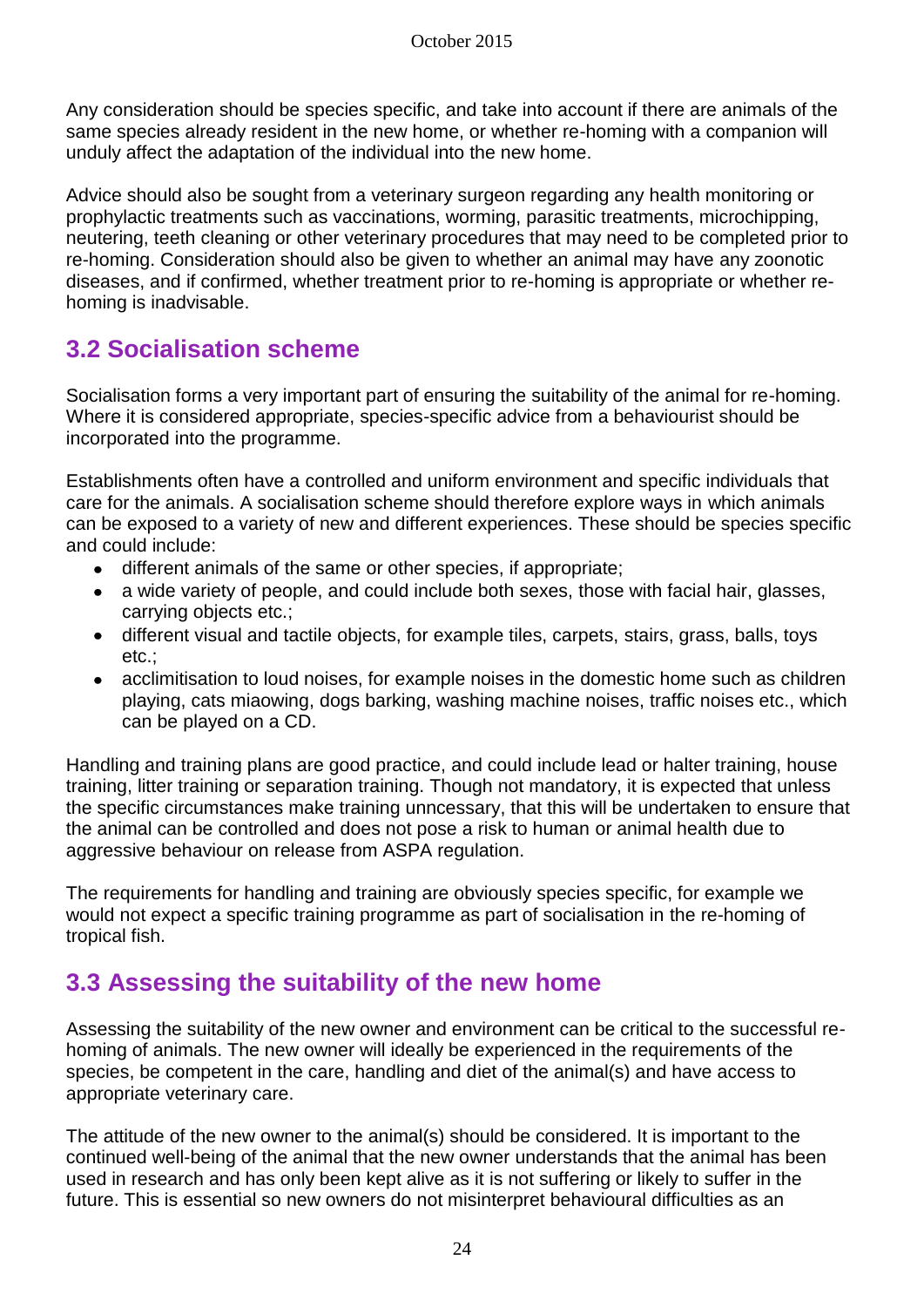Any consideration should be species specific, and take into account if there are animals of the same species already resident in the new home, or whether re-homing with a companion will unduly affect the adaptation of the individual into the new home.

Advice should also be sought from a veterinary surgeon regarding any health monitoring or prophylactic treatments such as vaccinations, worming, parasitic treatments, microchipping, neutering, teeth cleaning or other veterinary procedures that may need to be completed prior to re-homing. Consideration should also be given to whether an animal may have any zoonotic diseases, and if confirmed, whether treatment prior to re-homing is appropriate or whether re-homing is inadvisable.

## 3.2 Socialisation scheme

Socialisation forms a very important part of ensuring the suitability of the animal for re-homing. Where it is considered appropriate, species-specific advice from a behaviourist should be incorporated into the programme.

Establishments often have a controlled and uniform environment and specific individuals that care for the animals. A socialisation scheme should therefore explore ways in which animals can be exposed to a variety of new and different experiences. These should be species specific and could include:

- different animals of the same or other species, if appropriate;
- a wide variety of people, and could include both sexes, those with facial hair, glasses, carrying objects etc.;
- different visual and tactile objects, for example tiles, carpets, stairs, grass, balls, toys etc.;
- acclimitisation to loud noises, for example noises in the domestic home such as children playing, cats miaowing, dogs barking, washing machine noises, traffic noises etc., which can be played on a CD.

Handling and training plans are good practice, and could include lead or halter training, house training, litter training or separation training. Though not mandatory, it is expected that unless the specific circumstances make training unncessary, that this will be undertaken to ensure that the animal can be controlled and does not pose a risk to human or animal health due to aggressive behaviour on release from ASPA regulation.

The requirements for handling and training are obviously species specific, for example we would not expect a specific training programme as part of socialisation in the re-homing of tropical fish.

## 3.3 Assessing the suitability of the new home

Assessing the suitability of the new owner and environment can be critical to the successful re-homing of animals. The new owner will ideally be experienced in the requirements of the species, be competent in the care, handling and diet of the animal(s) and have access to appropriate veterinary care.

The attitude of the new owner to the animal(s) should be considered. It is important to the continued well-being of the animal that the new owner understands that the animal has been used in research and has only been kept alive as it is not suffering or likely to suffer in the future. This is essential so new owners do not misinterpret behavioural difficulties as an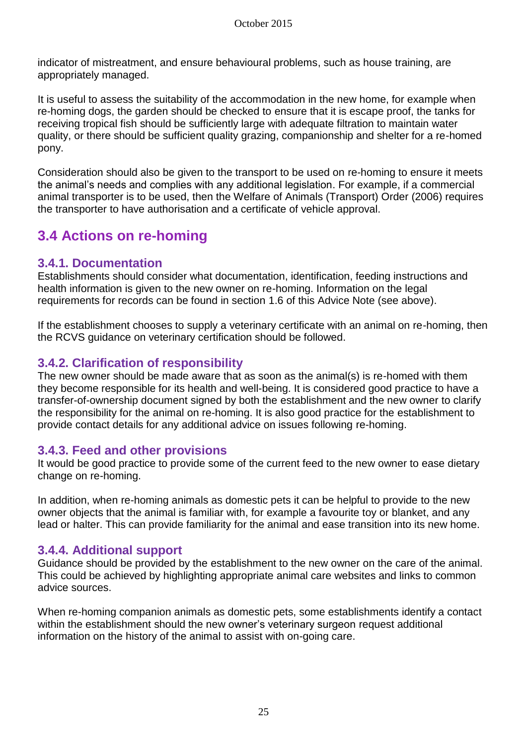indicator of mistreatment, and ensure behavioural problems, such as house training, are appropriately managed.

It is useful to assess the suitability of the accommodation in the new home, for example when re-homing dogs, the garden should be checked to ensure that it is escape proof, the tanks for receiving tropical fish should be sufficiently large with adequate filtration to maintain water quality, or there should be sufficient quality grazing, companionship and shelter for a re-homed pony.

Consideration should also be given to the transport to be used on re-homing to ensure it meets the animal's needs and complies with any additional legislation. For example, if a commercial animal transporter is to be used, then the Welfare of Animals (Transport) Order (2006) requires the transporter to have authorisation and a certificate of vehicle approval.

## 3.4 Actions on re-homing

### 3.4.1. Documentation

Establishments should consider what documentation, identification, feeding instructions and health information is given to the new owner on re-homing. Information on the legal requirements for records can be found in section 1.6 of this Advice Note (see above).

If the establishment chooses to supply a veterinary certificate with an animal on re-homing, then the RCVS guidance on veterinary certification should be followed.

### 3.4.2. Clarification of responsibility

The new owner should be made aware that as soon as the animal(s) is re-homed with them they become responsible for its health and well-being. It is considered good practice to have a transfer-of-ownership document signed by both the establishment and the new owner to clarify the responsibility for the animal on re-homing. It is also good practice for the establishment to provide contact details for any additional advice on issues following re-homing.

### 3.4.3. Feed and other provisions

It would be good practice to provide some of the current feed to the new owner to ease dietary change on re-homing.

In addition, when re-homing animals as domestic pets it can be helpful to provide to the new owner objects that the animal is familiar with, for example a favourite toy or blanket, and any lead or halter. This can provide familiarity for the animal and ease transition into its new home.

### 3.4.4. Additional support

Guidance should be provided by the establishment to the new owner on the care of the animal. This could be achieved by highlighting appropriate animal care websites and links to common advice sources.

When re-homing companion animals as domestic pets, some establishments identify a contact within the establishment should the new owner's veterinary surgeon request additional information on the history of the animal to assist with on-going care.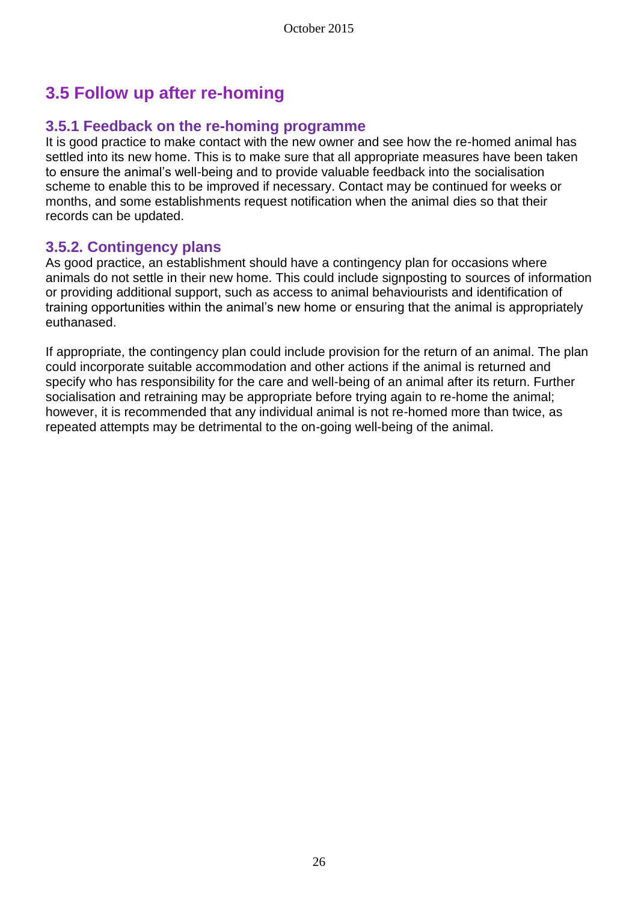## 3.5 Follow up after re-homing

### 3.5.1 Feedback on the re-homing programme

It is good practice to make contact with the new owner and see how the re-homed animal has settled into its new home. This is to make sure that all appropriate measures have been taken to ensure the animal's well-being and to provide valuable feedback into the socialisation scheme to enable this to be improved if necessary. Contact may be continued for weeks or months, and some establishments request notification when the animal dies so that their records can be updated.

### 3.5.2. Contingency plans

As good practice, an establishment should have a contingency plan for occasions where animals do not settle in their new home. This could include signposting to sources of information or providing additional support, such as access to animal behaviourists and identification of training opportunities within the animal's new home or ensuring that the animal is appropriately euthanased.

If appropriate, the contingency plan could include provision for the return of an animal. The plan could incorporate suitable accommodation and other actions if the animal is returned and specify who has responsibility for the care and well-being of an animal after its return. Further socialisation and retraining may be appropriate before trying again to re-home the animal; however, it is recommended that any individual animal is not re-homed more than twice, as repeated attempts may be detrimental to the on-going well-being of the animal.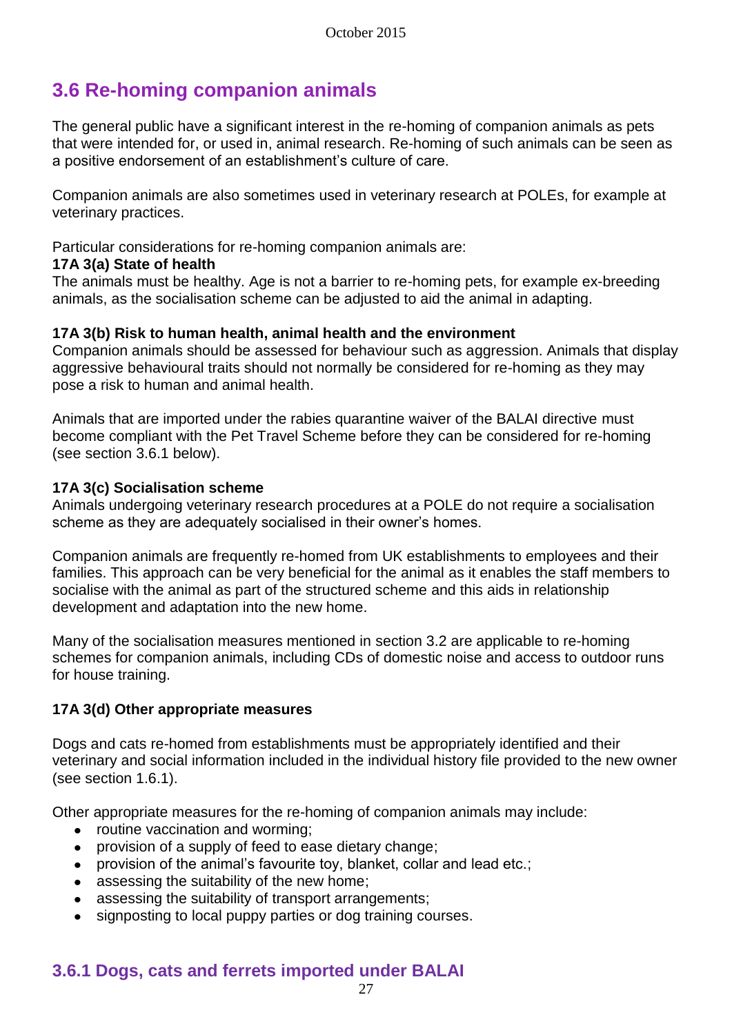## 3.6 Re-homing companion animals

The general public have a significant interest in the re-homing of companion animals as pets that were intended for, or used in, animal research. Re-homing of such animals can be seen as a positive endorsement of an establishment's culture of care.

Companion animals are also sometimes used in veterinary research at POLEs, for example at veterinary practices.

Particular considerations for re-homing companion animals are:

**17A 3(a) State of health**

The animals must be healthy. Age is not a barrier to re-homing pets, for example ex-breeding animals, as the socialisation scheme can be adjusted to aid the animal in adapting.

**17A 3(b) Risk to human health, animal health and the environment**

Companion animals should be assessed for behaviour such as aggression. Animals that display aggressive behavioural traits should not normally be considered for re-homing as they may pose a risk to human and animal health.

Animals that are imported under the rabies quarantine waiver of the BALAI directive must become compliant with the Pet Travel Scheme before they can be considered for re-homing (see section 3.6.1 below).

**17A 3(c) Socialisation scheme**

Animals undergoing veterinary research procedures at a POLE do not require a socialisation scheme as they are adequately socialised in their owner's homes.

Companion animals are frequently re-homed from UK establishments to employees and their families. This approach can be very beneficial for the animal as it enables the staff members to socialise with the animal as part of the structured scheme and this aids in relationship development and adaptation into the new home.

Many of the socialisation measures mentioned in section 3.2 are applicable to re-homing schemes for companion animals, including CDs of domestic noise and access to outdoor runs for house training.

**17A 3(d) Other appropriate measures**

Dogs and cats re-homed from establishments must be appropriately identified and their veterinary and social information included in the individual history file provided to the new owner (see section 1.6.1).

Other appropriate measures for the re-homing of companion animals may include:

- routine vaccination and worming;
- provision of a supply of feed to ease dietary change;
- provision of the animal's favourite toy, blanket, collar and lead etc.;
- assessing the suitability of the new home;
- assessing the suitability of transport arrangements;
- signposting to local puppy parties or dog training courses.

### 3.6.1 Dogs, cats and ferrets imported under BALAI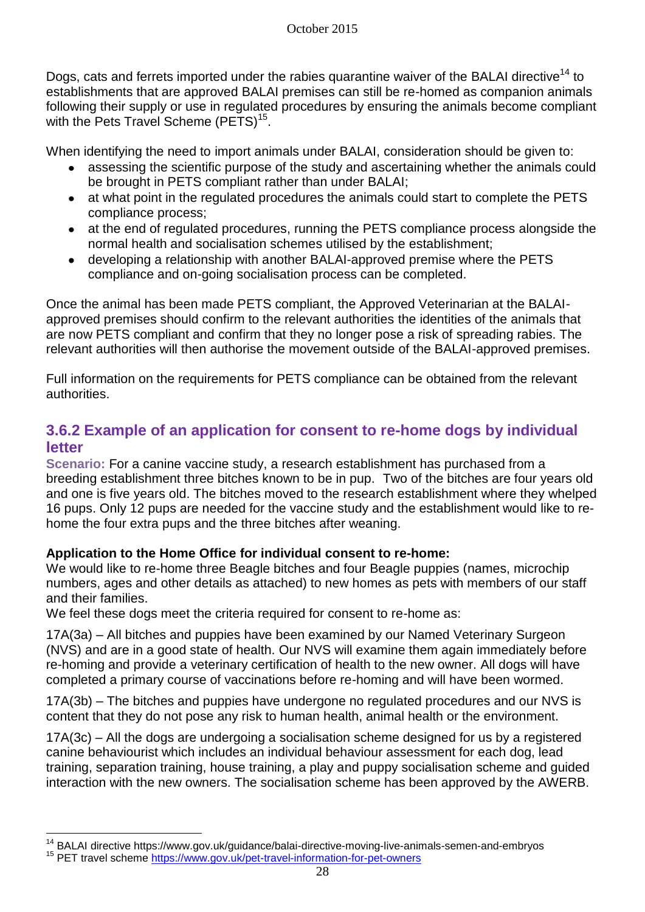Dogs, cats and ferrets imported under the rabies quarantine waiver of the BALAI directive[14] to establishments that are approved BALAI premises can still be re-homed as companion animals following their supply or use in regulated procedures by ensuring the animals become compliant with the Pets Travel Scheme (PETS)[15].

When identifying the need to import animals under BALAI, consideration should be given to:

- assessing the scientific purpose of the study and ascertaining whether the animals could be brought in PETS compliant rather than under BALAI;
- at what point in the regulated procedures the animals could start to complete the PETS compliance process;
- at the end of regulated procedures, running the PETS compliance process alongside the normal health and socialisation schemes utilised by the establishment;
- developing a relationship with another BALAI-approved premise where the PETS compliance and on-going socialisation process can be completed.

Once the animal has been made PETS compliant, the Approved Veterinarian at the BALAI-approved premises should confirm to the relevant authorities the identities of the animals that are now PETS compliant and confirm that they no longer pose a risk of spreading rabies. The relevant authorities will then authorise the movement outside of the BALAI-approved premises.

Full information on the requirements for PETS compliance can be obtained from the relevant authorities.

### 3.6.2 Example of an application for consent to re-home dogs by individual letter

**Scenario:** For a canine vaccine study, a research establishment has purchased from a breeding establishment three bitches known to be in pup. Two of the bitches are four years old and one is five years old. The bitches moved to the research establishment where they whelped 16 pups. Only 12 pups are needed for the vaccine study and the establishment would like to re-home the four extra pups and the three bitches after weaning.

**Application to the Home Office for individual consent to re-home:**

We would like to re-home three Beagle bitches and four Beagle puppies (names, microchip numbers, ages and other details as attached) to new homes as pets with members of our staff and their families.

We feel these dogs meet the criteria required for consent to re-home as:

17A(3a) – All bitches and puppies have been examined by our Named Veterinary Surgeon (NVS) and are in a good state of health. Our NVS will examine them again immediately before re-homing and provide a veterinary certification of health to the new owner. All dogs will have completed a primary course of vaccinations before re-homing and will have been wormed.

17A(3b) – The bitches and puppies have undergone no regulated procedures and our NVS is content that they do not pose any risk to human health, animal health or the environment.

17A(3c) – All the dogs are undergoing a socialisation scheme designed for us by a registered canine behaviourist which includes an individual behaviour assessment for each dog, lead training, separation training, house training, a play and puppy socialisation scheme and guided interaction with the new owners. The socialisation scheme has been approved by the AWERB.

---

[14] BALAI directive https://www.gov.uk/guidance/balai-directive-moving-live-animals-semen-and-embryos

[15] PET travel scheme https://www.gov.uk/pet-travel-information-for-pet-owners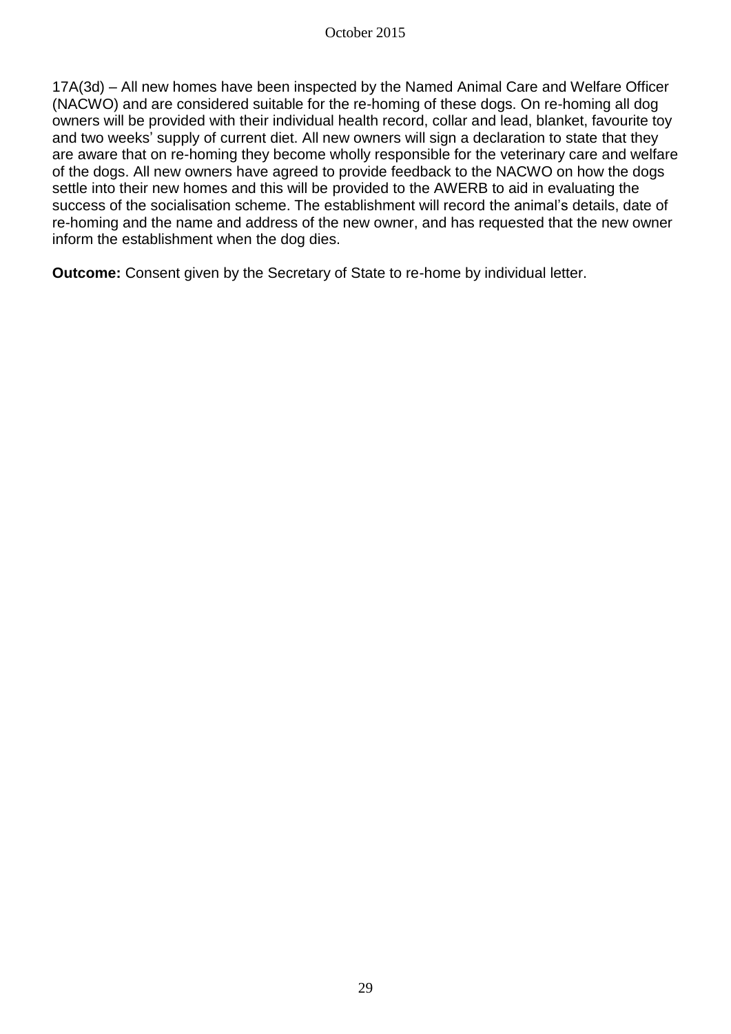17A(3d) – All new homes have been inspected by the Named Animal Care and Welfare Officer (NACWO) and are considered suitable for the re-homing of these dogs. On re-homing all dog owners will be provided with their individual health record, collar and lead, blanket, favourite toy and two weeks' supply of current diet. All new owners will sign a declaration to state that they are aware that on re-homing they become wholly responsible for the veterinary care and welfare of the dogs. All new owners have agreed to provide feedback to the NACWO on how the dogs settle into their new homes and this will be provided to the AWERB to aid in evaluating the success of the socialisation scheme. The establishment will record the animal's details, date of re-homing and the name and address of the new owner, and has requested that the new owner inform the establishment when the dog dies.

**Outcome:** Consent given by the Secretary of State to re-home by individual letter.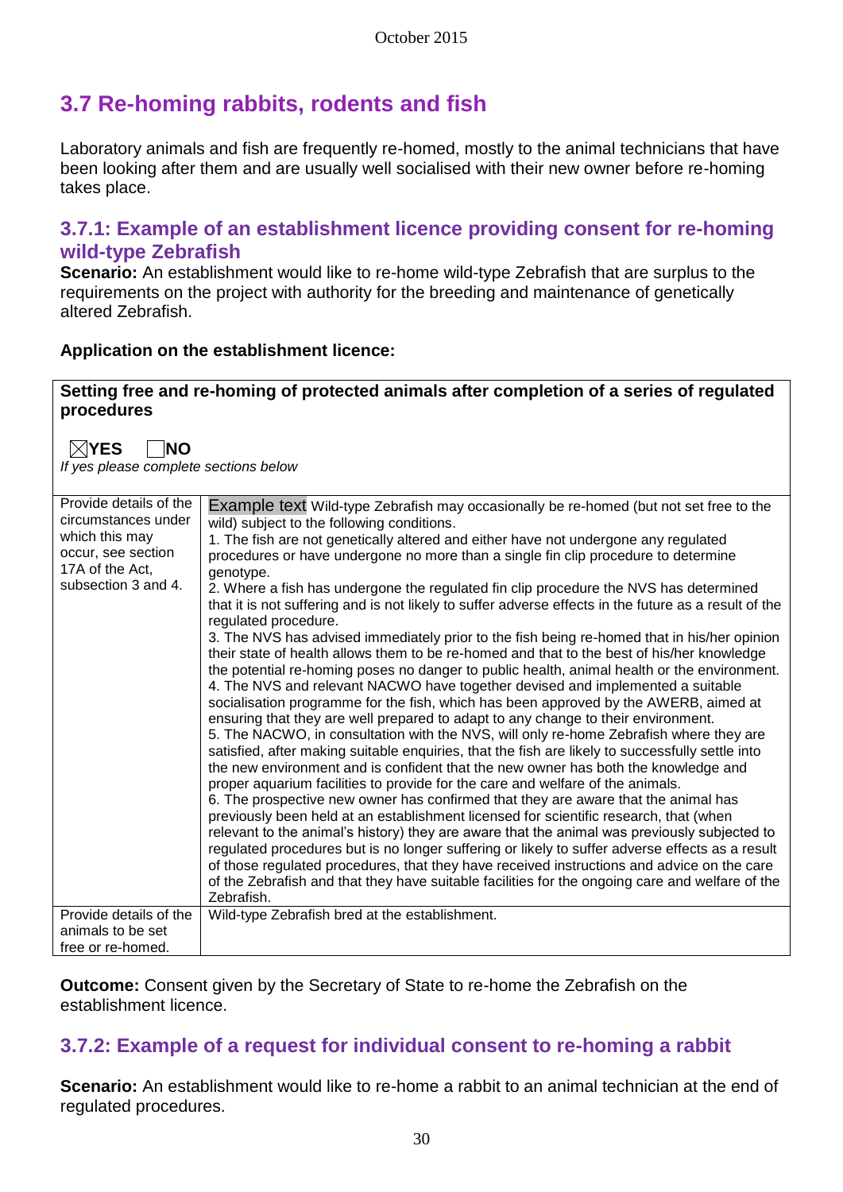## 3.7 Re-homing rabbits, rodents and fish

Laboratory animals and fish are frequently re-homed, mostly to the animal technicians that have been looking after them and are usually well socialised with their new owner before re-homing takes place.

### 3.7.1: Example of an establishment licence providing consent for re-homing wild-type Zebrafish

**Scenario:** An establishment would like to re-home wild-type Zebrafish that are surplus to the requirements on the project with authority for the breeding and maintenance of genetically altered Zebrafish.

**Application on the establishment licence:**

**Setting free and re-homing of protected animals after completion of a series of regulated procedures**

☒**YES** ☐**NO**

*If yes please complete sections below*

| | |
|---|---|
| Provide details of the circumstances under which this may occur, see section 17A of the Act, subsection 3 and 4. | Example text Wild-type Zebrafish may occasionally be re-homed (but not set free to the wild) subject to the following conditions.<br>1. The fish are not genetically altered and either have not undergone any regulated procedures or have undergone no more than a single fin clip procedure to determine genotype.<br>2. Where a fish has undergone the regulated fin clip procedure the NVS has determined that it is not suffering and is not likely to suffer adverse effects in the future as a result of the regulated procedure.<br>3. The NVS has advised immediately prior to the fish being re-homed that in his/her opinion their state of health allows them to be re-homed and that to the best of his/her knowledge the potential re-homing poses no danger to public health, animal health or the environment.<br>4. The NVS and relevant NACWO have together devised and implemented a suitable socialisation programme for the fish, which has been approved by the AWERB, aimed at ensuring that they are well prepared to adapt to any change to their environment.<br>5. The NACWO, in consultation with the NVS, will only re-home Zebrafish where they are satisfied, after making suitable enquiries, that the fish are likely to successfully settle into the new environment and is confident that the new owner has both the knowledge and proper aquarium facilities to provide for the care and welfare of the animals.<br>6. The prospective new owner has confirmed that they are aware that the animal has previously been held at an establishment licensed for scientific research, that (when relevant to the animal's history) they are aware that the animal was previously subjected to regulated procedures but is no longer suffering or likely to suffer adverse effects as a result of those regulated procedures, that they have received instructions and advice on the care of the Zebrafish and that they have suitable facilities for the ongoing care and welfare of the Zebrafish. |
| Provide details of the animals to be set free or re-homed. | Wild-type Zebrafish bred at the establishment. |

**Outcome:** Consent given by the Secretary of State to re-home the Zebrafish on the establishment licence.

### 3.7.2: Example of a request for individual consent to re-homing a rabbit

**Scenario:** An establishment would like to re-home a rabbit to an animal technician at the end of regulated procedures.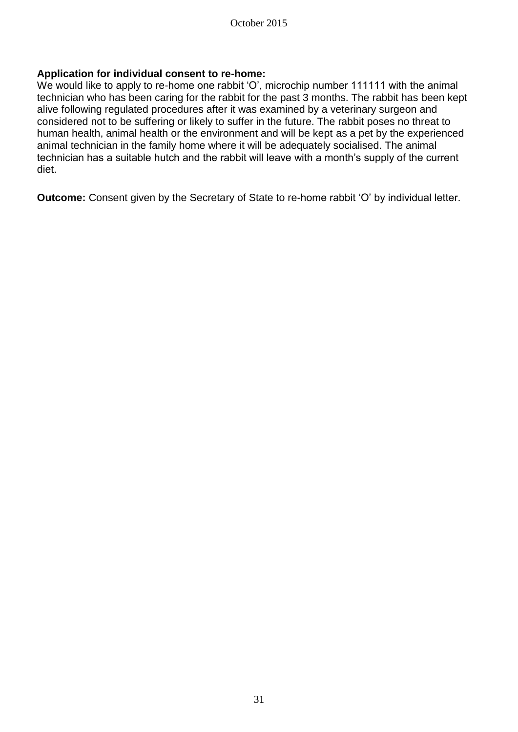**Application for individual consent to re-home:**
We would like to apply to re-home one rabbit 'O', microchip number 111111 with the animal technician who has been caring for the rabbit for the past 3 months. The rabbit has been kept alive following regulated procedures after it was examined by a veterinary surgeon and considered not to be suffering or likely to suffer in the future. The rabbit poses no threat to human health, animal health or the environment and will be kept as a pet by the experienced animal technician in the family home where it will be adequately socialised. The animal technician has a suitable hutch and the rabbit will leave with a month's supply of the current diet.

**Outcome:** Consent given by the Secretary of State to re-home rabbit 'O' by individual letter.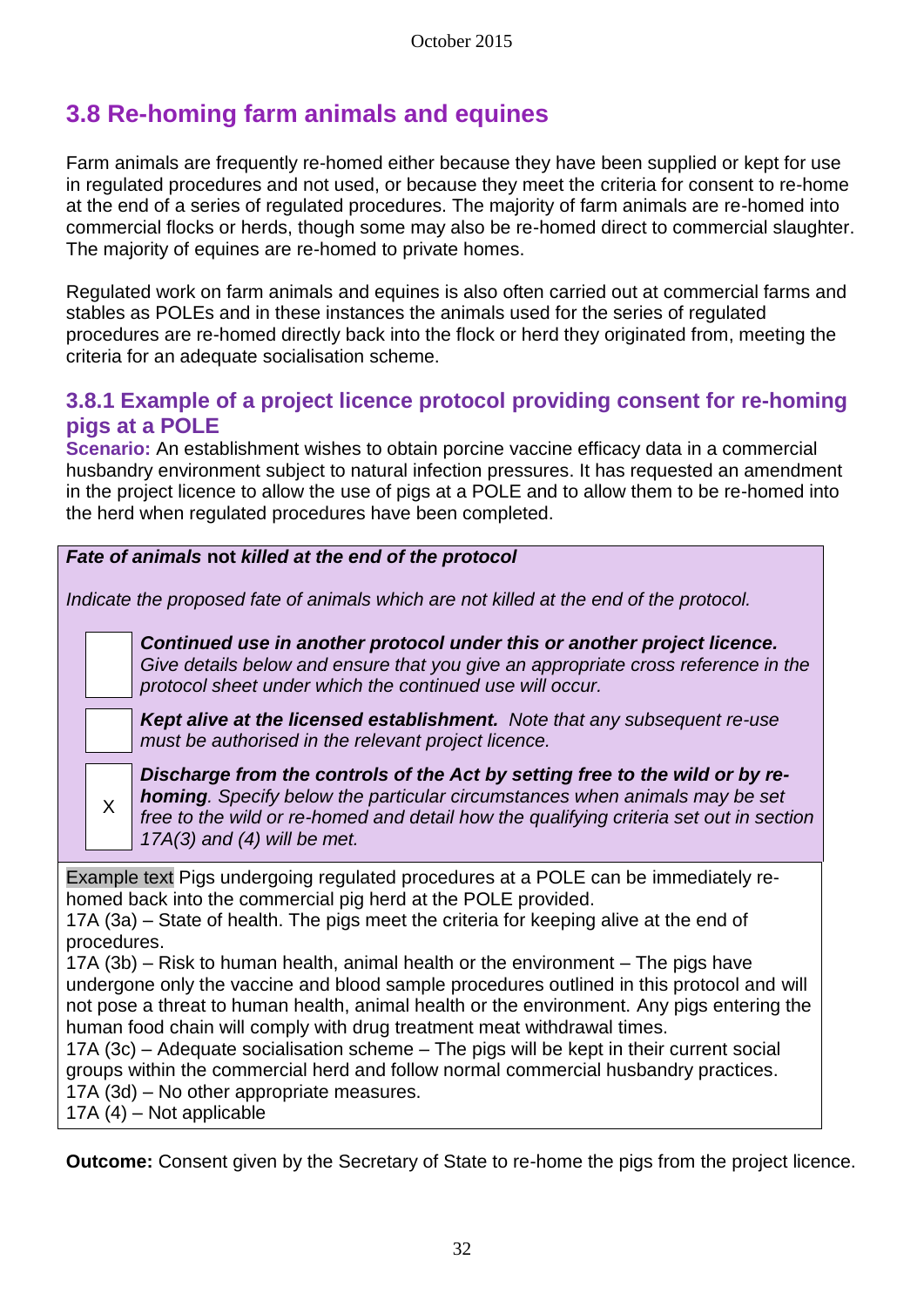## 3.8 Re-homing farm animals and equines

Farm animals are frequently re-homed either because they have been supplied or kept for use in regulated procedures and not used, or because they meet the criteria for consent to re-home at the end of a series of regulated procedures. The majority of farm animals are re-homed into commercial flocks or herds, though some may also be re-homed direct to commercial slaughter. The majority of equines are re-homed to private homes.

Regulated work on farm animals and equines is also often carried out at commercial farms and stables as POLEs and in these instances the animals used for the series of regulated procedures are re-homed directly back into the flock or herd they originated from, meeting the criteria for an adequate socialisation scheme.

### 3.8.1 Example of a project licence protocol providing consent for re-homing pigs at a POLE

**Scenario:** An establishment wishes to obtain porcine vaccine efficacy data in a commercial husbandry environment subject to natural infection pressures. It has requested an amendment in the project licence to allow the use of pigs at a POLE and to allow them to be re-homed into the herd when regulated procedures have been completed.

***Fate of animals* not *killed at the end of the protocol***

*Indicate the proposed fate of animals which are not killed at the end of the protocol.*

| | |
|---|---|
| | ***Continued use in another protocol under this or another project licence.*** *Give details below and ensure that you give an appropriate cross reference in the protocol sheet under which the continued use will occur.* |
| | ***Kept alive at the licensed establishment.*** *Note that any subsequent re-use must be authorised in the relevant project licence.* |
| X | ***Discharge from the controls of the Act by setting free to the wild or by re-homing****. Specify below the particular circumstances when animals may be set free to the wild or re-homed and detail how the qualifying criteria set out in section 17A(3) and (4) will be met.* |

Example text Pigs undergoing regulated procedures at a POLE can be immediately re-homed back into the commercial pig herd at the POLE provided.
17A (3a) – State of health. The pigs meet the criteria for keeping alive at the end of procedures.
17A (3b) – Risk to human health, animal health or the environment – The pigs have undergone only the vaccine and blood sample procedures outlined in this protocol and will not pose a threat to human health, animal health or the environment. Any pigs entering the human food chain will comply with drug treatment meat withdrawal times.
17A (3c) – Adequate socialisation scheme – The pigs will be kept in their current social groups within the commercial herd and follow normal commercial husbandry practices.
17A (3d) – No other appropriate measures.
17A (4) – Not applicable

**Outcome:** Consent given by the Secretary of State to re-home the pigs from the project licence.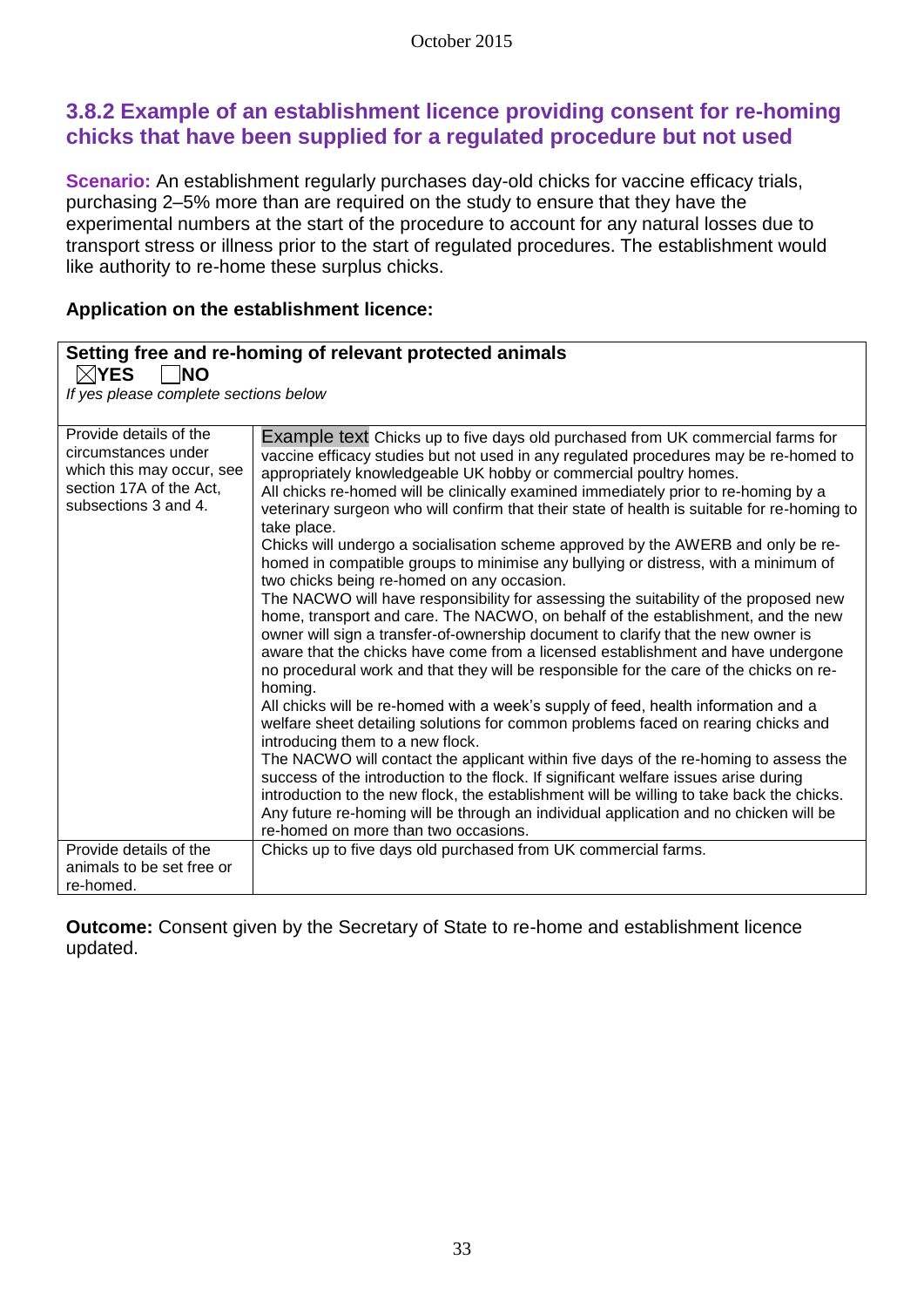### 3.8.2 Example of an establishment licence providing consent for re-homing chicks that have been supplied for a regulated procedure but not used

**Scenario:** An establishment regularly purchases day-old chicks for vaccine efficacy trials, purchasing 2–5% more than are required on the study to ensure that they have the experimental numbers at the start of the procedure to account for any natural losses due to transport stress or illness prior to the start of regulated procedures. The establishment would like authority to re-home these surplus chicks.

**Application on the establishment licence:**

| **Setting free and re-homing of relevant protected animals**<br>☒**YES** ☐**NO**<br>*If yes please complete sections below* | |
|---|---|
| Provide details of the circumstances under which this may occur, see section 17A of the Act, subsections 3 and 4. | Example text Chicks up to five days old purchased from UK commercial farms for vaccine efficacy studies but not used in any regulated procedures may be re-homed to appropriately knowledgeable UK hobby or commercial poultry homes.<br>All chicks re-homed will be clinically examined immediately prior to re-homing by a veterinary surgeon who will confirm that their state of health is suitable for re-homing to take place.<br>Chicks will undergo a socialisation scheme approved by the AWERB and only be re-homed in compatible groups to minimise any bullying or distress, with a minimum of two chicks being re-homed on any occasion.<br>The NACWO will have responsibility for assessing the suitability of the proposed new home, transport and care. The NACWO, on behalf of the establishment, and the new owner will sign a transfer-of-ownership document to clarify that the new owner is aware that the chicks have come from a licensed establishment and have undergone no procedural work and that they will be responsible for the care of the chicks on re-homing.<br>All chicks will be re-homed with a week's supply of feed, health information and a welfare sheet detailing solutions for common problems faced on rearing chicks and introducing them to a new flock.<br>The NACWO will contact the applicant within five days of the re-homing to assess the success of the introduction to the flock. If significant welfare issues arise during introduction to the new flock, the establishment will be willing to take back the chicks.<br>Any future re-homing will be through an individual application and no chicken will be re-homed on more than two occasions. |
| Provide details of the animals to be set free or re-homed. | Chicks up to five days old purchased from UK commercial farms. |

**Outcome:** Consent given by the Secretary of State to re-home and establishment licence updated.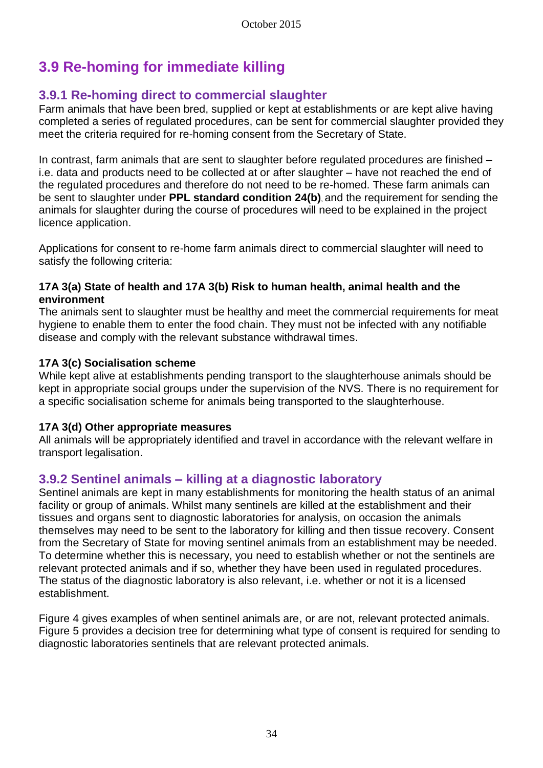## 3.9 Re-homing for immediate killing

### 3.9.1 Re-homing direct to commercial slaughter

Farm animals that have been bred, supplied or kept at establishments or are kept alive having completed a series of regulated procedures, can be sent for commercial slaughter provided they meet the criteria required for re-homing consent from the Secretary of State.

In contrast, farm animals that are sent to slaughter before regulated procedures are finished – i.e. data and products need to be collected at or after slaughter – have not reached the end of the regulated procedures and therefore do not need to be re-homed. These farm animals can be sent to slaughter under **PPL standard condition 24(b)**, and the requirement for sending the animals for slaughter during the course of procedures will need to be explained in the project licence application.

Applications for consent to re-home farm animals direct to commercial slaughter will need to satisfy the following criteria:

**17A 3(a) State of health and 17A 3(b) Risk to human health, animal health and the environment**

The animals sent to slaughter must be healthy and meet the commercial requirements for meat hygiene to enable them to enter the food chain. They must not be infected with any notifiable disease and comply with the relevant substance withdrawal times.

**17A 3(c) Socialisation scheme**

While kept alive at establishments pending transport to the slaughterhouse animals should be kept in appropriate social groups under the supervision of the NVS. There is no requirement for a specific socialisation scheme for animals being transported to the slaughterhouse.

**17A 3(d) Other appropriate measures**

All animals will be appropriately identified and travel in accordance with the relevant welfare in transport legalisation.

### 3.9.2 Sentinel animals – killing at a diagnostic laboratory

Sentinel animals are kept in many establishments for monitoring the health status of an animal facility or group of animals. Whilst many sentinels are killed at the establishment and their tissues and organs sent to diagnostic laboratories for analysis, on occasion the animals themselves may need to be sent to the laboratory for killing and then tissue recovery. Consent from the Secretary of State for moving sentinel animals from an establishment may be needed. To determine whether this is necessary, you need to establish whether or not the sentinels are relevant protected animals and if so, whether they have been used in regulated procedures. The status of the diagnostic laboratory is also relevant, i.e. whether or not it is a licensed establishment.

Figure 4 gives examples of when sentinel animals are, or are not, relevant protected animals. Figure 5 provides a decision tree for determining what type of consent is required for sending to diagnostic laboratories sentinels that are relevant protected animals.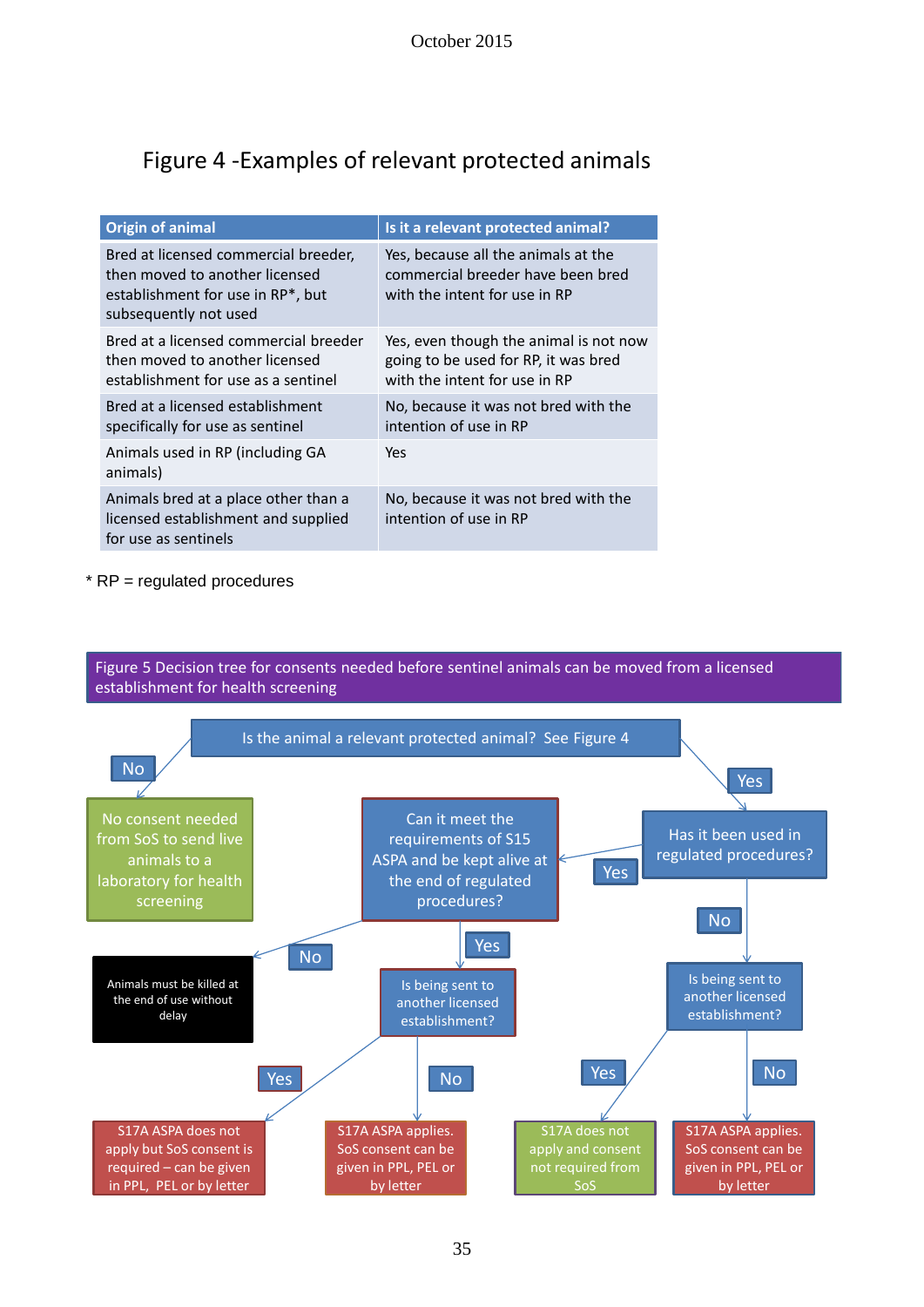# Figure 4 -Examples of relevant protected animals

| Origin of animal | Is it a relevant protected animal? |
|---|---|
| Bred at licensed commercial breeder, then moved to another licensed establishment for use in RP*, but subsequently not used | Yes, because all the animals at the commercial breeder have been bred with the intent for use in RP |
| Bred at a licensed commercial breeder then moved to another licensed establishment for use as a sentinel | Yes, even though the animal is not now going to be used for RP, it was bred with the intent for use in RP |
| Bred at a licensed establishment specifically for use as sentinel | No, because it was not bred with the intention of use in RP |
| Animals used in RP (including GA animals) | Yes |
| Animals bred at a place other than a licensed establishment and supplied for use as sentinels | No, because it was not bred with the intention of use in RP |

* RP = regulated procedures

**Figure 5 Decision tree for consents needed before sentinel animals can be moved from a licensed establishment for health screening**

- Is the animal a relevant protected animal? See Figure 4
  - **No** → No consent needed from SoS to send live animals to a laboratory for health screening
  - **Yes** → Has it been used in regulated procedures?
    - **Yes** → Can it meet the requirements of S15 ASPA and be kept alive at the end of regulated procedures?
      - **No** → Animals must be killed at the end of use without delay
      - **Yes** → Is being sent to another licensed establishment?
        - **Yes** → S17A ASPA does not apply but SoS consent is required – can be given in PPL, PEL or by letter
        - **No** → S17A ASPA applies. SoS consent can be given in PPL, PEL or by letter
    - **No** → Is being sent to another licensed establishment?
      - **Yes** → S17A does not apply and consent not required from SoS
      - **No** → S17A ASPA applies. SoS consent can be given in PPL, PEL or by letter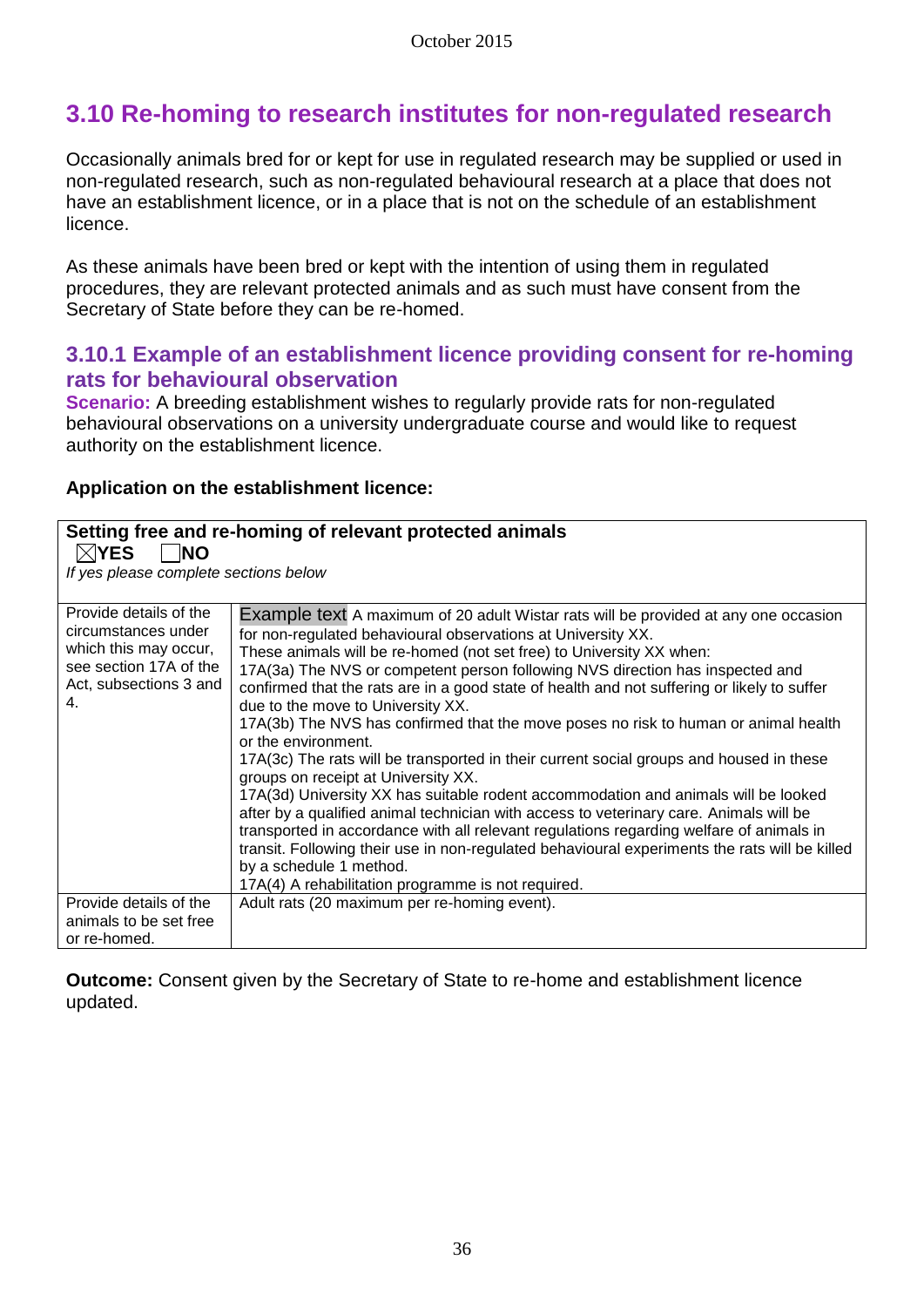## 3.10 Re-homing to research institutes for non-regulated research

Occasionally animals bred for or kept for use in regulated research may be supplied or used in non-regulated research, such as non-regulated behavioural research at a place that does not have an establishment licence, or in a place that is not on the schedule of an establishment licence.

As these animals have been bred or kept with the intention of using them in regulated procedures, they are relevant protected animals and as such must have consent from the Secretary of State before they can be re-homed.

### 3.10.1 Example of an establishment licence providing consent for re-homing rats for behavioural observation

**Scenario:** A breeding establishment wishes to regularly provide rats for non-regulated behavioural observations on a university undergraduate course and would like to request authority on the establishment licence.

**Application on the establishment licence:**

| **Setting free and re-homing of relevant protected animals**<br>☒**YES** ☐**NO**<br>*If yes please complete sections below* | |
|---|---|
| Provide details of the circumstances under which this may occur, see section 17A of the Act, subsections 3 and 4. | Example text A maximum of 20 adult Wistar rats will be provided at any one occasion for non-regulated behavioural observations at University XX.<br>These animals will be re-homed (not set free) to University XX when:<br>17A(3a) The NVS or competent person following NVS direction has inspected and confirmed that the rats are in a good state of health and not suffering or likely to suffer due to the move to University XX.<br>17A(3b) The NVS has confirmed that the move poses no risk to human or animal health or the environment.<br>17A(3c) The rats will be transported in their current social groups and housed in these groups on receipt at University XX.<br>17A(3d) University XX has suitable rodent accommodation and animals will be looked after by a qualified animal technician with access to veterinary care. Animals will be transported in accordance with all relevant regulations regarding welfare of animals in transit. Following their use in non-regulated behavioural experiments the rats will be killed by a schedule 1 method.<br>17A(4) A rehabilitation programme is not required. |
| Provide details of the animals to be set free or re-homed. | Adult rats (20 maximum per re-homing event). |

**Outcome:** Consent given by the Secretary of State to re-home and establishment licence updated.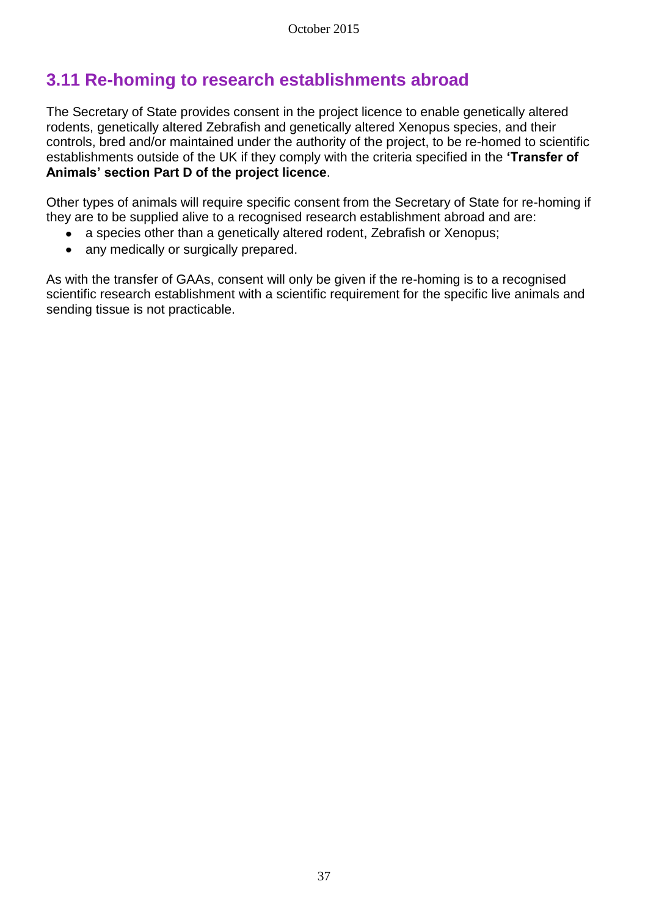## 3.11 Re-homing to research establishments abroad

The Secretary of State provides consent in the project licence to enable genetically altered rodents, genetically altered Zebrafish and genetically altered Xenopus species, and their controls, bred and/or maintained under the authority of the project, to be re-homed to scientific establishments outside of the UK if they comply with the criteria specified in the **'Transfer of Animals' section Part D of the project licence**.

Other types of animals will require specific consent from the Secretary of State for re-homing if they are to be supplied alive to a recognised research establishment abroad and are:

- a species other than a genetically altered rodent, Zebrafish or Xenopus;
- any medically or surgically prepared.

As with the transfer of GAAs, consent will only be given if the re-homing is to a recognised scientific research establishment with a scientific requirement for the specific live animals and sending tissue is not practicable.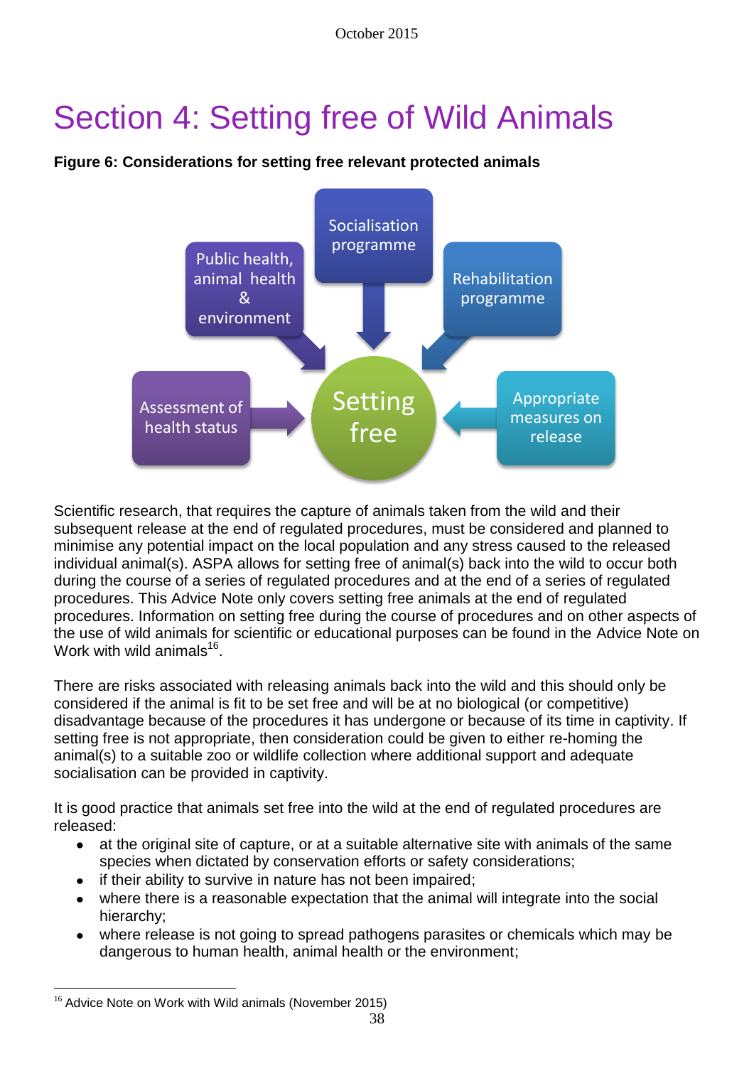# Section 4: Setting free of Wild Animals

**Figure 6: Considerations for setting free relevant protected animals**

Socialisation programme

Public health, animal health & environment

Rehabilitation programme

Assessment of health status

Setting free

Appropriate measures on release

Scientific research, that requires the capture of animals taken from the wild and their subsequent release at the end of regulated procedures, must be considered and planned to minimise any potential impact on the local population and any stress caused to the released individual animal(s). ASPA allows for setting free of animal(s) back into the wild to occur both during the course of a series of regulated procedures and at the end of a series of regulated procedures. This Advice Note only covers setting free animals at the end of regulated procedures. Information on setting free during the course of procedures and on other aspects of the use of wild animals for scientific or educational purposes can be found in the Advice Note on Work with wild animals[16].

There are risks associated with releasing animals back into the wild and this should only be considered if the animal is fit to be set free and will be at no biological (or competitive) disadvantage because of the procedures it has undergone or because of its time in captivity. If setting free is not appropriate, then consideration could be given to either re-homing the animal(s) to a suitable zoo or wildlife collection where additional support and adequate socialisation can be provided in captivity.

It is good practice that animals set free into the wild at the end of regulated procedures are released:

- at the original site of capture, or at a suitable alternative site with animals of the same species when dictated by conservation efforts or safety considerations;
- if their ability to survive in nature has not been impaired;
- where there is a reasonable expectation that the animal will integrate into the social hierarchy;
- where release is not going to spread pathogens parasites or chemicals which may be dangerous to human health, animal health or the environment;

[16] Advice Note on Work with Wild animals (November 2015)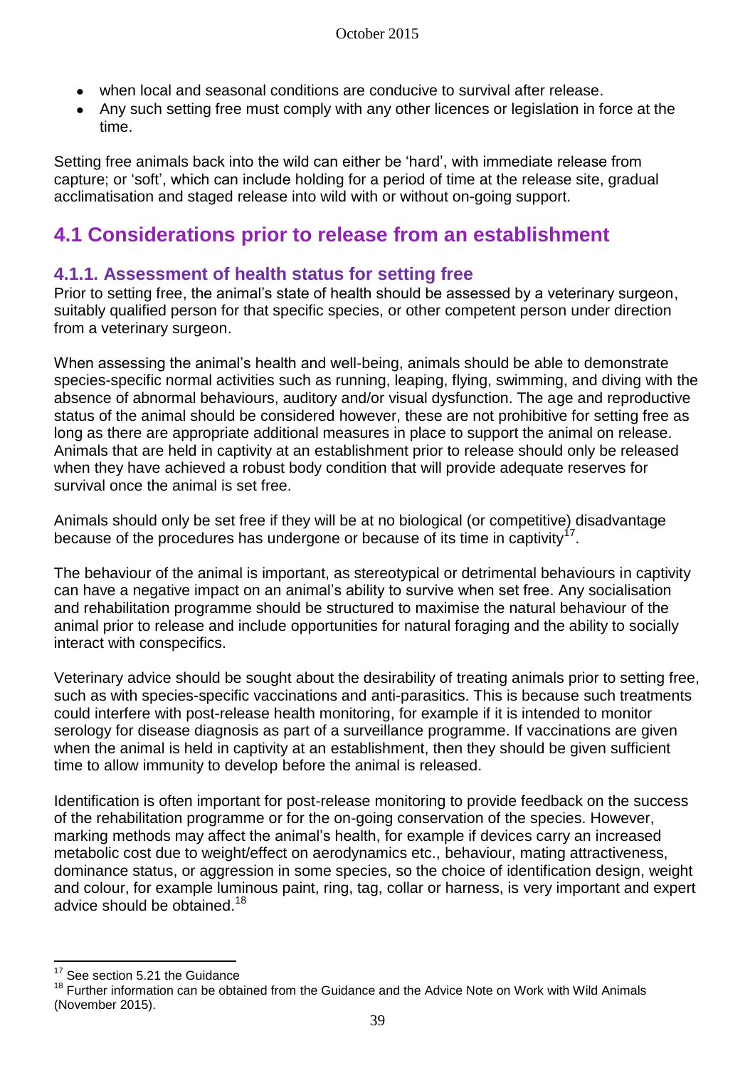- when local and seasonal conditions are conducive to survival after release.
- Any such setting free must comply with any other licences or legislation in force at the time.

Setting free animals back into the wild can either be 'hard', with immediate release from capture; or 'soft', which can include holding for a period of time at the release site, gradual acclimatisation and staged release into wild with or without on-going support.

## 4.1 Considerations prior to release from an establishment

### 4.1.1. Assessment of health status for setting free

Prior to setting free, the animal's state of health should be assessed by a veterinary surgeon, suitably qualified person for that specific species, or other competent person under direction from a veterinary surgeon.

When assessing the animal's health and well-being, animals should be able to demonstrate species-specific normal activities such as running, leaping, flying, swimming, and diving with the absence of abnormal behaviours, auditory and/or visual dysfunction. The age and reproductive status of the animal should be considered however, these are not prohibitive for setting free as long as there are appropriate additional measures in place to support the animal on release. Animals that are held in captivity at an establishment prior to release should only be released when they have achieved a robust body condition that will provide adequate reserves for survival once the animal is set free.

Animals should only be set free if they will be at no biological (or competitive) disadvantage because of the procedures has undergone or because of its time in captivity[17].

The behaviour of the animal is important, as stereotypical or detrimental behaviours in captivity can have a negative impact on an animal's ability to survive when set free. Any socialisation and rehabilitation programme should be structured to maximise the natural behaviour of the animal prior to release and include opportunities for natural foraging and the ability to socially interact with conspecifics.

Veterinary advice should be sought about the desirability of treating animals prior to setting free, such as with species-specific vaccinations and anti-parasitics. This is because such treatments could interfere with post-release health monitoring, for example if it is intended to monitor serology for disease diagnosis as part of a surveillance programme. If vaccinations are given when the animal is held in captivity at an establishment, then they should be given sufficient time to allow immunity to develop before the animal is released.

Identification is often important for post-release monitoring to provide feedback on the success of the rehabilitation programme or for the on-going conservation of the species. However, marking methods may affect the animal's health, for example if devices carry an increased metabolic cost due to weight/effect on aerodynamics etc., behaviour, mating attractiveness, dominance status, or aggression in some species, so the choice of identification design, weight and colour, for example luminous paint, ring, tag, collar or harness, is very important and expert advice should be obtained.[18]

---

[17] See section 5.21 the Guidance

[18] Further information can be obtained from the Guidance and the Advice Note on Work with Wild Animals (November 2015).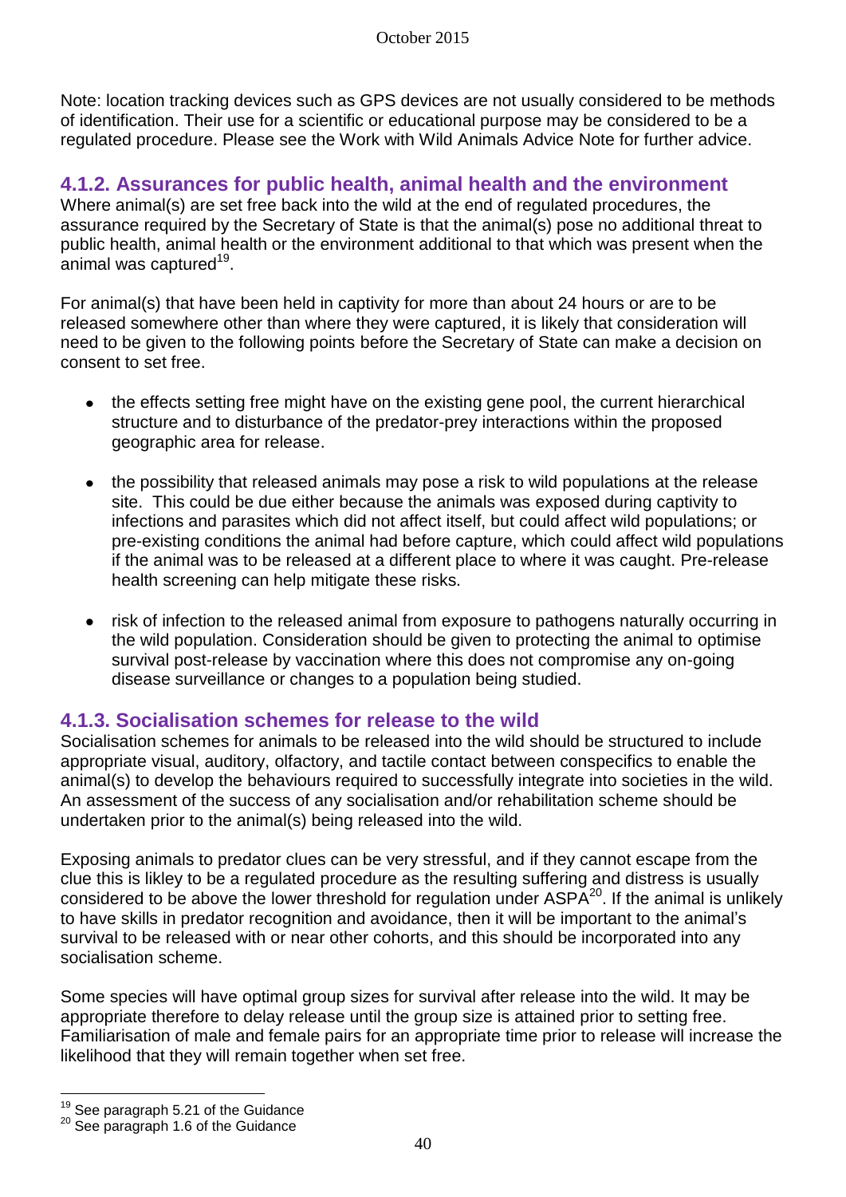Note: location tracking devices such as GPS devices are not usually considered to be methods of identification. Their use for a scientific or educational purpose may be considered to be a regulated procedure. Please see the Work with Wild Animals Advice Note for further advice.

### 4.1.2. Assurances for public health, animal health and the environment

Where animal(s) are set free back into the wild at the end of regulated procedures, the assurance required by the Secretary of State is that the animal(s) pose no additional threat to public health, animal health or the environment additional to that which was present when the animal was captured[19].

For animal(s) that have been held in captivity for more than about 24 hours or are to be released somewhere other than where they were captured, it is likely that consideration will need to be given to the following points before the Secretary of State can make a decision on consent to set free.

- the effects setting free might have on the existing gene pool, the current hierarchical structure and to disturbance of the predator-prey interactions within the proposed geographic area for release.
- the possibility that released animals may pose a risk to wild populations at the release site. This could be due either because the animals was exposed during captivity to infections and parasites which did not affect itself, but could affect wild populations; or pre-existing conditions the animal had before capture, which could affect wild populations if the animal was to be released at a different place to where it was caught. Pre-release health screening can help mitigate these risks.
- risk of infection to the released animal from exposure to pathogens naturally occurring in the wild population. Consideration should be given to protecting the animal to optimise survival post-release by vaccination where this does not compromise any on-going disease surveillance or changes to a population being studied.

### 4.1.3. Socialisation schemes for release to the wild

Socialisation schemes for animals to be released into the wild should be structured to include appropriate visual, auditory, olfactory, and tactile contact between conspecifics to enable the animal(s) to develop the behaviours required to successfully integrate into societies in the wild. An assessment of the success of any socialisation and/or rehabilitation scheme should be undertaken prior to the animal(s) being released into the wild.

Exposing animals to predator clues can be very stressful, and if they cannot escape from the clue this is likley to be a regulated procedure as the resulting suffering and distress is usually considered to be above the lower threshold for regulation under ASPA[20]. If the animal is unlikely to have skills in predator recognition and avoidance, then it will be important to the animal's survival to be released with or near other cohorts, and this should be incorporated into any socialisation scheme.

Some species will have optimal group sizes for survival after release into the wild. It may be appropriate therefore to delay release until the group size is attained prior to setting free. Familiarisation of male and female pairs for an appropriate time prior to release will increase the likelihood that they will remain together when set free.

---

[19] See paragraph 5.21 of the Guidance

[20] See paragraph 1.6 of the Guidance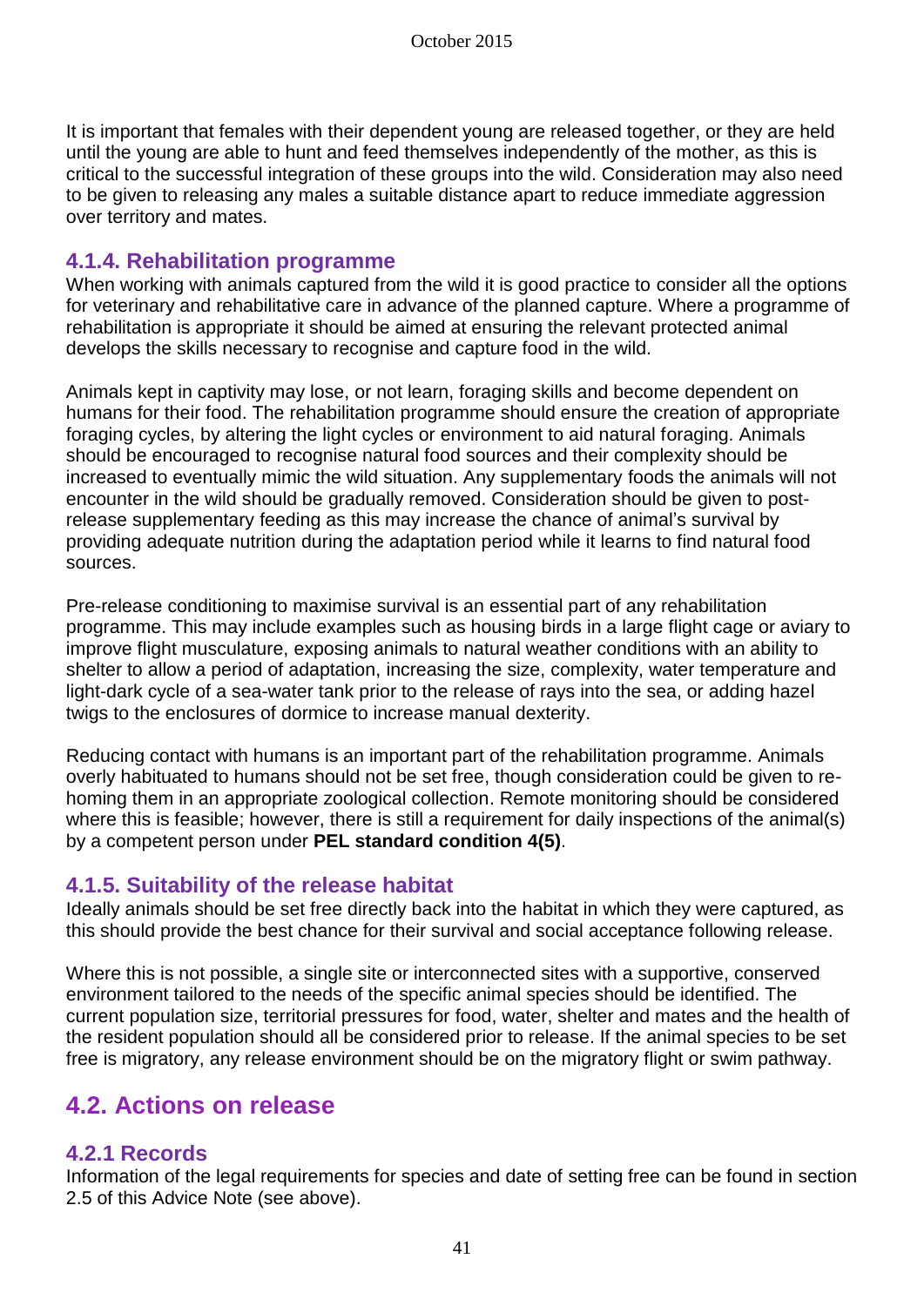It is important that females with their dependent young are released together, or they are held until the young are able to hunt and feed themselves independently of the mother, as this is critical to the successful integration of these groups into the wild. Consideration may also need to be given to releasing any males a suitable distance apart to reduce immediate aggression over territory and mates.

### 4.1.4. Rehabilitation programme

When working with animals captured from the wild it is good practice to consider all the options for veterinary and rehabilitative care in advance of the planned capture. Where a programme of rehabilitation is appropriate it should be aimed at ensuring the relevant protected animal develops the skills necessary to recognise and capture food in the wild.

Animals kept in captivity may lose, or not learn, foraging skills and become dependent on humans for their food. The rehabilitation programme should ensure the creation of appropriate foraging cycles, by altering the light cycles or environment to aid natural foraging. Animals should be encouraged to recognise natural food sources and their complexity should be increased to eventually mimic the wild situation. Any supplementary foods the animals will not encounter in the wild should be gradually removed. Consideration should be given to post-release supplementary feeding as this may increase the chance of animal's survival by providing adequate nutrition during the adaptation period while it learns to find natural food sources.

Pre-release conditioning to maximise survival is an essential part of any rehabilitation programme. This may include examples such as housing birds in a large flight cage or aviary to improve flight musculature, exposing animals to natural weather conditions with an ability to shelter to allow a period of adaptation, increasing the size, complexity, water temperature and light-dark cycle of a sea-water tank prior to the release of rays into the sea, or adding hazel twigs to the enclosures of dormice to increase manual dexterity.

Reducing contact with humans is an important part of the rehabilitation programme. Animals overly habituated to humans should not be set free, though consideration could be given to re-homing them in an appropriate zoological collection. Remote monitoring should be considered where this is feasible; however, there is still a requirement for daily inspections of the animal(s) by a competent person under **PEL standard condition 4(5)**.

### 4.1.5. Suitability of the release habitat

Ideally animals should be set free directly back into the habitat in which they were captured, as this should provide the best chance for their survival and social acceptance following release.

Where this is not possible, a single site or interconnected sites with a supportive, conserved environment tailored to the needs of the specific animal species should be identified. The current population size, territorial pressures for food, water, shelter and mates and the health of the resident population should all be considered prior to release. If the animal species to be set free is migratory, any release environment should be on the migratory flight or swim pathway.

## 4.2. Actions on release

### 4.2.1 Records

Information of the legal requirements for species and date of setting free can be found in section 2.5 of this Advice Note (see above).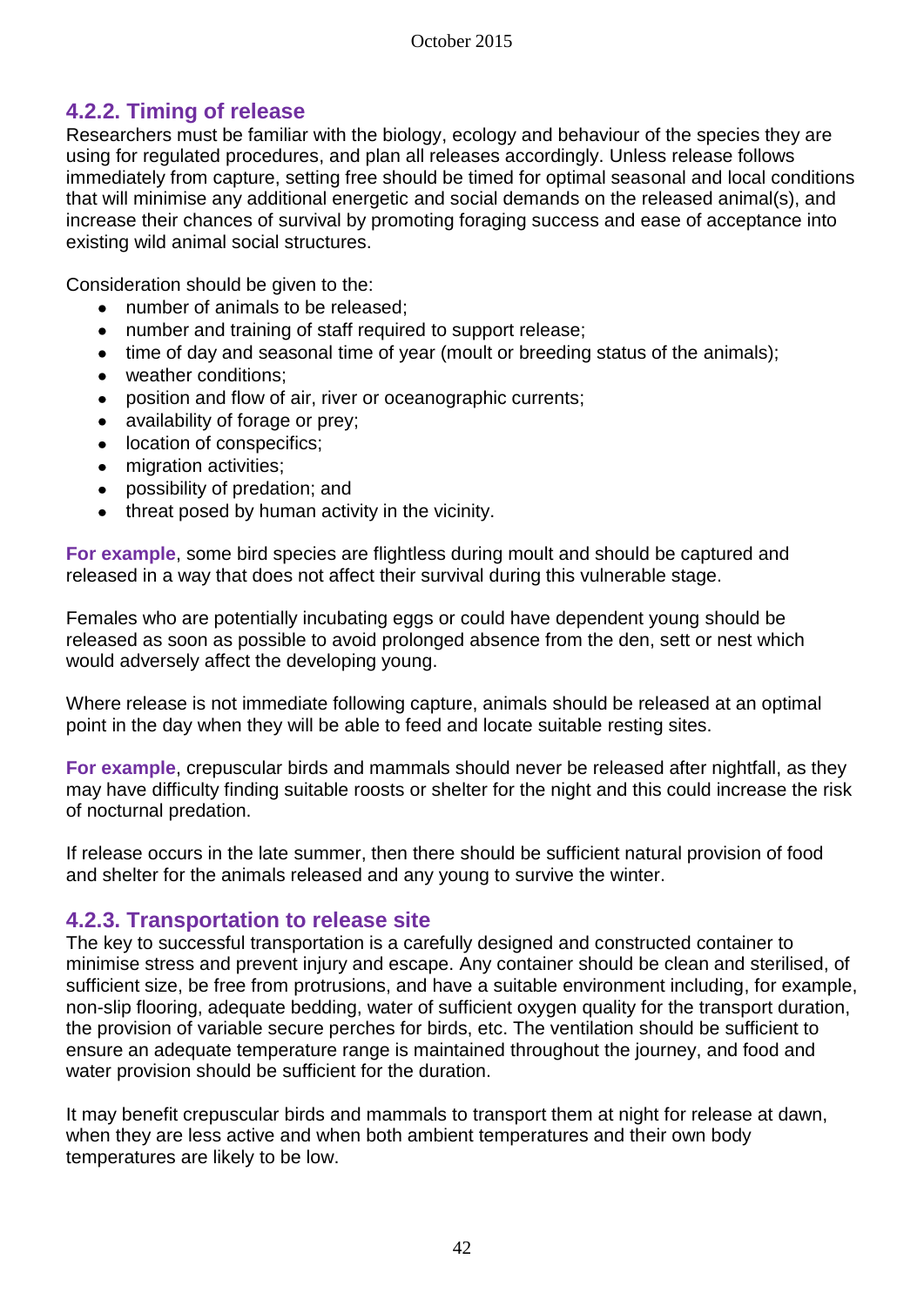### 4.2.2. Timing of release

Researchers must be familiar with the biology, ecology and behaviour of the species they are using for regulated procedures, and plan all releases accordingly. Unless release follows immediately from capture, setting free should be timed for optimal seasonal and local conditions that will minimise any additional energetic and social demands on the released animal(s), and increase their chances of survival by promoting foraging success and ease of acceptance into existing wild animal social structures.

Consideration should be given to the:

- number of animals to be released;
- number and training of staff required to support release;
- time of day and seasonal time of year (moult or breeding status of the animals);
- weather conditions;
- position and flow of air, river or oceanographic currents;
- availability of forage or prey;
- location of conspecifics;
- migration activities;
- possibility of predation; and
- threat posed by human activity in the vicinity.

**For example**, some bird species are flightless during moult and should be captured and released in a way that does not affect their survival during this vulnerable stage.

Females who are potentially incubating eggs or could have dependent young should be released as soon as possible to avoid prolonged absence from the den, sett or nest which would adversely affect the developing young.

Where release is not immediate following capture, animals should be released at an optimal point in the day when they will be able to feed and locate suitable resting sites.

**For example**, crepuscular birds and mammals should never be released after nightfall, as they may have difficulty finding suitable roosts or shelter for the night and this could increase the risk of nocturnal predation.

If release occurs in the late summer, then there should be sufficient natural provision of food and shelter for the animals released and any young to survive the winter.

### 4.2.3. Transportation to release site

The key to successful transportation is a carefully designed and constructed container to minimise stress and prevent injury and escape. Any container should be clean and sterilised, of sufficient size, be free from protrusions, and have a suitable environment including, for example, non-slip flooring, adequate bedding, water of sufficient oxygen quality for the transport duration, the provision of variable secure perches for birds, etc. The ventilation should be sufficient to ensure an adequate temperature range is maintained throughout the journey, and food and water provision should be sufficient for the duration.

It may benefit crepuscular birds and mammals to transport them at night for release at dawn, when they are less active and when both ambient temperatures and their own body temperatures are likely to be low.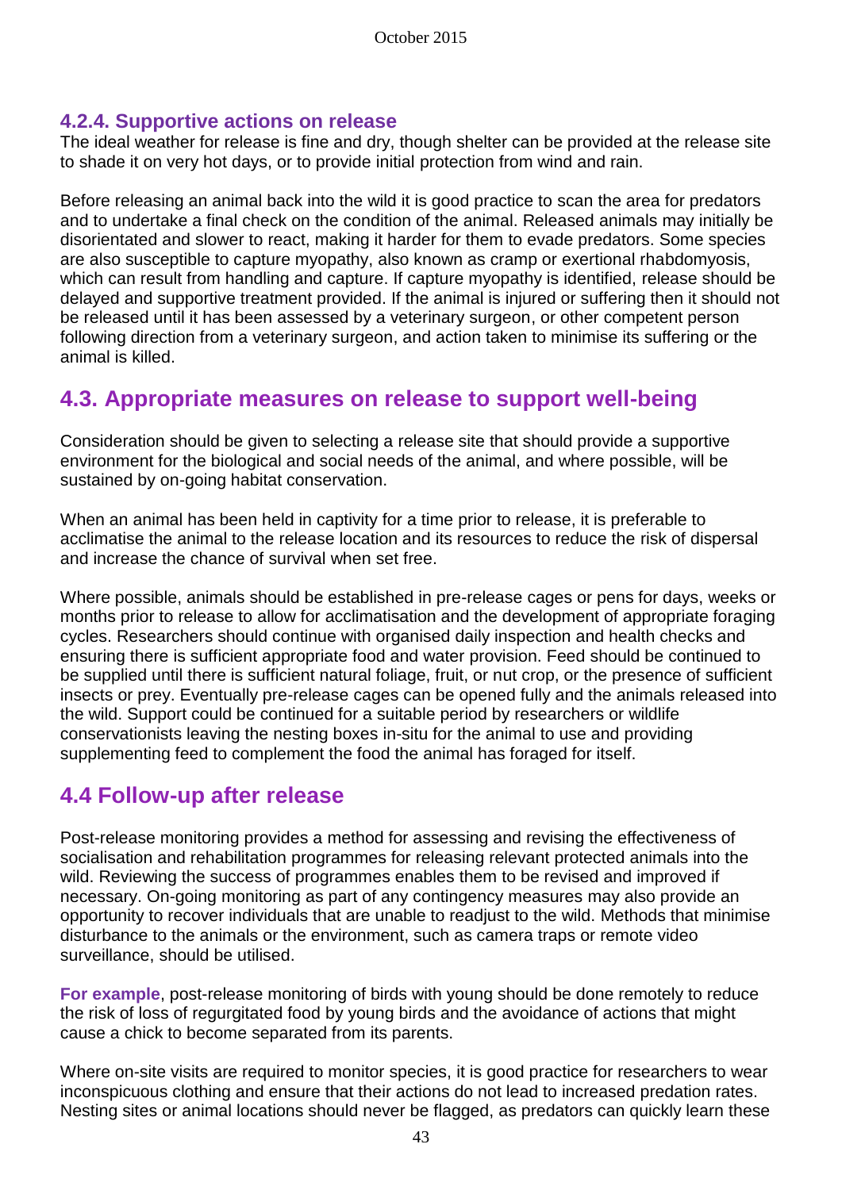### 4.2.4. Supportive actions on release

The ideal weather for release is fine and dry, though shelter can be provided at the release site to shade it on very hot days, or to provide initial protection from wind and rain.

Before releasing an animal back into the wild it is good practice to scan the area for predators and to undertake a final check on the condition of the animal. Released animals may initially be disorientated and slower to react, making it harder for them to evade predators. Some species are also susceptible to capture myopathy, also known as cramp or exertional rhabdomyosis, which can result from handling and capture. If capture myopathy is identified, release should be delayed and supportive treatment provided. If the animal is injured or suffering then it should not be released until it has been assessed by a veterinary surgeon, or other competent person following direction from a veterinary surgeon, and action taken to minimise its suffering or the animal is killed.

## 4.3. Appropriate measures on release to support well-being

Consideration should be given to selecting a release site that should provide a supportive environment for the biological and social needs of the animal, and where possible, will be sustained by on-going habitat conservation.

When an animal has been held in captivity for a time prior to release, it is preferable to acclimatise the animal to the release location and its resources to reduce the risk of dispersal and increase the chance of survival when set free.

Where possible, animals should be established in pre-release cages or pens for days, weeks or months prior to release to allow for acclimatisation and the development of appropriate foraging cycles. Researchers should continue with organised daily inspection and health checks and ensuring there is sufficient appropriate food and water provision. Feed should be continued to be supplied until there is sufficient natural foliage, fruit, or nut crop, or the presence of sufficient insects or prey. Eventually pre-release cages can be opened fully and the animals released into the wild. Support could be continued for a suitable period by researchers or wildlife conservationists leaving the nesting boxes in-situ for the animal to use and providing supplementing feed to complement the food the animal has foraged for itself.

## 4.4 Follow-up after release

Post-release monitoring provides a method for assessing and revising the effectiveness of socialisation and rehabilitation programmes for releasing relevant protected animals into the wild. Reviewing the success of programmes enables them to be revised and improved if necessary. On-going monitoring as part of any contingency measures may also provide an opportunity to recover individuals that are unable to readjust to the wild. Methods that minimise disturbance to the animals or the environment, such as camera traps or remote video surveillance, should be utilised.

**For example**, post-release monitoring of birds with young should be done remotely to reduce the risk of loss of regurgitated food by young birds and the avoidance of actions that might cause a chick to become separated from its parents.

Where on-site visits are required to monitor species, it is good practice for researchers to wear inconspicuous clothing and ensure that their actions do not lead to increased predation rates. Nesting sites or animal locations should never be flagged, as predators can quickly learn these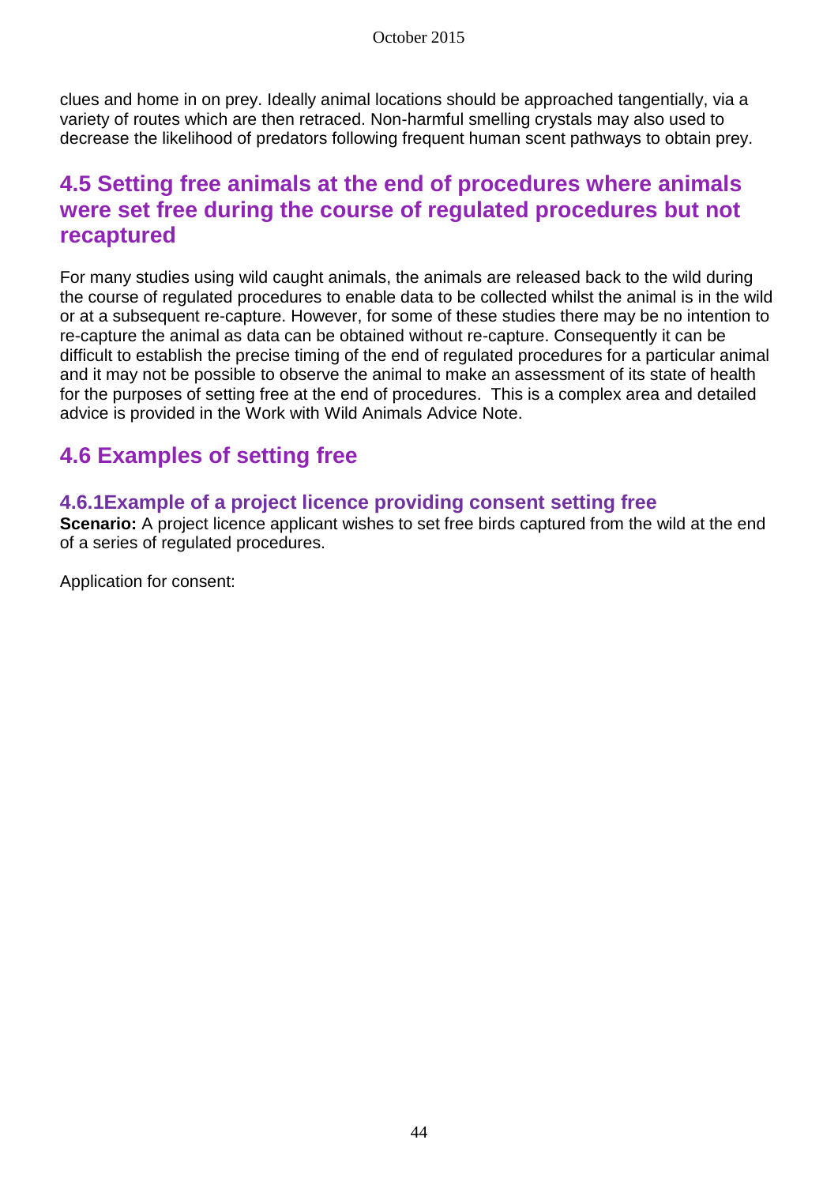clues and home in on prey. Ideally animal locations should be approached tangentially, via a variety of routes which are then retraced. Non-harmful smelling crystals may also used to decrease the likelihood of predators following frequent human scent pathways to obtain prey.

## 4.5 Setting free animals at the end of procedures where animals were set free during the course of regulated procedures but not recaptured

For many studies using wild caught animals, the animals are released back to the wild during the course of regulated procedures to enable data to be collected whilst the animal is in the wild or at a subsequent re-capture. However, for some of these studies there may be no intention to re-capture the animal as data can be obtained without re-capture. Consequently it can be difficult to establish the precise timing of the end of regulated procedures for a particular animal and it may not be possible to observe the animal to make an assessment of its state of health for the purposes of setting free at the end of procedures. This is a complex area and detailed advice is provided in the Work with Wild Animals Advice Note.

## 4.6 Examples of setting free

### 4.6.1Example of a project licence providing consent setting free

**Scenario:** A project licence applicant wishes to set free birds captured from the wild at the end of a series of regulated procedures.

Application for consent: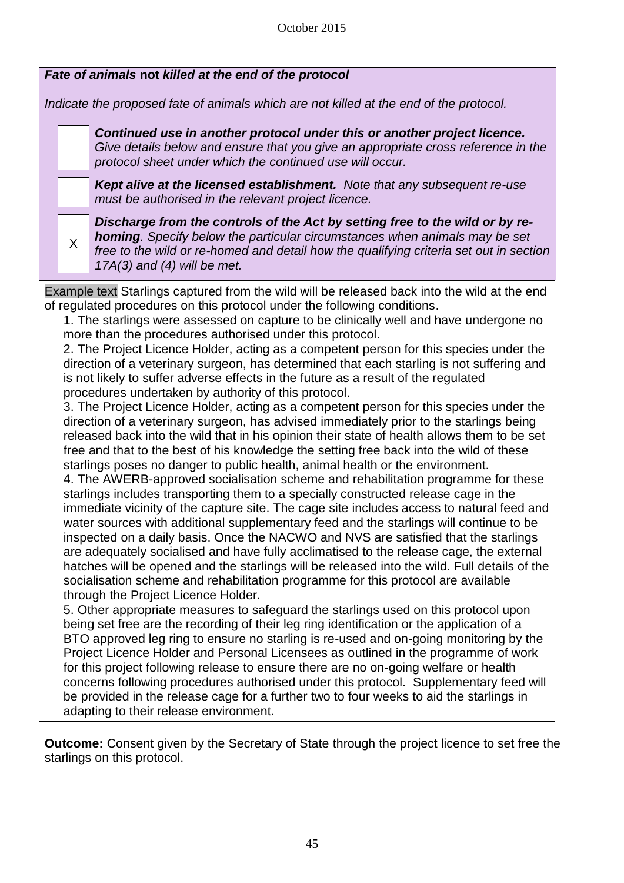***Fate of animals* not *killed at the end of the protocol***

*Indicate the proposed fate of animals which are not killed at the end of the protocol.*

- [ ] ***Continued use in another protocol under this or another project licence.*** *Give details below and ensure that you give an appropriate cross reference in the protocol sheet under which the continued use will occur.*
- [ ] ***Kept alive at the licensed establishment.*** *Note that any subsequent re-use must be authorised in the relevant project licence.*
- [X] ***Discharge from the controls of the Act by setting free to the wild or by re-homing****. Specify below the particular circumstances when animals may be set free to the wild or re-homed and detail how the qualifying criteria set out in section 17A(3) and (4) will be met.*

Example text Starlings captured from the wild will be released back into the wild at the end of regulated procedures on this protocol under the following conditions.

1. The starlings were assessed on capture to be clinically well and have undergone no more than the procedures authorised under this protocol.
2. The Project Licence Holder, acting as a competent person for this species under the direction of a veterinary surgeon, has determined that each starling is not suffering and is not likely to suffer adverse effects in the future as a result of the regulated procedures undertaken by authority of this protocol.
3. The Project Licence Holder, acting as a competent person for this species under the direction of a veterinary surgeon, has advised immediately prior to the starlings being released back into the wild that in his opinion their state of health allows them to be set free and that to the best of his knowledge the setting free back into the wild of these starlings poses no danger to public health, animal health or the environment.
4. The AWERB-approved socialisation scheme and rehabilitation programme for these starlings includes transporting them to a specially constructed release cage in the immediate vicinity of the capture site. The cage site includes access to natural feed and water sources with additional supplementary feed and the starlings will continue to be inspected on a daily basis. Once the NACWO and NVS are satisfied that the starlings are adequately socialised and have fully acclimatised to the release cage, the external hatches will be opened and the starlings will be released into the wild. Full details of the socialisation scheme and rehabilitation programme for this protocol are available through the Project Licence Holder.
5. Other appropriate measures to safeguard the starlings used on this protocol upon being set free are the recording of their leg ring identification or the application of a BTO approved leg ring to ensure no starling is re-used and on-going monitoring by the Project Licence Holder and Personal Licensees as outlined in the programme of work for this project following release to ensure there are no on-going welfare or health concerns following procedures authorised under this protocol. Supplementary feed will be provided in the release cage for a further two to four weeks to aid the starlings in adapting to their release environment.

**Outcome:** Consent given by the Secretary of State through the project licence to set free the starlings on this protocol.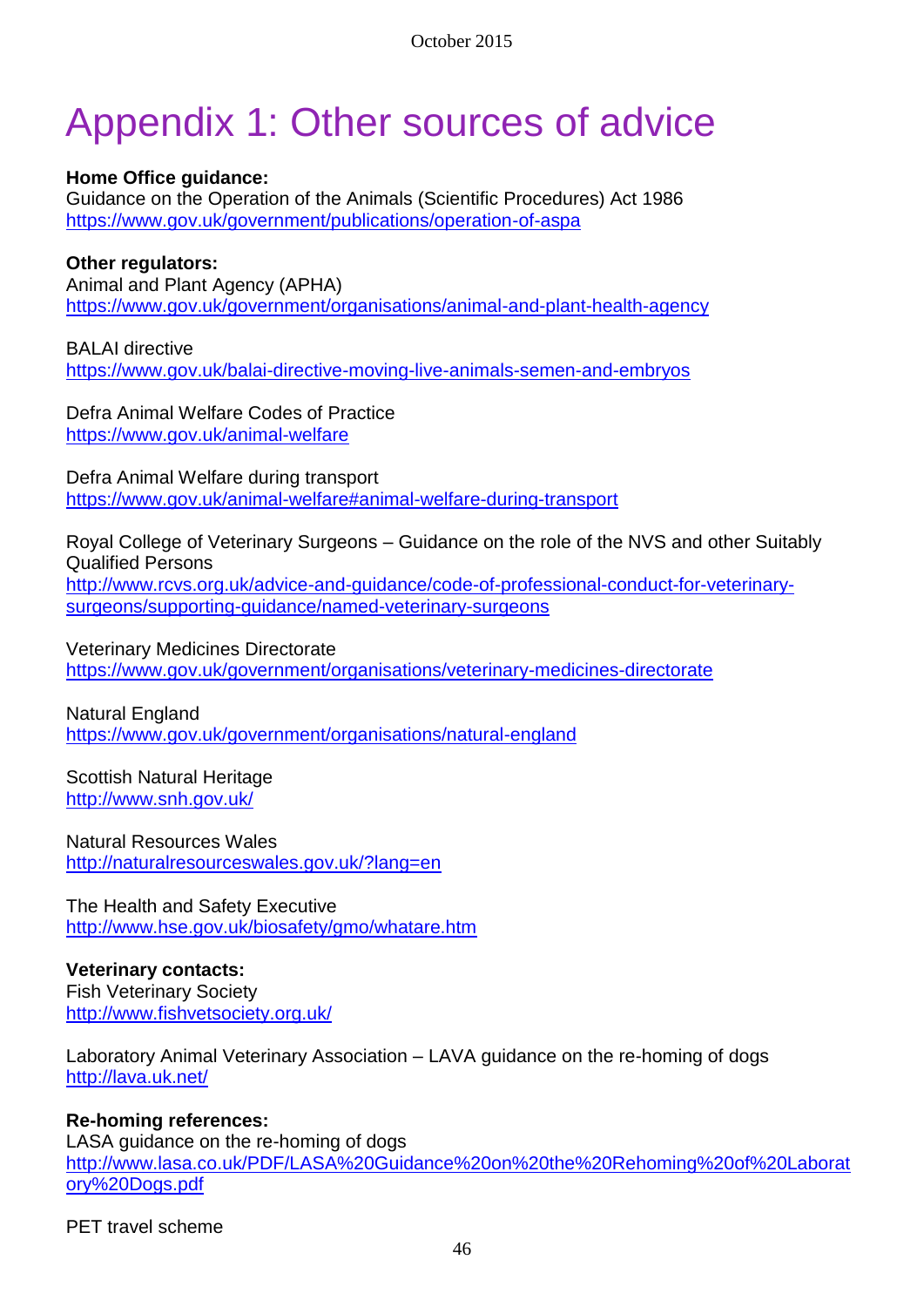# Appendix 1: Other sources of advice

**Home Office guidance:**
Guidance on the Operation of the Animals (Scientific Procedures) Act 1986
https://www.gov.uk/government/publications/operation-of-aspa

**Other regulators:**
Animal and Plant Agency (APHA)
https://www.gov.uk/government/organisations/animal-and-plant-health-agency

BALAI directive
https://www.gov.uk/balai-directive-moving-live-animals-semen-and-embryos

Defra Animal Welfare Codes of Practice
https://www.gov.uk/animal-welfare

Defra Animal Welfare during transport
https://www.gov.uk/animal-welfare#animal-welfare-during-transport

Royal College of Veterinary Surgeons – Guidance on the role of the NVS and other Suitably Qualified Persons
http://www.rcvs.org.uk/advice-and-guidance/code-of-professional-conduct-for-veterinary-surgeons/supporting-guidance/named-veterinary-surgeons

Veterinary Medicines Directorate
https://www.gov.uk/government/organisations/veterinary-medicines-directorate

Natural England
https://www.gov.uk/government/organisations/natural-england

Scottish Natural Heritage
http://www.snh.gov.uk/

Natural Resources Wales
http://naturalresourceswales.gov.uk/?lang=en

The Health and Safety Executive
http://www.hse.gov.uk/biosafety/gmo/whatare.htm

**Veterinary contacts:**
Fish Veterinary Society
http://www.fishvetsociety.org.uk/

Laboratory Animal Veterinary Association – LAVA guidance on the re-homing of dogs
http://lava.uk.net/

**Re-homing references:**
LASA guidance on the re-homing of dogs
http://www.lasa.co.uk/PDF/LASA%20Guidance%20on%20the%20Rehoming%20of%20Laboratory%20Dogs.pdf

PET travel scheme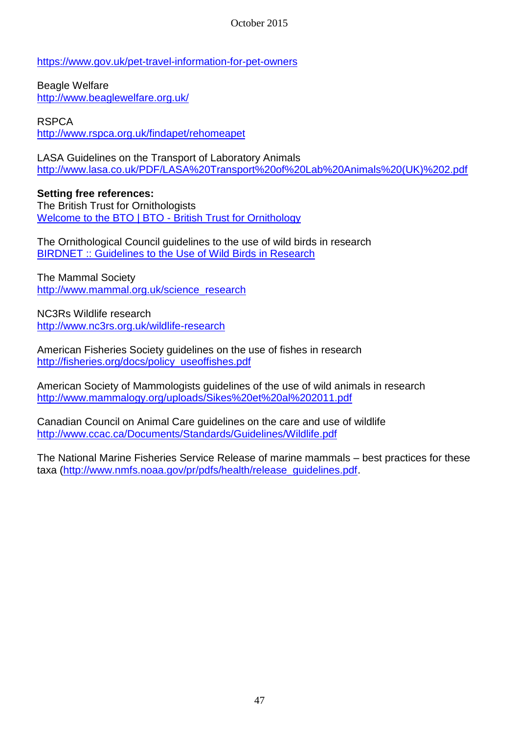https://www.gov.uk/pet-travel-information-for-pet-owners

Beagle Welfare
http://www.beaglewelfare.org.uk/

RSPCA
http://www.rspca.org.uk/findapet/rehomeapet

LASA Guidelines on the Transport of Laboratory Animals
http://www.lasa.co.uk/PDF/LASA%20Transport%20of%20Lab%20Animals%20(UK)%202.pdf

**Setting free references:**
The British Trust for Ornithologists
Welcome to the BTO | BTO - British Trust for Ornithology

The Ornithological Council guidelines to the use of wild birds in research
BIRDNET :: Guidelines to the Use of Wild Birds in Research

The Mammal Society
http://www.mammal.org.uk/science_research

NC3Rs Wildlife research
http://www.nc3rs.org.uk/wildlife-research

American Fisheries Society guidelines on the use of fishes in research
http://fisheries.org/docs/policy_useoffishes.pdf

American Society of Mammologists guidelines of the use of wild animals in research
http://www.mammalogy.org/uploads/Sikes%20et%20al%202011.pdf

Canadian Council on Animal Care guidelines on the care and use of wildlife
http://www.ccac.ca/Documents/Standards/Guidelines/Wildlife.pdf

The National Marine Fisheries Service Release of marine mammals – best practices for these taxa (http://www.nmfs.noaa.gov/pr/pdfs/health/release_guidelines.pdf.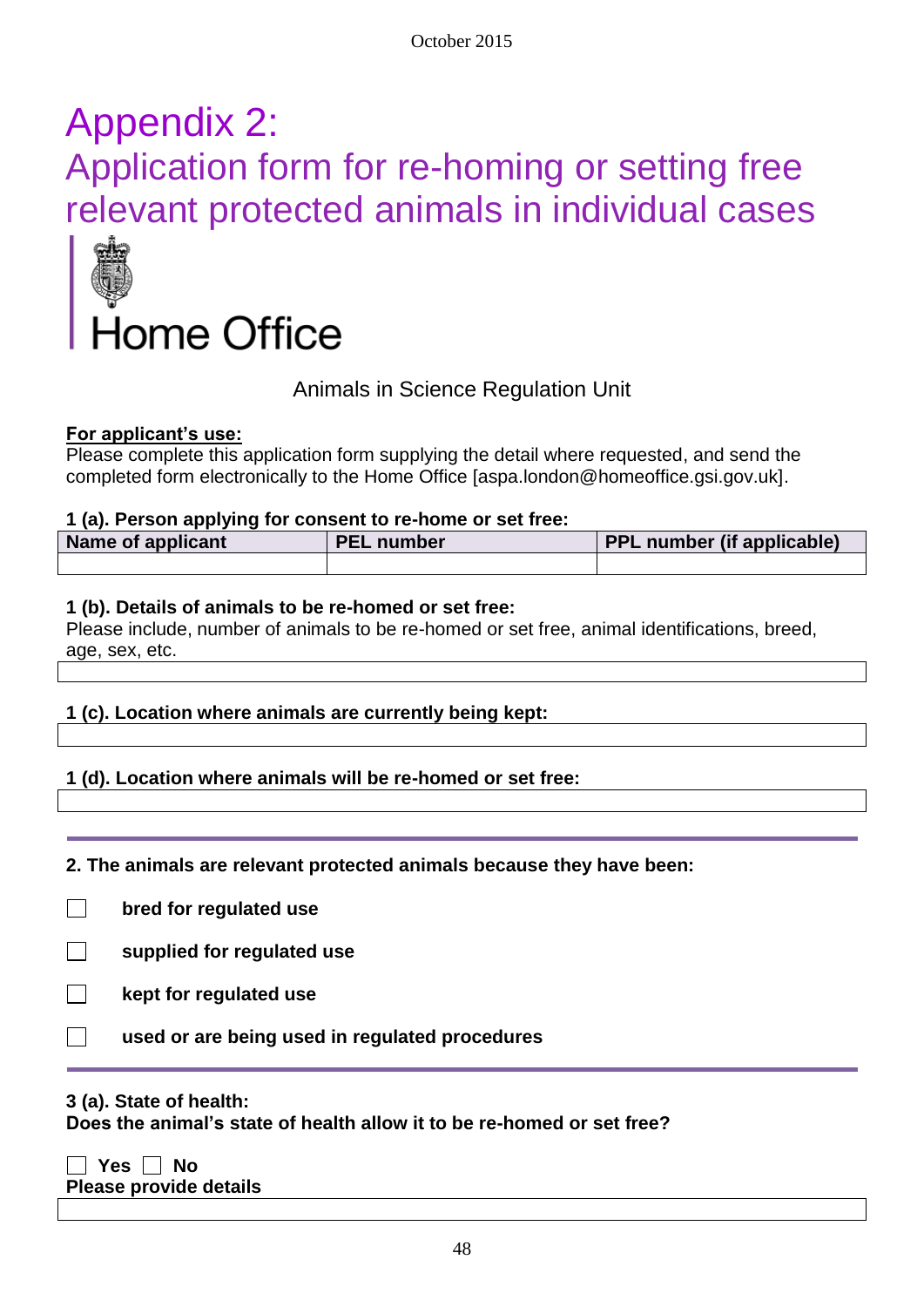# Appendix 2:

## Application form for re-homing or setting free relevant protected animals in individual cases

Home Office

Animals in Science Regulation Unit

**For applicant's use:**
Please complete this application form supplying the detail where requested, and send the completed form electronically to the Home Office [aspa.london@homeoffice.gsi.gov.uk].

**1 (a). Person applying for consent to re-home or set free:**

| Name of applicant | PEL number | PPL number (if applicable) |
|---|---|---|
| | | |

**1 (b). Details of animals to be re-homed or set free:**
Please include, number of animals to be re-homed or set free, animal identifications, breed, age, sex, etc.

**1 (c). Location where animals are currently being kept:**

**1 (d). Location where animals will be re-homed or set free:**

**2. The animals are relevant protected animals because they have been:**

- ☐ **bred for regulated use**
- ☐ **supplied for regulated use**
- ☐ **kept for regulated use**
- ☐ **used or are being used in regulated procedures**

**3 (a). State of health:**
**Does the animal's state of health allow it to be re-homed or set free?**

☐ **Yes** ☐ **No**
**Please provide details**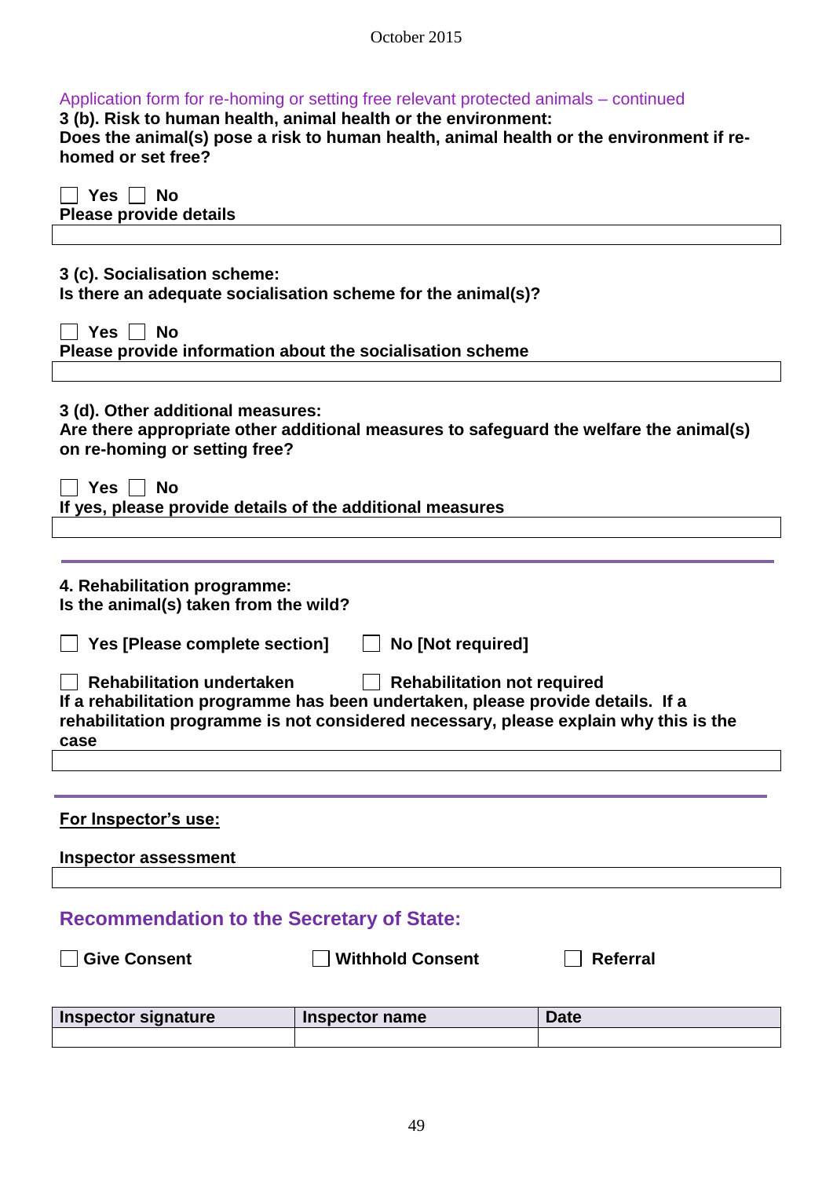Application form for re-homing or setting free relevant protected animals – continued

**3 (b). Risk to human health, animal health or the environment:**
**Does the animal(s) pose a risk to human health, animal health or the environment if re-homed or set free?**

☐ **Yes** ☐ **No**

**Please provide details**

| |
|---|
| |

**3 (c). Socialisation scheme:**
**Is there an adequate socialisation scheme for the animal(s)?**

☐ **Yes** ☐ **No**

**Please provide information about the socialisation scheme**

| |
|---|
| |

**3 (d). Other additional measures:**
**Are there appropriate other additional measures to safeguard the welfare the animal(s) on re-homing or setting free?**

☐ **Yes** ☐ **No**

**If yes, please provide details of the additional measures**

| |
|---|
| |

---

**4. Rehabilitation programme:**
**Is the animal(s) taken from the wild?**

☐ **Yes [Please complete section]** ☐ **No [Not required]**

☐ **Rehabilitation undertaken** ☐ **Rehabilitation not required**

**If a rehabilitation programme has been undertaken, please provide details. If a rehabilitation programme is not considered necessary, please explain why this is the case**

| |
|---|
| |

---

**For Inspector's use:**

**Inspector assessment**

| |
|---|
| |

## Recommendation to the Secretary of State:

☐ **Give Consent** ☐ **Withhold Consent** ☐ **Referral**

| Inspector signature | Inspector name | Date |
|---|---|---|
| | | |